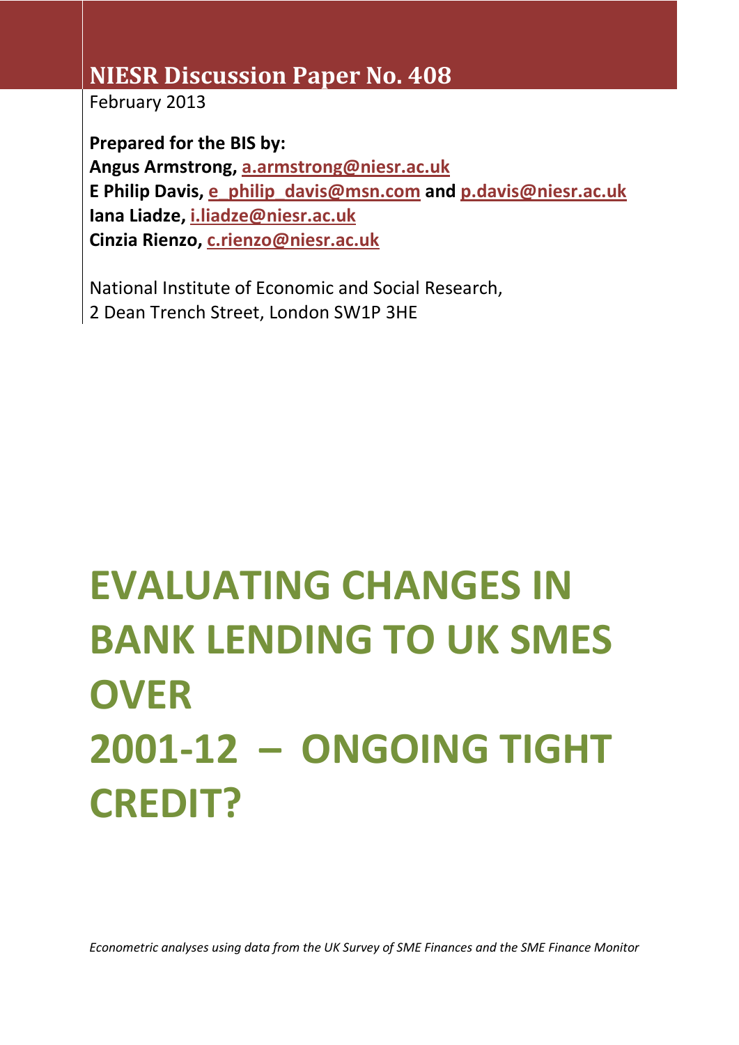**NIESR Discussion Paper No. 408**

February 2013

**Prepared for the BIS by:**
**Angus Armstrong, a.armstrong@niesr.ac.uk**
**E Philip Davis, e_philip_davis@msn.com and p.davis@niesr.ac.uk**
**Iana Liadze, i.liadze@niesr.ac.uk**
**Cinzia Rienzo, c.rienzo@niesr.ac.uk**

National Institute of Economic and Social Research,
2 Dean Trench Street, London SW1P 3HE

# EVALUATING CHANGES IN BANK LENDING TO UK SMES OVER 2001-12 – ONGOING TIGHT CREDIT?

*Econometric analyses using data from the UK Survey of SME Finances and the SME Finance Monitor*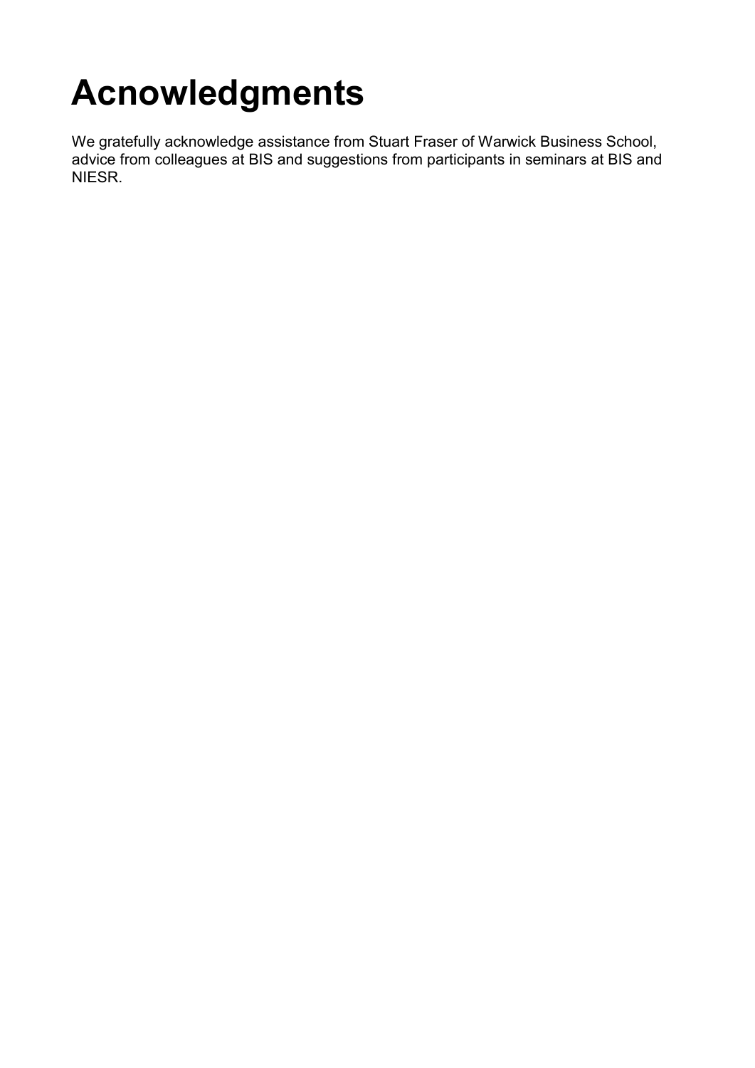# Acnowledgments

We gratefully acknowledge assistance from Stuart Fraser of Warwick Business School, advice from colleagues at BIS and suggestions from participants in seminars at BIS and NIESR.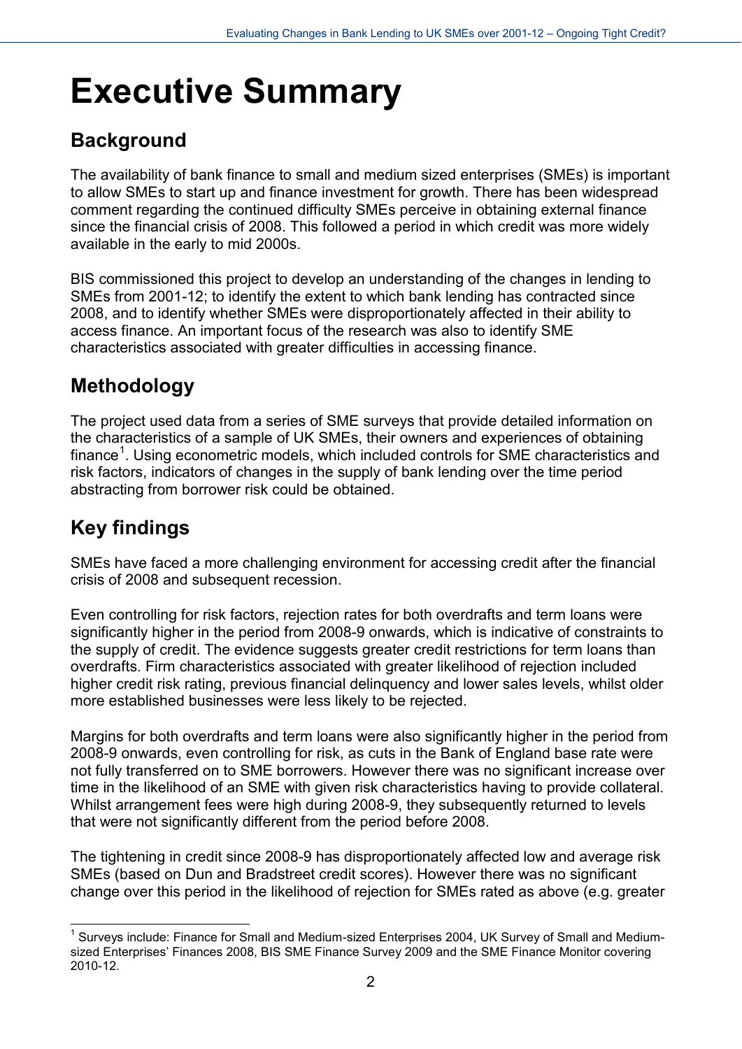# Executive Summary

## Background

The availability of bank finance to small and medium sized enterprises (SMEs) is important to allow SMEs to start up and finance investment for growth. There has been widespread comment regarding the continued difficulty SMEs perceive in obtaining external finance since the financial crisis of 2008. This followed a period in which credit was more widely available in the early to mid 2000s.

BIS commissioned this project to develop an understanding of the changes in lending to SMEs from 2001-12; to identify the extent to which bank lending has contracted since 2008, and to identify whether SMEs were disproportionately affected in their ability to access finance. An important focus of the research was also to identify SME characteristics associated with greater difficulties in accessing finance.

## Methodology

The project used data from a series of SME surveys that provide detailed information on the characteristics of a sample of UK SMEs, their owners and experiences of obtaining finance[1]. Using econometric models, which included controls for SME characteristics and risk factors, indicators of changes in the supply of bank lending over the time period abstracting from borrower risk could be obtained.

## Key findings

SMEs have faced a more challenging environment for accessing credit after the financial crisis of 2008 and subsequent recession.

Even controlling for risk factors, rejection rates for both overdrafts and term loans were significantly higher in the period from 2008-9 onwards, which is indicative of constraints to the supply of credit. The evidence suggests greater credit restrictions for term loans than overdrafts. Firm characteristics associated with greater likelihood of rejection included higher credit risk rating, previous financial delinquency and lower sales levels, whilst older more established businesses were less likely to be rejected.

Margins for both overdrafts and term loans were also significantly higher in the period from 2008-9 onwards, even controlling for risk, as cuts in the Bank of England base rate were not fully transferred on to SME borrowers. However there was no significant increase over time in the likelihood of an SME with given risk characteristics having to provide collateral. Whilst arrangement fees were high during 2008-9, they subsequently returned to levels that were not significantly different from the period before 2008.

The tightening in credit since 2008-9 has disproportionately affected low and average risk SMEs (based on Dun and Bradstreet credit scores). However there was no significant change over this period in the likelihood of rejection for SMEs rated as above (e.g. greater

[1] Surveys include: Finance for Small and Medium-sized Enterprises 2004, UK Survey of Small and Medium-sized Enterprises' Finances 2008, BIS SME Finance Survey 2009 and the SME Finance Monitor covering 2010-12.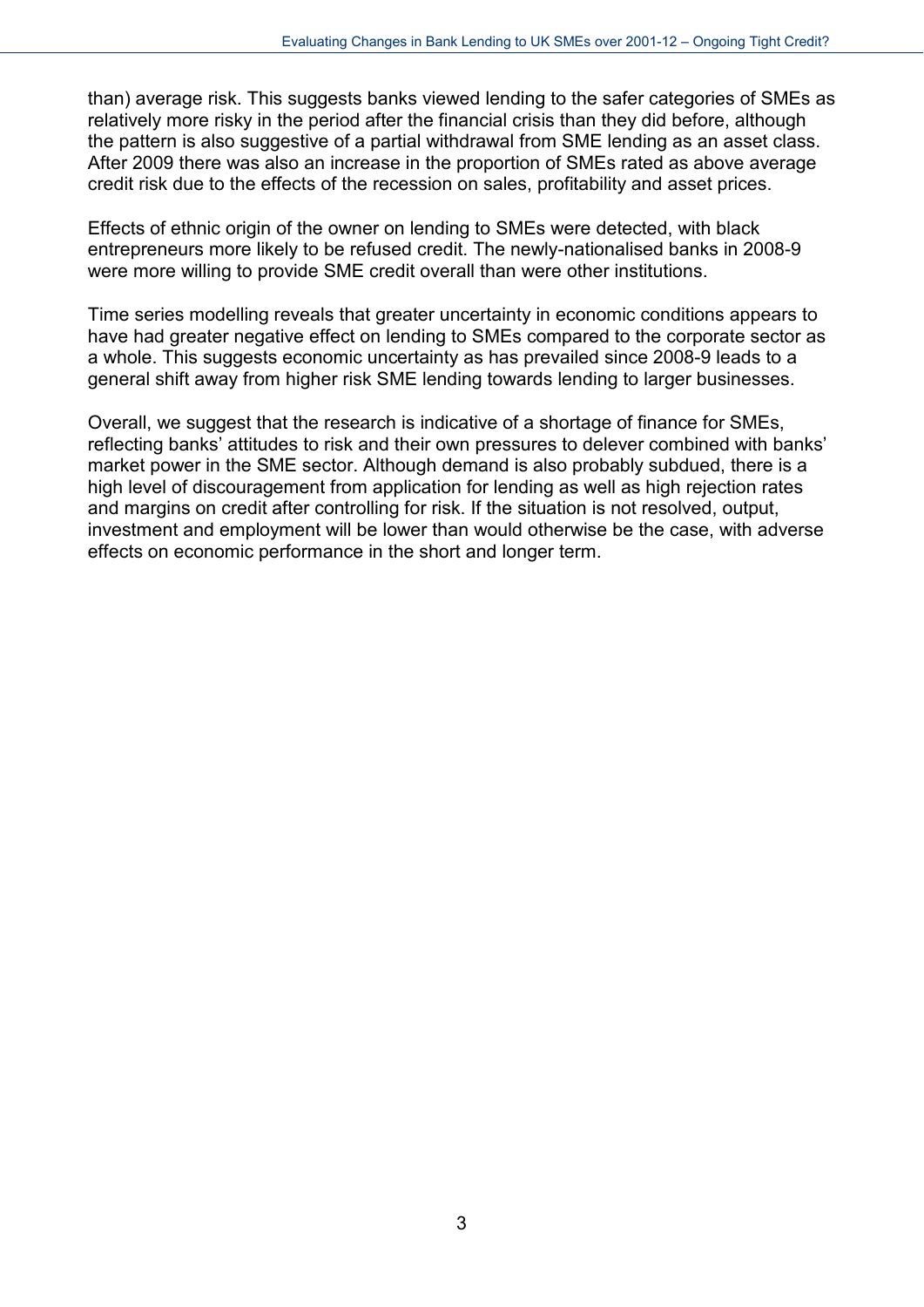than) average risk. This suggests banks viewed lending to the safer categories of SMEs as relatively more risky in the period after the financial crisis than they did before, although the pattern is also suggestive of a partial withdrawal from SME lending as an asset class. After 2009 there was also an increase in the proportion of SMEs rated as above average credit risk due to the effects of the recession on sales, profitability and asset prices.

Effects of ethnic origin of the owner on lending to SMEs were detected, with black entrepreneurs more likely to be refused credit. The newly-nationalised banks in 2008-9 were more willing to provide SME credit overall than were other institutions.

Time series modelling reveals that greater uncertainty in economic conditions appears to have had greater negative effect on lending to SMEs compared to the corporate sector as a whole. This suggests economic uncertainty as has prevailed since 2008-9 leads to a general shift away from higher risk SME lending towards lending to larger businesses.

Overall, we suggest that the research is indicative of a shortage of finance for SMEs, reflecting banks' attitudes to risk and their own pressures to delever combined with banks' market power in the SME sector. Although demand is also probably subdued, there is a high level of discouragement from application for lending as well as high rejection rates and margins on credit after controlling for risk. If the situation is not resolved, output, investment and employment will be lower than would otherwise be the case, with adverse effects on economic performance in the short and longer term.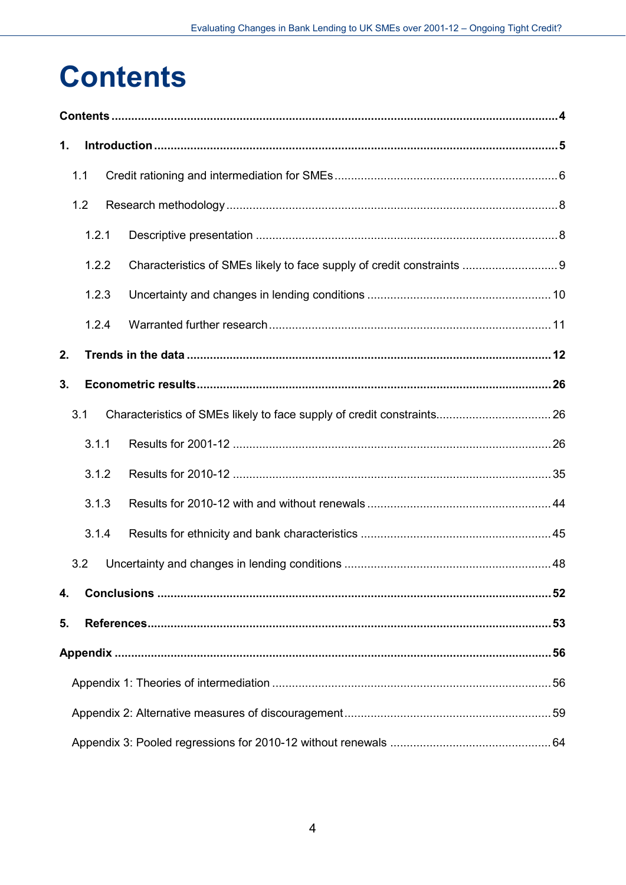# Contents

**Contents** ..... **4**

**1. Introduction** ..... **5**

- 1.1 Credit rationing and intermediation for SMEs ..... 6
- 1.2 Research methodology ..... 8
  - 1.2.1 Descriptive presentation ..... 8
  - 1.2.2 Characteristics of SMEs likely to face supply of credit constraints ..... 9
  - 1.2.3 Uncertainty and changes in lending conditions ..... 10
  - 1.2.4 Warranted further research ..... 11

**2. Trends in the data** ..... **12**

**3. Econometric results** ..... **26**

- 3.1 Characteristics of SMEs likely to face supply of credit constraints ..... 26
  - 3.1.1 Results for 2001-12 ..... 26
  - 3.1.2 Results for 2010-12 ..... 35
  - 3.1.3 Results for 2010-12 with and without renewals ..... 44
  - 3.1.4 Results for ethnicity and bank characteristics ..... 45
- 3.2 Uncertainty and changes in lending conditions ..... 48

**4. Conclusions** ..... **52**

**5. References** ..... **53**

**Appendix** ..... **56**

- Appendix 1: Theories of intermediation ..... 56
- Appendix 2: Alternative measures of discouragement ..... 59
- Appendix 3: Pooled regressions for 2010-12 without renewals ..... 64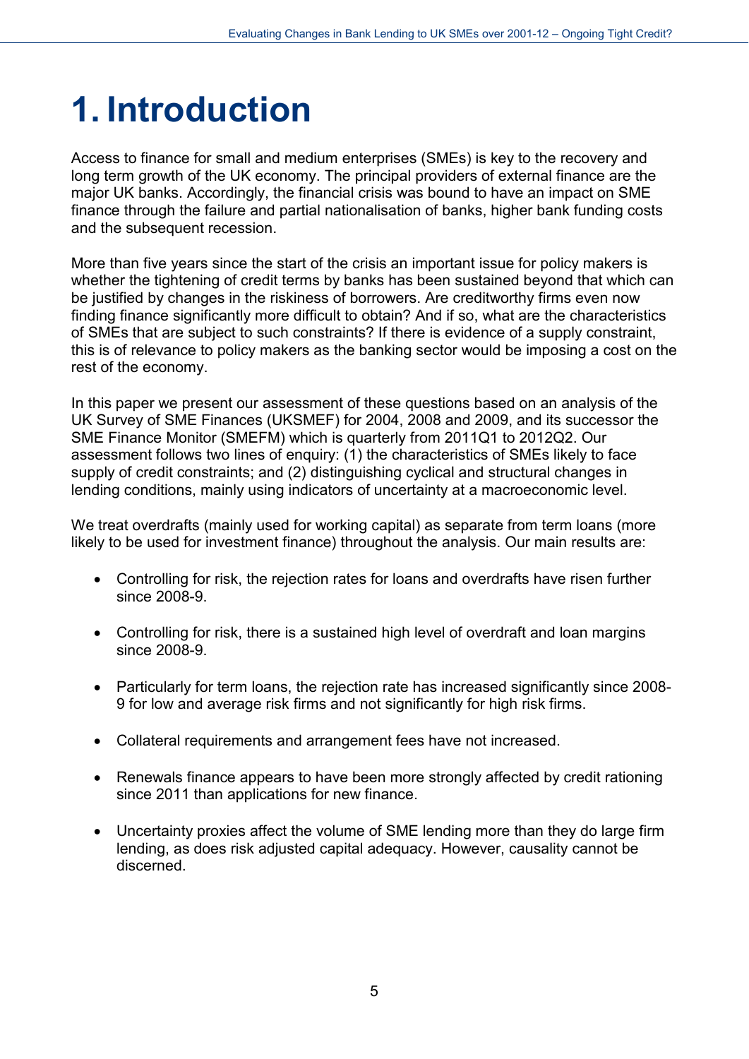# 1. Introduction

Access to finance for small and medium enterprises (SMEs) is key to the recovery and long term growth of the UK economy. The principal providers of external finance are the major UK banks. Accordingly, the financial crisis was bound to have an impact on SME finance through the failure and partial nationalisation of banks, higher bank funding costs and the subsequent recession.

More than five years since the start of the crisis an important issue for policy makers is whether the tightening of credit terms by banks has been sustained beyond that which can be justified by changes in the riskiness of borrowers. Are creditworthy firms even now finding finance significantly more difficult to obtain? And if so, what are the characteristics of SMEs that are subject to such constraints? If there is evidence of a supply constraint, this is of relevance to policy makers as the banking sector would be imposing a cost on the rest of the economy.

In this paper we present our assessment of these questions based on an analysis of the UK Survey of SME Finances (UKSMEF) for 2004, 2008 and 2009, and its successor the SME Finance Monitor (SMEFM) which is quarterly from 2011Q1 to 2012Q2. Our assessment follows two lines of enquiry: (1) the characteristics of SMEs likely to face supply of credit constraints; and (2) distinguishing cyclical and structural changes in lending conditions, mainly using indicators of uncertainty at a macroeconomic level.

We treat overdrafts (mainly used for working capital) as separate from term loans (more likely to be used for investment finance) throughout the analysis. Our main results are:

- Controlling for risk, the rejection rates for loans and overdrafts have risen further since 2008-9.
- Controlling for risk, there is a sustained high level of overdraft and loan margins since 2008-9.
- Particularly for term loans, the rejection rate has increased significantly since 2008-9 for low and average risk firms and not significantly for high risk firms.
- Collateral requirements and arrangement fees have not increased.
- Renewals finance appears to have been more strongly affected by credit rationing since 2011 than applications for new finance.
- Uncertainty proxies affect the volume of SME lending more than they do large firm lending, as does risk adjusted capital adequacy. However, causality cannot be discerned.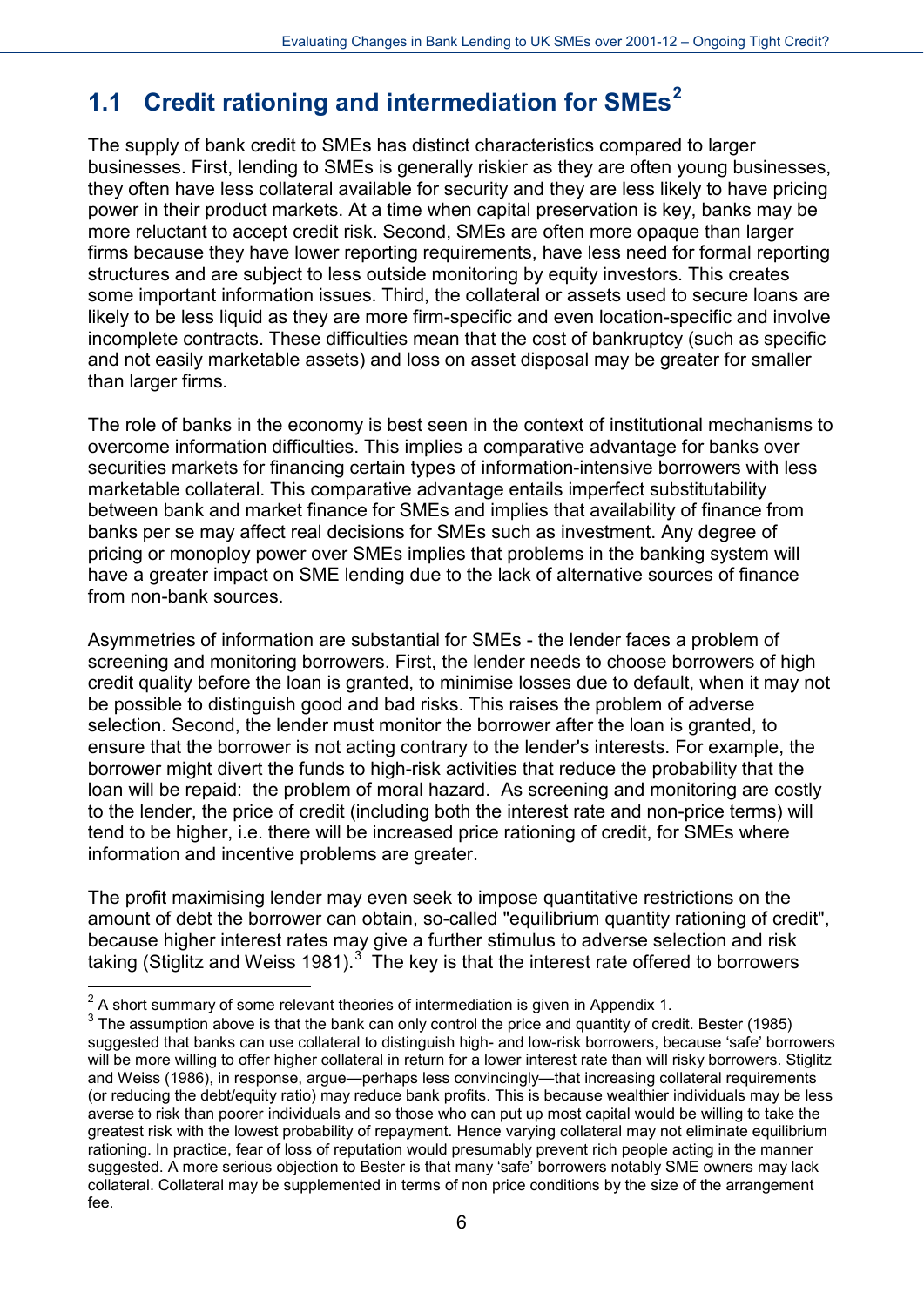## 1.1 Credit rationing and intermediation for SMEs[2]

The supply of bank credit to SMEs has distinct characteristics compared to larger businesses. First, lending to SMEs is generally riskier as they are often young businesses, they often have less collateral available for security and they are less likely to have pricing power in their product markets. At a time when capital preservation is key, banks may be more reluctant to accept credit risk. Second, SMEs are often more opaque than larger firms because they have lower reporting requirements, have less need for formal reporting structures and are subject to less outside monitoring by equity investors. This creates some important information issues. Third, the collateral or assets used to secure loans are likely to be less liquid as they are more firm-specific and even location-specific and involve incomplete contracts. These difficulties mean that the cost of bankruptcy (such as specific and not easily marketable assets) and loss on asset disposal may be greater for smaller than larger firms.

The role of banks in the economy is best seen in the context of institutional mechanisms to overcome information difficulties. This implies a comparative advantage for banks over securities markets for financing certain types of information-intensive borrowers with less marketable collateral. This comparative advantage entails imperfect substitutability between bank and market finance for SMEs and implies that availability of finance from banks per se may affect real decisions for SMEs such as investment. Any degree of pricing or monoploy power over SMEs implies that problems in the banking system will have a greater impact on SME lending due to the lack of alternative sources of finance from non-bank sources.

Asymmetries of information are substantial for SMEs - the lender faces a problem of screening and monitoring borrowers. First, the lender needs to choose borrowers of high credit quality before the loan is granted, to minimise losses due to default, when it may not be possible to distinguish good and bad risks. This raises the problem of adverse selection. Second, the lender must monitor the borrower after the loan is granted, to ensure that the borrower is not acting contrary to the lender's interests. For example, the borrower might divert the funds to high-risk activities that reduce the probability that the loan will be repaid: the problem of moral hazard. As screening and monitoring are costly to the lender, the price of credit (including both the interest rate and non-price terms) will tend to be higher, i.e. there will be increased price rationing of credit, for SMEs where information and incentive problems are greater.

The profit maximising lender may even seek to impose quantitative restrictions on the amount of debt the borrower can obtain, so-called "equilibrium quantity rationing of credit", because higher interest rates may give a further stimulus to adverse selection and risk taking (Stiglitz and Weiss 1981).[3] The key is that the interest rate offered to borrowers

---

[2] A short summary of some relevant theories of intermediation is given in Appendix 1.

[3] The assumption above is that the bank can only control the price and quantity of credit. Bester (1985) suggested that banks can use collateral to distinguish high- and low-risk borrowers, because 'safe' borrowers will be more willing to offer higher collateral in return for a lower interest rate than will risky borrowers. Stiglitz and Weiss (1986), in response, argue—perhaps less convincingly—that increasing collateral requirements (or reducing the debt/equity ratio) may reduce bank profits. This is because wealthier individuals may be less averse to risk than poorer individuals and so those who can put up most capital would be willing to take the greatest risk with the lowest probability of repayment. Hence varying collateral may not eliminate equilibrium rationing. In practice, fear of loss of reputation would presumably prevent rich people acting in the manner suggested. A more serious objection to Bester is that many 'safe' borrowers notably SME owners may lack collateral. Collateral may be supplemented in terms of non price conditions by the size of the arrangement fee.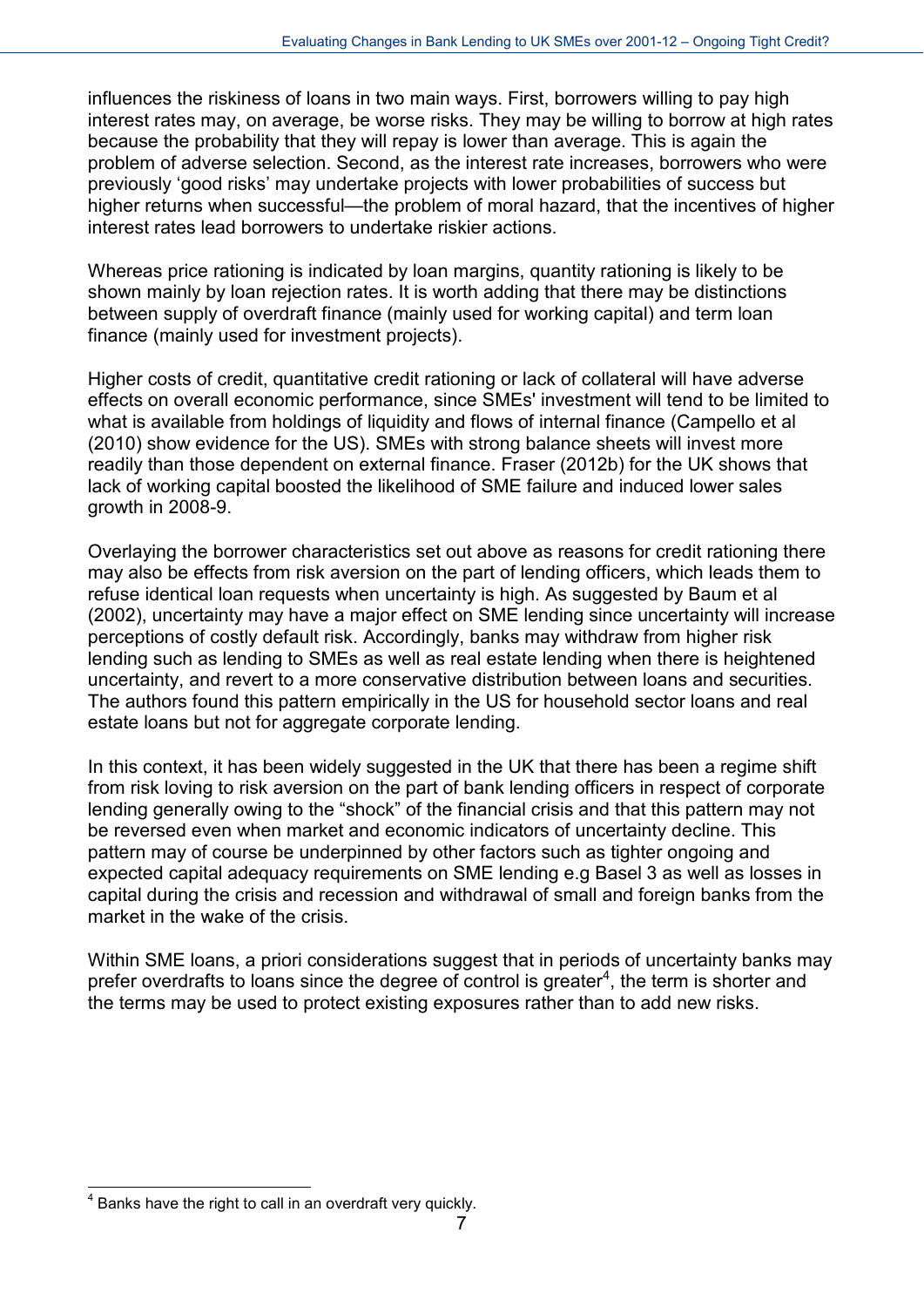influences the riskiness of loans in two main ways. First, borrowers willing to pay high interest rates may, on average, be worse risks. They may be willing to borrow at high rates because the probability that they will repay is lower than average. This is again the problem of adverse selection. Second, as the interest rate increases, borrowers who were previously 'good risks' may undertake projects with lower probabilities of success but higher returns when successful—the problem of moral hazard, that the incentives of higher interest rates lead borrowers to undertake riskier actions.

Whereas price rationing is indicated by loan margins, quantity rationing is likely to be shown mainly by loan rejection rates. It is worth adding that there may be distinctions between supply of overdraft finance (mainly used for working capital) and term loan finance (mainly used for investment projects).

Higher costs of credit, quantitative credit rationing or lack of collateral will have adverse effects on overall economic performance, since SMEs' investment will tend to be limited to what is available from holdings of liquidity and flows of internal finance (Campello et al (2010) show evidence for the US). SMEs with strong balance sheets will invest more readily than those dependent on external finance. Fraser (2012b) for the UK shows that lack of working capital boosted the likelihood of SME failure and induced lower sales growth in 2008-9.

Overlaying the borrower characteristics set out above as reasons for credit rationing there may also be effects from risk aversion on the part of lending officers, which leads them to refuse identical loan requests when uncertainty is high. As suggested by Baum et al (2002), uncertainty may have a major effect on SME lending since uncertainty will increase perceptions of costly default risk. Accordingly, banks may withdraw from higher risk lending such as lending to SMEs as well as real estate lending when there is heightened uncertainty, and revert to a more conservative distribution between loans and securities. The authors found this pattern empirically in the US for household sector loans and real estate loans but not for aggregate corporate lending.

In this context, it has been widely suggested in the UK that there has been a regime shift from risk loving to risk aversion on the part of bank lending officers in respect of corporate lending generally owing to the "shock" of the financial crisis and that this pattern may not be reversed even when market and economic indicators of uncertainty decline. This pattern may of course be underpinned by other factors such as tighter ongoing and expected capital adequacy requirements on SME lending e.g Basel 3 as well as losses in capital during the crisis and recession and withdrawal of small and foreign banks from the market in the wake of the crisis.

Within SME loans, a priori considerations suggest that in periods of uncertainty banks may prefer overdrafts to loans since the degree of control is greater[4], the term is shorter and the terms may be used to protect existing exposures rather than to add new risks.

[4] Banks have the right to call in an overdraft very quickly.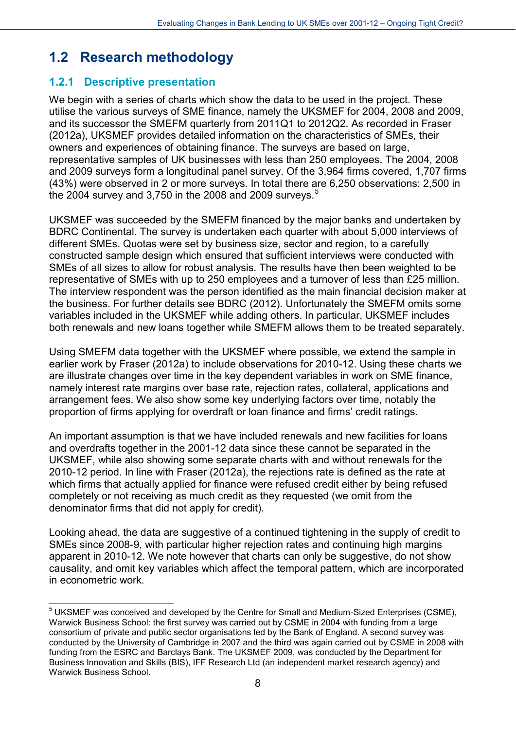## 1.2 Research methodology

### 1.2.1 Descriptive presentation

We begin with a series of charts which show the data to be used in the project. These utilise the various surveys of SME finance, namely the UKSMEF for 2004, 2008 and 2009, and its successor the SMEFM quarterly from 2011Q1 to 2012Q2. As recorded in Fraser (2012a), UKSMEF provides detailed information on the characteristics of SMEs, their owners and experiences of obtaining finance. The surveys are based on large, representative samples of UK businesses with less than 250 employees. The 2004, 2008 and 2009 surveys form a longitudinal panel survey. Of the 3,964 firms covered, 1,707 firms (43%) were observed in 2 or more surveys. In total there are 6,250 observations: 2,500 in the 2004 survey and 3,750 in the 2008 and 2009 surveys.[5]

UKSMEF was succeeded by the SMEFM financed by the major banks and undertaken by BDRC Continental. The survey is undertaken each quarter with about 5,000 interviews of different SMEs. Quotas were set by business size, sector and region, to a carefully constructed sample design which ensured that sufficient interviews were conducted with SMEs of all sizes to allow for robust analysis. The results have then been weighted to be representative of SMEs with up to 250 employees and a turnover of less than £25 million. The interview respondent was the person identified as the main financial decision maker at the business. For further details see BDRC (2012). Unfortunately the SMEFM omits some variables included in the UKSMEF while adding others. In particular, UKSMEF includes both renewals and new loans together while SMEFM allows them to be treated separately.

Using SMEFM data together with the UKSMEF where possible, we extend the sample in earlier work by Fraser (2012a) to include observations for 2010-12. Using these charts we are illustrate changes over time in the key dependent variables in work on SME finance, namely interest rate margins over base rate, rejection rates, collateral, applications and arrangement fees. We also show some key underlying factors over time, notably the proportion of firms applying for overdraft or loan finance and firms' credit ratings.

An important assumption is that we have included renewals and new facilities for loans and overdrafts together in the 2001-12 data since these cannot be separated in the UKSMEF, while also showing some separate charts with and without renewals for the 2010-12 period. In line with Fraser (2012a), the rejections rate is defined as the rate at which firms that actually applied for finance were refused credit either by being refused completely or not receiving as much credit as they requested (we omit from the denominator firms that did not apply for credit).

Looking ahead, the data are suggestive of a continued tightening in the supply of credit to SMEs since 2008-9, with particular higher rejection rates and continuing high margins apparent in 2010-12. We note however that charts can only be suggestive, do not show causality, and omit key variables which affect the temporal pattern, which are incorporated in econometric work.

---

[5] UKSMEF was conceived and developed by the Centre for Small and Medium-Sized Enterprises (CSME), Warwick Business School: the first survey was carried out by CSME in 2004 with funding from a large consortium of private and public sector organisations led by the Bank of England. A second survey was conducted by the University of Cambridge in 2007 and the third was again carried out by CSME in 2008 with funding from the ESRC and Barclays Bank. The UKSMEF 2009, was conducted by the Department for Business Innovation and Skills (BIS), IFF Research Ltd (an independent market research agency) and Warwick Business School.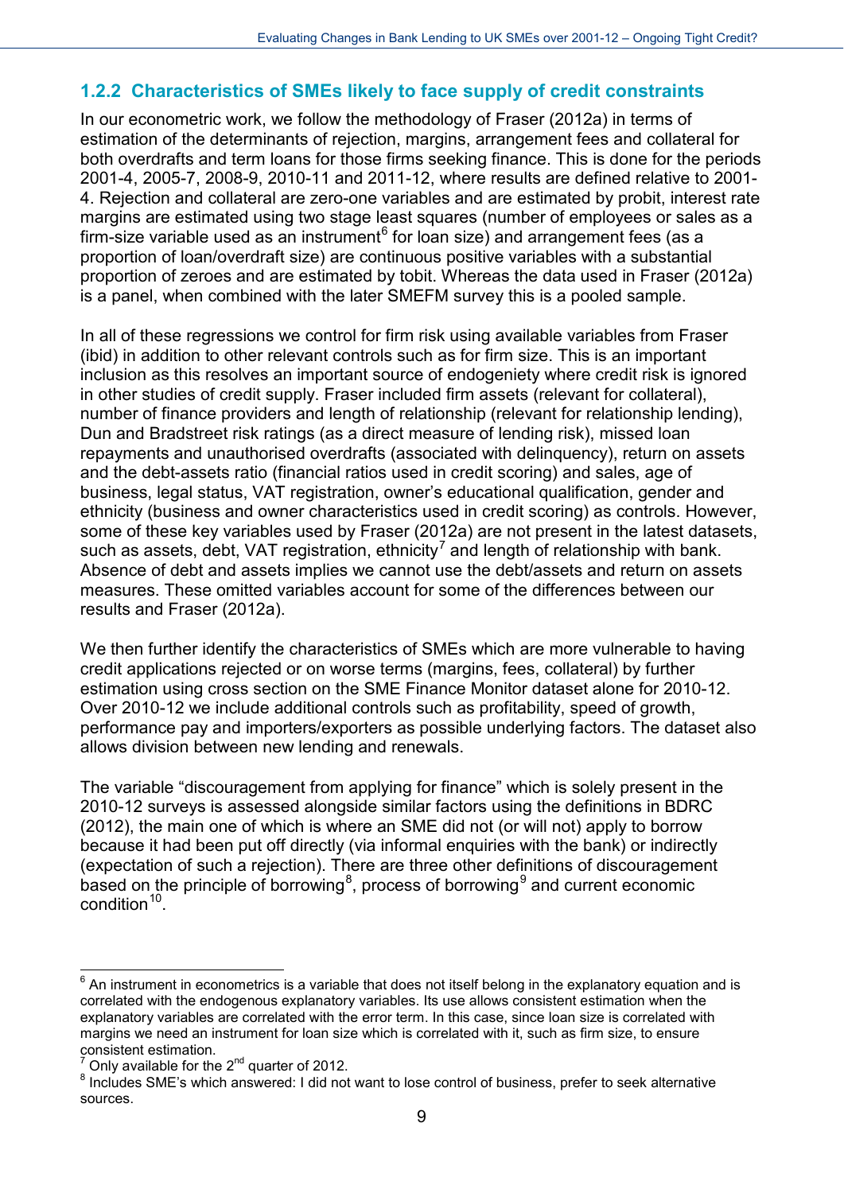### 1.2.2 Characteristics of SMEs likely to face supply of credit constraints

In our econometric work, we follow the methodology of Fraser (2012a) in terms of estimation of the determinants of rejection, margins, arrangement fees and collateral for both overdrafts and term loans for those firms seeking finance. This is done for the periods 2001-4, 2005-7, 2008-9, 2010-11 and 2011-12, where results are defined relative to 2001-4. Rejection and collateral are zero-one variables and are estimated by probit, interest rate margins are estimated using two stage least squares (number of employees or sales as a firm-size variable used as an instrument[6] for loan size) and arrangement fees (as a proportion of loan/overdraft size) are continuous positive variables with a substantial proportion of zeroes and are estimated by tobit. Whereas the data used in Fraser (2012a) is a panel, when combined with the later SMEFM survey this is a pooled sample.

In all of these regressions we control for firm risk using available variables from Fraser (ibid) in addition to other relevant controls such as for firm size. This is an important inclusion as this resolves an important source of endogeniety where credit risk is ignored in other studies of credit supply. Fraser included firm assets (relevant for collateral), number of finance providers and length of relationship (relevant for relationship lending), Dun and Bradstreet risk ratings (as a direct measure of lending risk), missed loan repayments and unauthorised overdrafts (associated with delinquency), return on assets and the debt-assets ratio (financial ratios used in credit scoring) and sales, age of business, legal status, VAT registration, owner's educational qualification, gender and ethnicity (business and owner characteristics used in credit scoring) as controls. However, some of these key variables used by Fraser (2012a) are not present in the latest datasets, such as assets, debt, VAT registration, ethnicity[7] and length of relationship with bank. Absence of debt and assets implies we cannot use the debt/assets and return on assets measures. These omitted variables account for some of the differences between our results and Fraser (2012a).

We then further identify the characteristics of SMEs which are more vulnerable to having credit applications rejected or on worse terms (margins, fees, collateral) by further estimation using cross section on the SME Finance Monitor dataset alone for 2010-12. Over 2010-12 we include additional controls such as profitability, speed of growth, performance pay and importers/exporters as possible underlying factors. The dataset also allows division between new lending and renewals.

The variable "discouragement from applying for finance" which is solely present in the 2010-12 surveys is assessed alongside similar factors using the definitions in BDRC (2012), the main one of which is where an SME did not (or will not) apply to borrow because it had been put off directly (via informal enquiries with the bank) or indirectly (expectation of such a rejection). There are three other definitions of discouragement based on the principle of borrowing[8], process of borrowing[9] and current economic condition[10].

---

[6] An instrument in econometrics is a variable that does not itself belong in the explanatory equation and is correlated with the endogenous explanatory variables. Its use allows consistent estimation when the explanatory variables are correlated with the error term. In this case, since loan size is correlated with margins we need an instrument for loan size which is correlated with it, such as firm size, to ensure consistent estimation.

[7] Only available for the 2[nd] quarter of 2012.

[8] Includes SME's which answered: I did not want to lose control of business, prefer to seek alternative sources.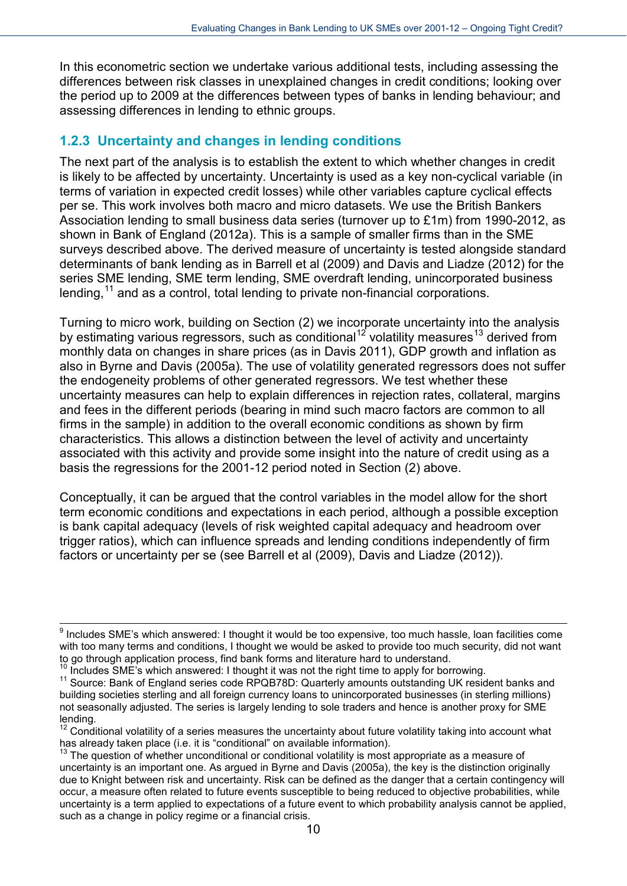In this econometric section we undertake various additional tests, including assessing the differences between risk classes in unexplained changes in credit conditions; looking over the period up to 2009 at the differences between types of banks in lending behaviour; and assessing differences in lending to ethnic groups.

### 1.2.3 Uncertainty and changes in lending conditions

The next part of the analysis is to establish the extent to which whether changes in credit is likely to be affected by uncertainty. Uncertainty is used as a key non-cyclical variable (in terms of variation in expected credit losses) while other variables capture cyclical effects per se. This work involves both macro and micro datasets. We use the British Bankers Association lending to small business data series (turnover up to £1m) from 1990-2012, as shown in Bank of England (2012a). This is a sample of smaller firms than in the SME surveys described above. The derived measure of uncertainty is tested alongside standard determinants of bank lending as in Barrell et al (2009) and Davis and Liadze (2012) for the series SME lending, SME term lending, SME overdraft lending, unincorporated business lending,[11] and as a control, total lending to private non-financial corporations.

Turning to micro work, building on Section (2) we incorporate uncertainty into the analysis by estimating various regressors, such as conditional[12] volatility measures[13] derived from monthly data on changes in share prices (as in Davis 2011), GDP growth and inflation as also in Byrne and Davis (2005a). The use of volatility generated regressors does not suffer the endogeneity problems of other generated regressors. We test whether these uncertainty measures can help to explain differences in rejection rates, collateral, margins and fees in the different periods (bearing in mind such macro factors are common to all firms in the sample) in addition to the overall economic conditions as shown by firm characteristics. This allows a distinction between the level of activity and uncertainty associated with this activity and provide some insight into the nature of credit using as a basis the regressions for the 2001-12 period noted in Section (2) above.

Conceptually, it can be argued that the control variables in the model allow for the short term economic conditions and expectations in each period, although a possible exception is bank capital adequacy (levels of risk weighted capital adequacy and headroom over trigger ratios), which can influence spreads and lending conditions independently of firm factors or uncertainty per se (see Barrell et al (2009), Davis and Liadze (2012)).

---

[9] Includes SME's which answered: I thought it would be too expensive, too much hassle, loan facilities come with too many terms and conditions, I thought we would be asked to provide too much security, did not want to go through application process, find bank forms and literature hard to understand.

[10] Includes SME's which answered: I thought it was not the right time to apply for borrowing.

[11] Source: Bank of England series code RPQB78D: Quarterly amounts outstanding UK resident banks and building societies sterling and all foreign currency loans to unincorporated businesses (in sterling millions) not seasonally adjusted. The series is largely lending to sole traders and hence is another proxy for SME lending.

[12] Conditional volatility of a series measures the uncertainty about future volatility taking into account what has already taken place (i.e. it is "conditional" on available information).

[13] The question of whether unconditional or conditional volatility is most appropriate as a measure of uncertainty is an important one. As argued in Byrne and Davis (2005a), the key is the distinction originally due to Knight between risk and uncertainty. Risk can be defined as the danger that a certain contingency will occur, a measure often related to future events susceptible to being reduced to objective probabilities, while uncertainty is a term applied to expectations of a future event to which probability analysis cannot be applied, such as a change in policy regime or a financial crisis.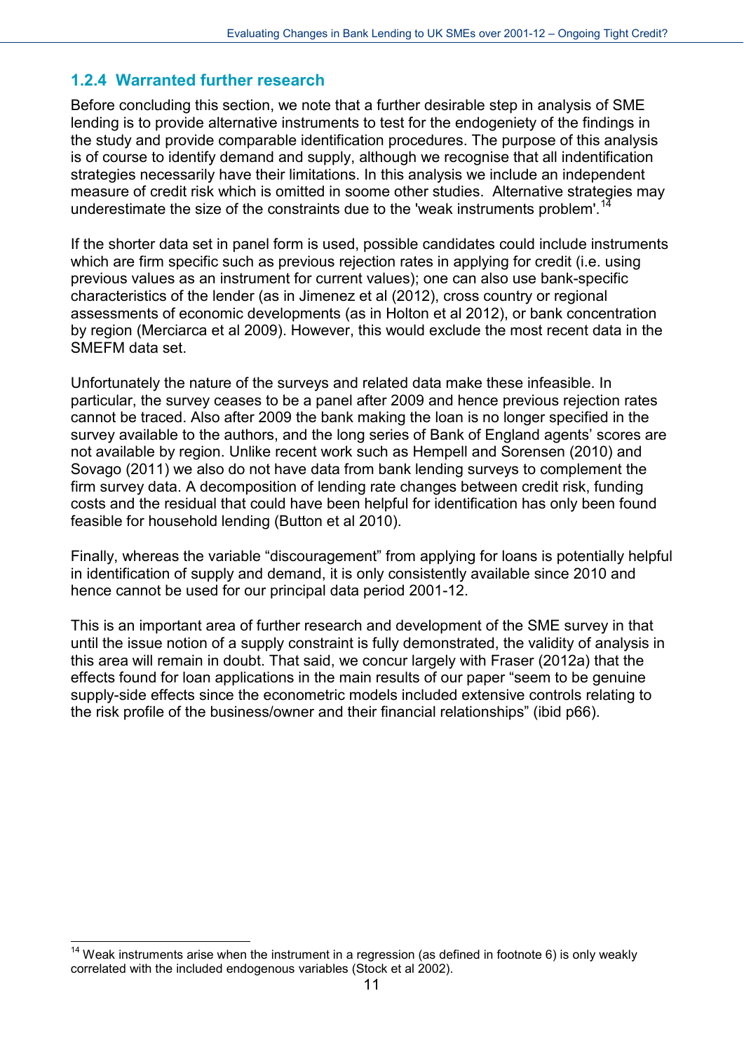### 1.2.4 Warranted further research

Before concluding this section, we note that a further desirable step in analysis of SME lending is to provide alternative instruments to test for the endogeniety of the findings in the study and provide comparable identification procedures. The purpose of this analysis is of course to identify demand and supply, although we recognise that all indentification strategies necessarily have their limitations. In this analysis we include an independent measure of credit risk which is omitted in soome other studies. Alternative strategies may underestimate the size of the constraints due to the 'weak instruments problem'.[14]

If the shorter data set in panel form is used, possible candidates could include instruments which are firm specific such as previous rejection rates in applying for credit (i.e. using previous values as an instrument for current values); one can also use bank-specific characteristics of the lender (as in Jimenez et al (2012), cross country or regional assessments of economic developments (as in Holton et al 2012), or bank concentration by region (Merciarca et al 2009). However, this would exclude the most recent data in the SMEFM data set.

Unfortunately the nature of the surveys and related data make these infeasible. In particular, the survey ceases to be a panel after 2009 and hence previous rejection rates cannot be traced. Also after 2009 the bank making the loan is no longer specified in the survey available to the authors, and the long series of Bank of England agents' scores are not available by region. Unlike recent work such as Hempell and Sorensen (2010) and Sovago (2011) we also do not have data from bank lending surveys to complement the firm survey data. A decomposition of lending rate changes between credit risk, funding costs and the residual that could have been helpful for identification has only been found feasible for household lending (Button et al 2010).

Finally, whereas the variable "discouragement" from applying for loans is potentially helpful in identification of supply and demand, it is only consistently available since 2010 and hence cannot be used for our principal data period 2001-12.

This is an important area of further research and development of the SME survey in that until the issue notion of a supply constraint is fully demonstrated, the validity of analysis in this area will remain in doubt. That said, we concur largely with Fraser (2012a) that the effects found for loan applications in the main results of our paper "seem to be genuine supply-side effects since the econometric models included extensive controls relating to the risk profile of the business/owner and their financial relationships" (ibid p66).

[14] Weak instruments arise when the instrument in a regression (as defined in footnote 6) is only weakly correlated with the included endogenous variables (Stock et al 2002).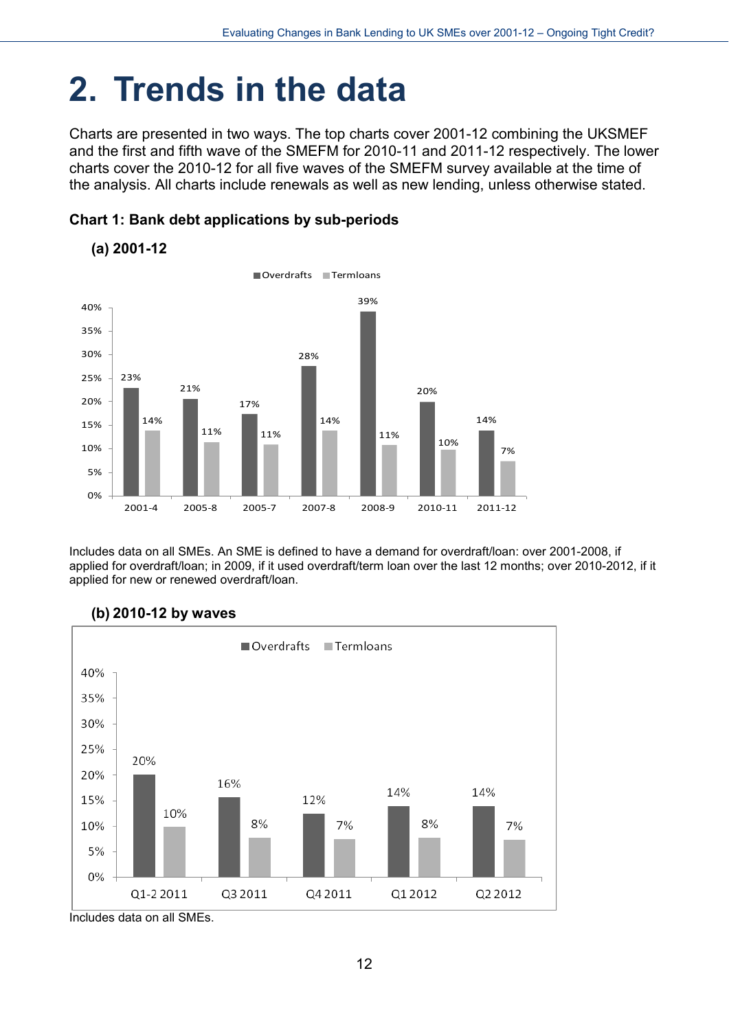# 2. Trends in the data

Charts are presented in two ways. The top charts cover 2001-12 combining the UKSMEF and the first and fifth wave of the SMEFM for 2010-11 and 2011-12 respectively. The lower charts cover the 2010-12 for all five waves of the SMEFM survey available at the time of the analysis. All charts include renewals as well as new lending, unless otherwise stated.

**Chart 1: Bank debt applications by sub-periods**

**(a) 2001-12**

| | Overdrafts | Termloans |
|---|---|---|
| 2001-4 | 23% | 14% |
| 2005-8 | 21% | 11% |
| 2005-7 | 17% | 11% |
| 2007-8 | 28% | 14% |
| 2008-9 | 39% | 11% |
| 2010-11 | 20% | 10% |
| 2011-12 | 14% | 7% |

Includes data on all SMEs. An SME is defined to have a demand for overdraft/loan: over 2001-2008, if applied for overdraft/loan; in 2009, if it used overdraft/term loan over the last 12 months; over 2010-2012, if it applied for new or renewed overdraft/loan.

**(b) 2010-12 by waves**

| | Overdrafts | Termloans |
|---|---|---|
| Q1-2 2011 | 20% | 10% |
| Q3 2011 | 16% | 8% |
| Q4 2011 | 12% | 7% |
| Q1 2012 | 14% | 8% |
| Q2 2012 | 14% | 7% |

Includes data on all SMEs.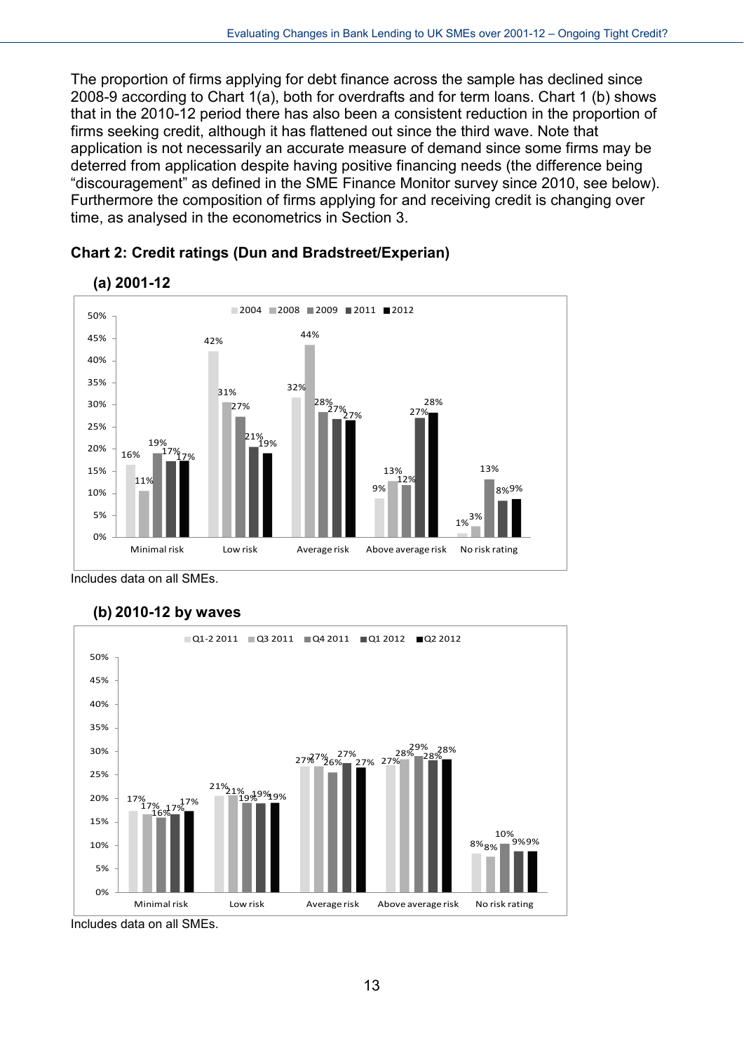The proportion of firms applying for debt finance across the sample has declined since 2008-9 according to Chart 1(a), both for overdrafts and for term loans. Chart 1 (b) shows that in the 2010-12 period there has also been a consistent reduction in the proportion of firms seeking credit, although it has flattened out since the third wave. Note that application is not necessarily an accurate measure of demand since some firms may be deterred from application despite having positive financing needs (the difference being "discouragement" as defined in the SME Finance Monitor survey since 2010, see below). Furthermore the composition of firms applying for and receiving credit is changing over time, as analysed in the econometrics in Section 3.

**Chart 2: Credit ratings (Dun and Bradstreet/Experian)**

**(a) 2001-12**

| | 2004 | 2008 | 2009 | 2011 | 2012 |
|---|---|---|---|---|---|
| Minimal risk | 16% | 11% | 19% | 17% | 17% |
| Low risk | 42% | 31% | 27% | 21% | 19% |
| Average risk | 32% | 44% | 28% | 27% | 27% |
| Above average risk | 9% | 13% | 12% | 27% | 28% |
| No risk rating | 1% | 3% | 13% | 8% | 9% |

Includes data on all SMEs.

**(b) 2010-12 by waves**

| | Q1-2 2011 | Q3 2011 | Q4 2011 | Q1 2012 | Q2 2012 |
|---|---|---|---|---|---|
| Minimal risk | 17% | 17% | 16% | 17% | 17% |
| Low risk | 21% | 21% | 19% | 19% | 19% |
| Average risk | 27% | 27% | 26% | 27% | 27% |
| Above average risk | 27% | 28% | 29% | 28% | 28% |
| No risk rating | 8% | 8% | 10% | 9% | 9% |

Includes data on all SMEs.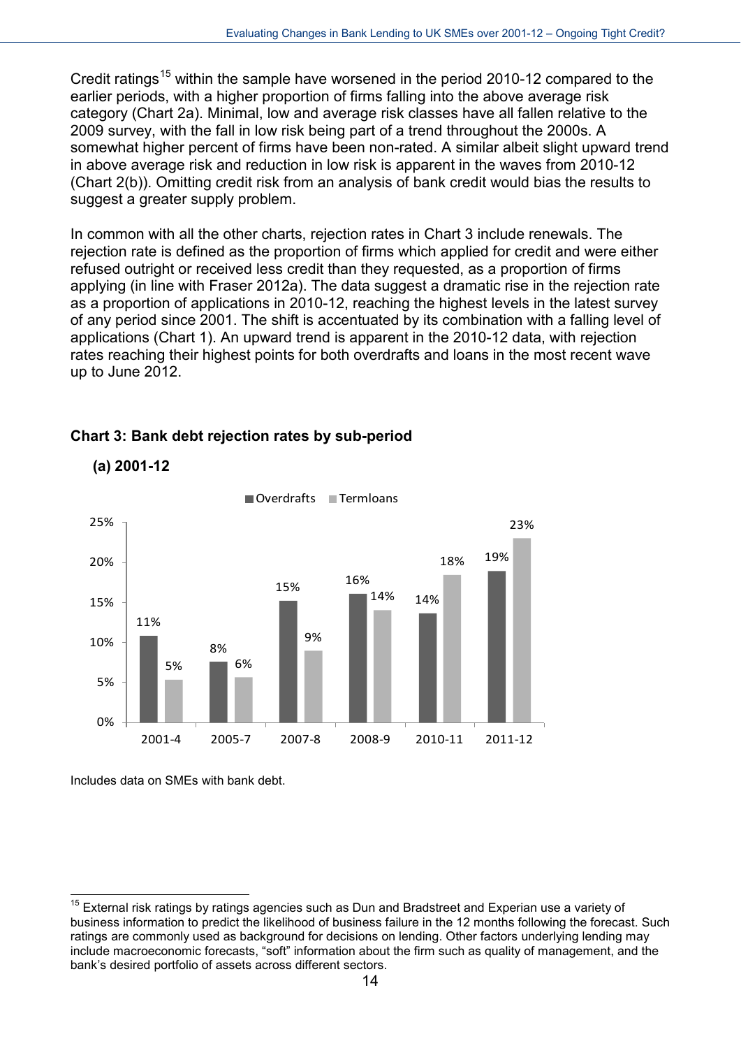Credit ratings[15] within the sample have worsened in the period 2010-12 compared to the earlier periods, with a higher proportion of firms falling into the above average risk category (Chart 2a). Minimal, low and average risk classes have all fallen relative to the 2009 survey, with the fall in low risk being part of a trend throughout the 2000s. A somewhat higher percent of firms have been non-rated. A similar albeit slight upward trend in above average risk and reduction in low risk is apparent in the waves from 2010-12 (Chart 2(b)). Omitting credit risk from an analysis of bank credit would bias the results to suggest a greater supply problem.

In common with all the other charts, rejection rates in Chart 3 include renewals. The rejection rate is defined as the proportion of firms which applied for credit and were either refused outright or received less credit than they requested, as a proportion of firms applying (in line with Fraser 2012a). The data suggest a dramatic rise in the rejection rate as a proportion of applications in 2010-12, reaching the highest levels in the latest survey of any period since 2001. The shift is accentuated by its combination with a falling level of applications (Chart 1). An upward trend is apparent in the 2010-12 data, with rejection rates reaching their highest points for both overdrafts and loans in the most recent wave up to June 2012.

**Chart 3: Bank debt rejection rates by sub-period**

**(a) 2001-12**

| | Overdrafts | Termloans |
|---|---|---|
| 2001-4 | 11% | 5% |
| 2005-7 | 8% | 6% |
| 2007-8 | 15% | 9% |
| 2008-9 | 16% | 14% |
| 2010-11 | 14% | 18% |
| 2011-12 | 19% | 23% |

Includes data on SMEs with bank debt.

[15] External risk ratings by ratings agencies such as Dun and Bradstreet and Experian use a variety of business information to predict the likelihood of business failure in the 12 months following the forecast. Such ratings are commonly used as background for decisions on lending. Other factors underlying lending may include macroeconomic forecasts, "soft" information about the firm such as quality of management, and the bank's desired portfolio of assets across different sectors.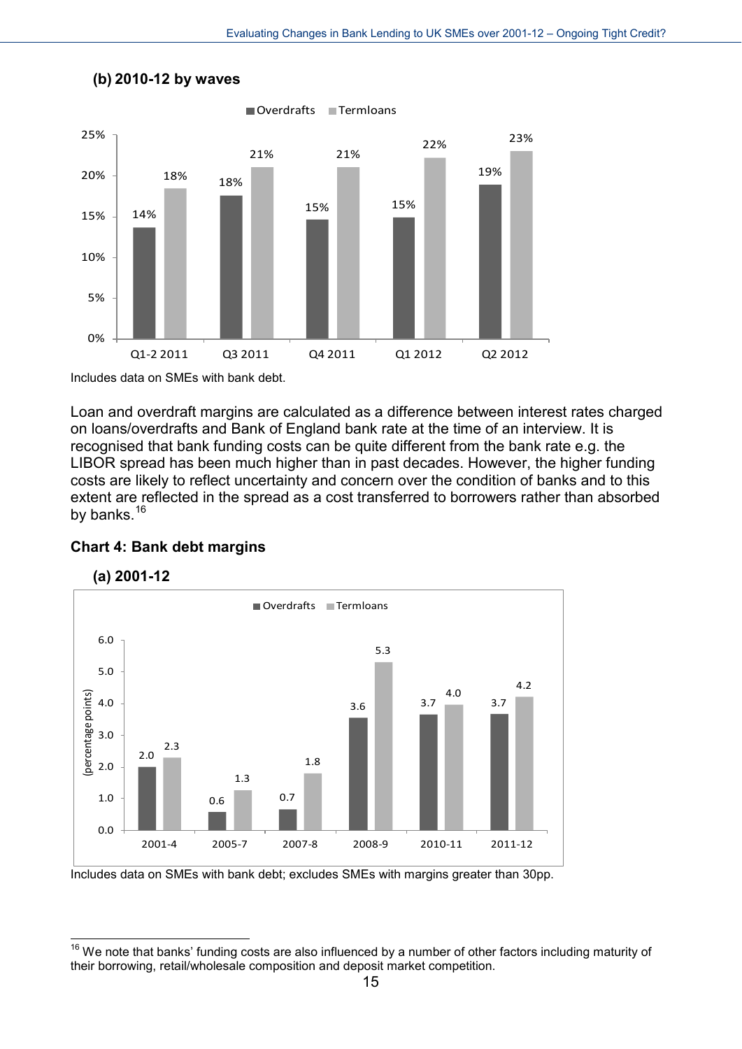### (b) 2010-12 by waves

| | Overdrafts | Termloans |
|---|---|---|
| Q1-2 2011 | 14% | 18% |
| Q3 2011 | 18% | 21% |
| Q4 2011 | 15% | 21% |
| Q1 2012 | 15% | 22% |
| Q2 2012 | 19% | 23% |

Includes data on SMEs with bank debt.

Loan and overdraft margins are calculated as a difference between interest rates charged on loans/overdrafts and Bank of England bank rate at the time of an interview. It is recognised that bank funding costs can be quite different from the bank rate e.g. the LIBOR spread has been much higher than in past decades. However, the higher funding costs are likely to reflect uncertainty and concern over the condition of banks and to this extent are reflected in the spread as a cost transferred to borrowers rather than absorbed by banks.[16]

### Chart 4: Bank debt margins

### (a) 2001-12

(percentage points)

| | Overdrafts | Termloans |
|---|---|---|
| 2001-4 | 2.0 | 2.3 |
| 2005-7 | 0.6 | 1.3 |
| 2007-8 | 0.7 | 1.8 |
| 2008-9 | 3.6 | 5.3 |
| 2010-11 | 3.7 | 4.0 |
| 2011-12 | 3.7 | 4.2 |

Includes data on SMEs with bank debt; excludes SMEs with margins greater than 30pp.

[16] We note that banks' funding costs are also influenced by a number of other factors including maturity of their borrowing, retail/wholesale composition and deposit market competition.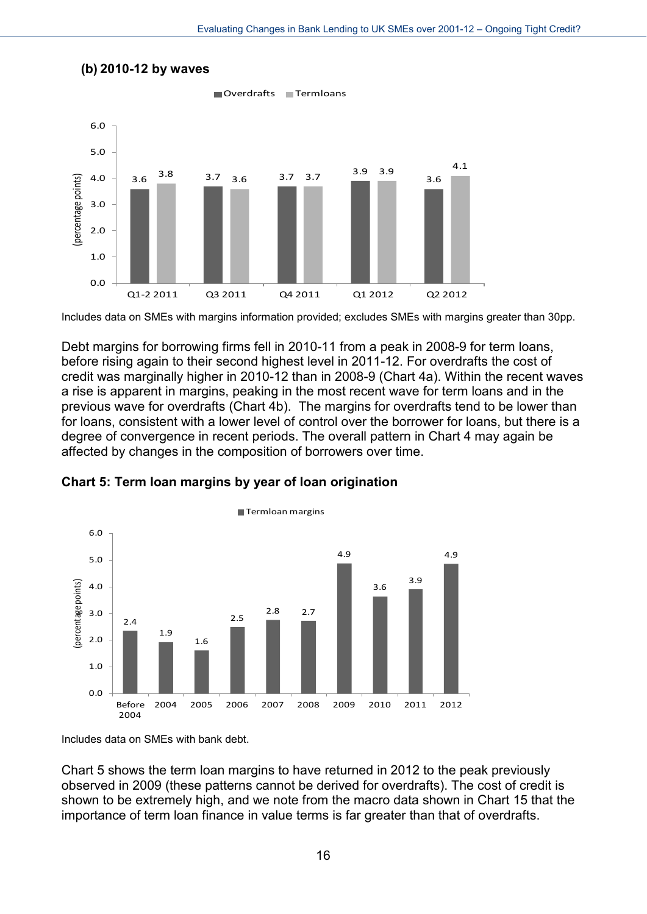**(b) 2010-12 by waves**

| | Overdrafts | Termloans |
|---|---|---|
| Q1-2 2011 | 3.6 | 3.8 |
| Q3 2011 | 3.7 | 3.6 |
| Q4 2011 | 3.7 | 3.7 |
| Q1 2012 | 3.9 | 3.9 |
| Q2 2012 | 3.6 | 4.1 |

(percentage points)

Includes data on SMEs with margins information provided; excludes SMEs with margins greater than 30pp.

Debt margins for borrowing firms fell in 2010-11 from a peak in 2008-9 for term loans, before rising again to their second highest level in 2011-12. For overdrafts the cost of credit was marginally higher in 2010-12 than in 2008-9 (Chart 4a). Within the recent waves a rise is apparent in margins, peaking in the most recent wave for term loans and in the previous wave for overdrafts (Chart 4b). The margins for overdrafts tend to be lower than for loans, consistent with a lower level of control over the borrower for loans, but there is a degree of convergence in recent periods. The overall pattern in Chart 4 may again be affected by changes in the composition of borrowers over time.

**Chart 5: Term loan margins by year of loan origination**

| | Termloan margins |
|---|---|
| Before 2004 | 2.4 |
| 2004 | 1.9 |
| 2005 | 1.6 |
| 2006 | 2.5 |
| 2007 | 2.8 |
| 2008 | 2.7 |
| 2009 | 4.9 |
| 2010 | 3.6 |
| 2011 | 3.9 |
| 2012 | 4.9 |

(percentage points)

Includes data on SMEs with bank debt.

Chart 5 shows the term loan margins to have returned in 2012 to the peak previously observed in 2009 (these patterns cannot be derived for overdrafts). The cost of credit is shown to be extremely high, and we note from the macro data shown in Chart 15 that the importance of term loan finance in value terms is far greater than that of overdrafts.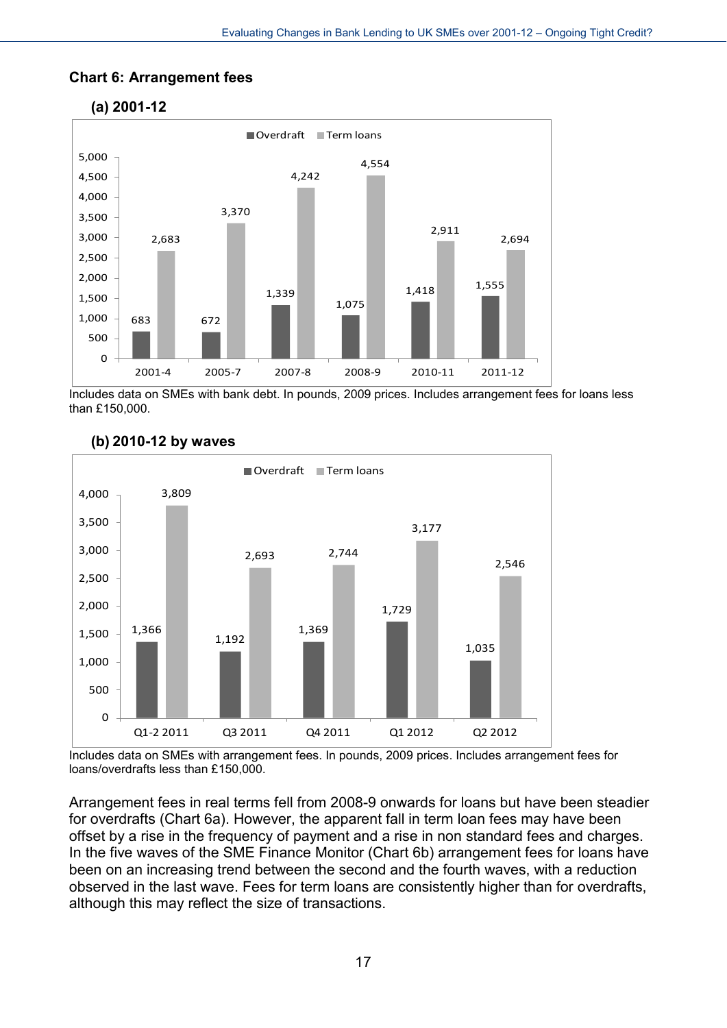### Chart 6: Arrangement fees

#### (a) 2001-12

| | Overdraft | Term loans |
|---|---|---|
| 2001-4 | 683 | 2,683 |
| 2005-7 | 672 | 3,370 |
| 2007-8 | 1,339 | 4,242 |
| 2008-9 | 1,075 | 4,554 |
| 2010-11 | 1,418 | 2,911 |
| 2011-12 | 1,555 | 2,694 |

Includes data on SMEs with bank debt. In pounds, 2009 prices. Includes arrangement fees for loans less than £150,000.

#### (b) 2010-12 by waves

| | Overdraft | Term loans |
|---|---|---|
| Q1-2 2011 | 1,366 | 3,809 |
| Q3 2011 | 1,192 | 2,693 |
| Q4 2011 | 1,369 | 2,744 |
| Q1 2012 | 1,729 | 3,177 |
| Q2 2012 | 1,035 | 2,546 |

Includes data on SMEs with arrangement fees. In pounds, 2009 prices. Includes arrangement fees for loans/overdrafts less than £150,000.

Arrangement fees in real terms fell from 2008-9 onwards for loans but have been steadier for overdrafts (Chart 6a). However, the apparent fall in term loan fees may have been offset by a rise in the frequency of payment and a rise in non standard fees and charges. In the five waves of the SME Finance Monitor (Chart 6b) arrangement fees for loans have been on an increasing trend between the second and the fourth waves, with a reduction observed in the last wave. Fees for term loans are consistently higher than for overdrafts, although this may reflect the size of transactions.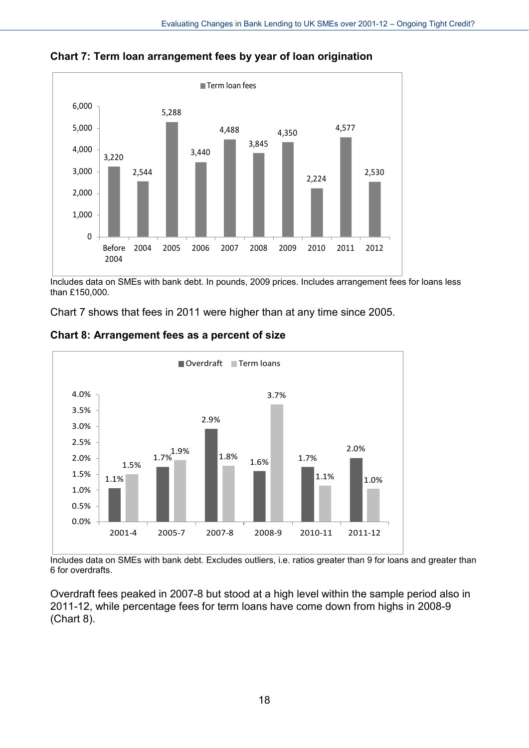**Chart 7: Term loan arrangement fees by year of loan origination**

| Year | Term loan fees |
|---|---|
| Before 2004 | 3,220 |
| 2004 | 2,544 |
| 2005 | 5,288 |
| 2006 | 3,440 |
| 2007 | 4,488 |
| 2008 | 3,845 |
| 2009 | 4,350 |
| 2010 | 2,224 |
| 2011 | 4,577 |
| 2012 | 2,530 |

Includes data on SMEs with bank debt. In pounds, 2009 prices. Includes arrangement fees for loans less than £150,000.

Chart 7 shows that fees in 2011 were higher than at any time since 2005.

**Chart 8: Arrangement fees as a percent of size**

| Period | Overdraft | Term loans |
|---|---|---|
| 2001-4 | 1.1% | 1.5% |
| 2005-7 | 1.7% | 1.9% |
| 2007-8 | 2.9% | 1.8% |
| 2008-9 | 1.6% | 3.7% |
| 2010-11 | 1.7% | 1.1% |
| 2011-12 | 2.0% | 1.0% |

Includes data on SMEs with bank debt. Excludes outliers, i.e. ratios greater than 9 for loans and greater than 6 for overdrafts.

Overdraft fees peaked in 2007-8 but stood at a high level within the sample period also in 2011-12, while percentage fees for term loans have come down from highs in 2008-9 (Chart 8).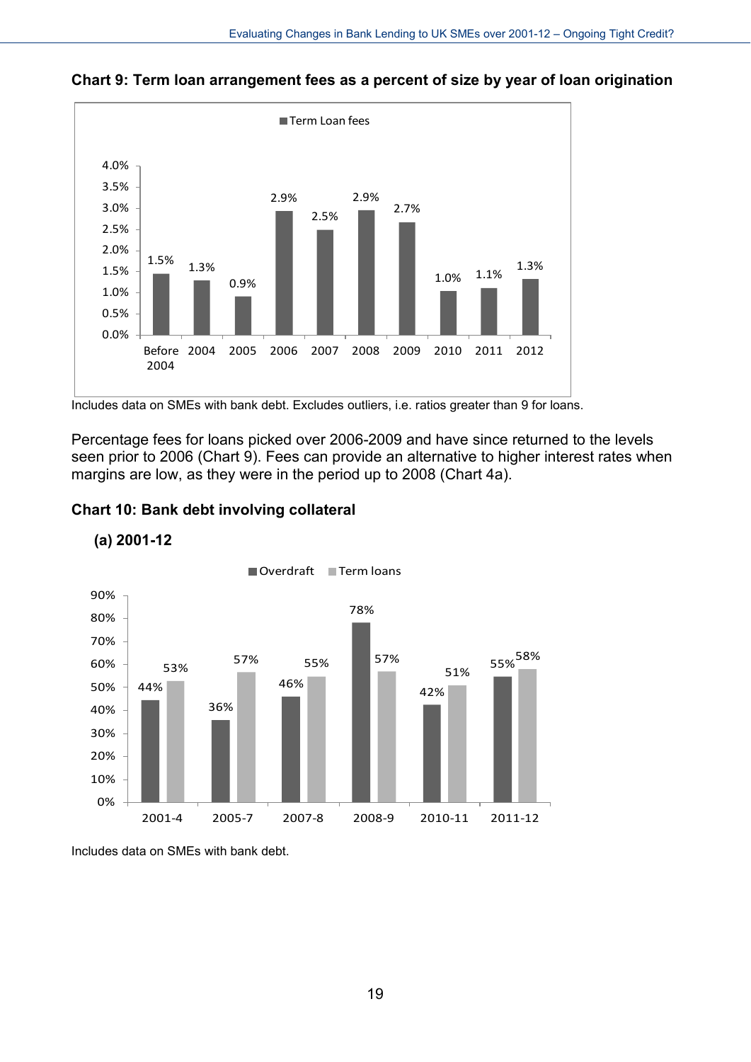**Chart 9: Term loan arrangement fees as a percent of size by year of loan origination**

| | Term Loan fees |
|---|---|
| Before 2004 | 1.5% |
| 2004 | 1.3% |
| 2005 | 0.9% |
| 2006 | 2.9% |
| 2007 | 2.5% |
| 2008 | 2.9% |
| 2009 | 2.7% |
| 2010 | 1.0% |
| 2011 | 1.1% |
| 2012 | 1.3% |

Includes data on SMEs with bank debt. Excludes outliers, i.e. ratios greater than 9 for loans.

Percentage fees for loans picked over 2006-2009 and have since returned to the levels seen prior to 2006 (Chart 9). Fees can provide an alternative to higher interest rates when margins are low, as they were in the period up to 2008 (Chart 4a).

**Chart 10: Bank debt involving collateral**

**(a) 2001-12**

| | Overdraft | Term loans |
|---|---|---|
| 2001-4 | 44% | 53% |
| 2005-7 | 36% | 57% |
| 2007-8 | 46% | 55% |
| 2008-9 | 78% | 57% |
| 2010-11 | 42% | 51% |
| 2011-12 | 55% | 58% |

Includes data on SMEs with bank debt.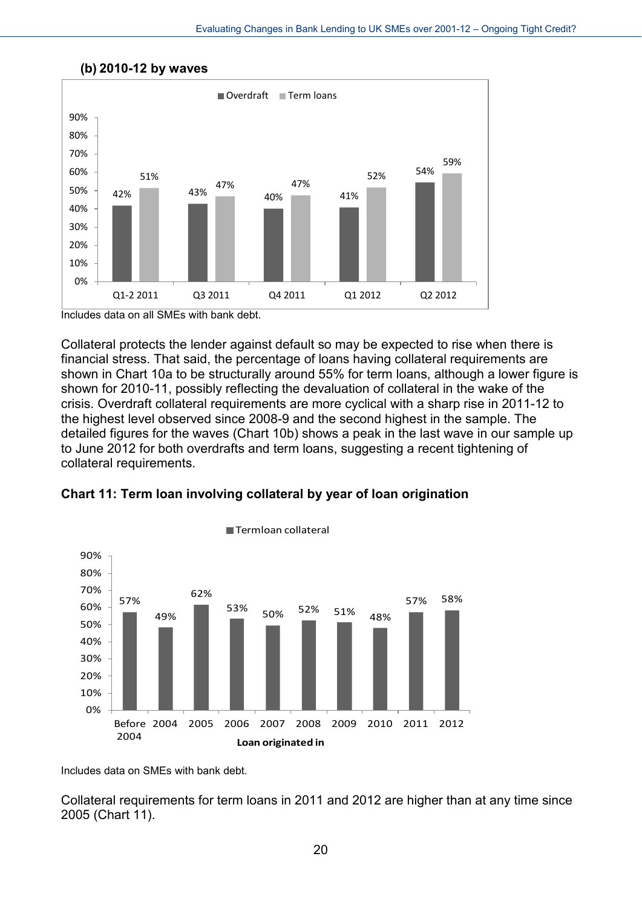**(b) 2010-12 by waves**

| | Q1-2 2011 | Q3 2011 | Q4 2011 | Q1 2012 | Q2 2012 |
|---|---|---|---|---|---|
| Overdraft | 42% | 43% | 40% | 41% | 54% |
| Term loans | 51% | 47% | 47% | 52% | 59% |

Includes data on all SMEs with bank debt.

Collateral protects the lender against default so may be expected to rise when there is financial stress. That said, the percentage of loans having collateral requirements are shown in Chart 10a to be structurally around 55% for term loans, although a lower figure is shown for 2010-11, possibly reflecting the devaluation of collateral in the wake of the crisis. Overdraft collateral requirements are more cyclical with a sharp rise in 2011-12 to the highest level observed since 2008-9 and the second highest in the sample. The detailed figures for the waves (Chart 10b) shows a peak in the last wave in our sample up to June 2012 for both overdrafts and term loans, suggesting a recent tightening of collateral requirements.

**Chart 11: Term loan involving collateral by year of loan origination**

| Loan originated in | Before 2004 | 2004 | 2005 | 2006 | 2007 | 2008 | 2009 | 2010 | 2011 | 2012 |
|---|---|---|---|---|---|---|---|---|---|---|
| Termloan collateral | 57% | 49% | 62% | 53% | 50% | 52% | 51% | 48% | 57% | 58% |

Includes data on SMEs with bank debt.

Collateral requirements for term loans in 2011 and 2012 are higher than at any time since 2005 (Chart 11).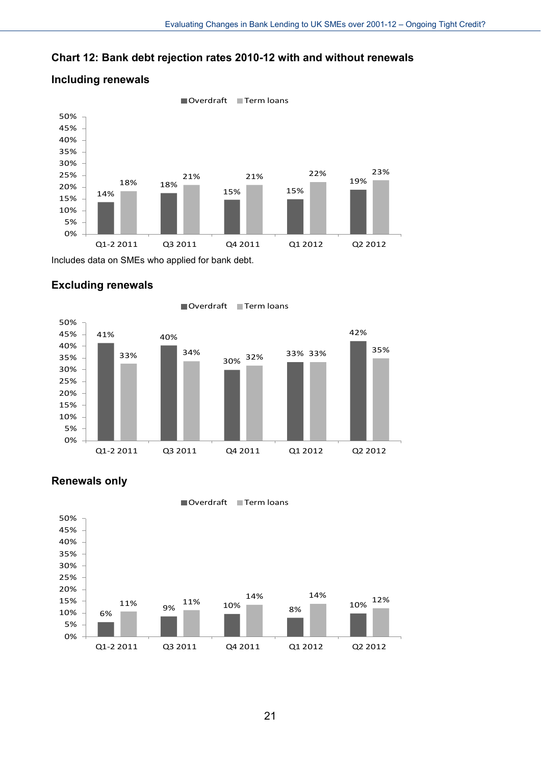### Chart 12: Bank debt rejection rates 2010-12 with and without renewals

#### Including renewals

| | Overdraft | Term loans |
|---|---|---|
| Q1-2 2011 | 14% | 18% |
| Q3 2011 | 18% | 21% |
| Q4 2011 | 15% | 21% |
| Q1 2012 | 15% | 22% |
| Q2 2012 | 19% | 23% |

Includes data on SMEs who applied for bank debt.

#### Excluding renewals

| | Overdraft | Term loans |
|---|---|---|
| Q1-2 2011 | 41% | 33% |
| Q3 2011 | 40% | 34% |
| Q4 2011 | 30% | 32% |
| Q1 2012 | 33% | 33% |
| Q2 2012 | 42% | 35% |

#### Renewals only

| | Overdraft | Term loans |
|---|---|---|
| Q1-2 2011 | 6% | 11% |
| Q3 2011 | 9% | 11% |
| Q4 2011 | 10% | 14% |
| Q1 2012 | 8% | 14% |
| Q2 2012 | 10% | 12% |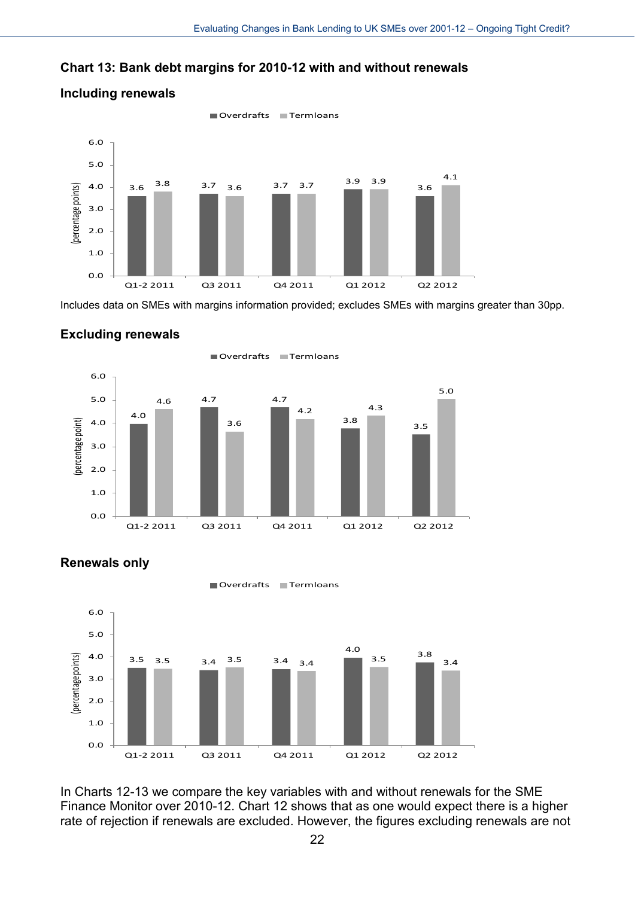### Chart 13: Bank debt margins for 2010-12 with and without renewals

**Including renewals**

| (percentage points) | Overdrafts | Termloans |
|---|---|---|
| Q1-2 2011 | 3.6 | 3.8 |
| Q3 2011 | 3.7 | 3.6 |
| Q4 2011 | 3.7 | 3.7 |
| Q1 2012 | 3.9 | 3.9 |
| Q2 2012 | 3.6 | 4.1 |

Includes data on SMEs with margins information provided; excludes SMEs with margins greater than 30pp.

**Excluding renewals**

| (percentage point) | Overdrafts | Termloans |
|---|---|---|
| Q1-2 2011 | 4.0 | 4.6 |
| Q3 2011 | 4.7 | 3.6 |
| Q4 2011 | 4.7 | 4.2 |
| Q1 2012 | 3.8 | 4.3 |
| Q2 2012 | 3.5 | 5.0 |

**Renewals only**

| (percentage points) | Overdrafts | Termloans |
|---|---|---|
| Q1-2 2011 | 3.5 | 3.5 |
| Q3 2011 | 3.4 | 3.5 |
| Q4 2011 | 3.4 | 3.4 |
| Q1 2012 | 4.0 | 3.5 |
| Q2 2012 | 3.8 | 3.4 |

In Charts 12-13 we compare the key variables with and without renewals for the SME Finance Monitor over 2010-12. Chart 12 shows that as one would expect there is a higher rate of rejection if renewals are excluded. However, the figures excluding renewals are not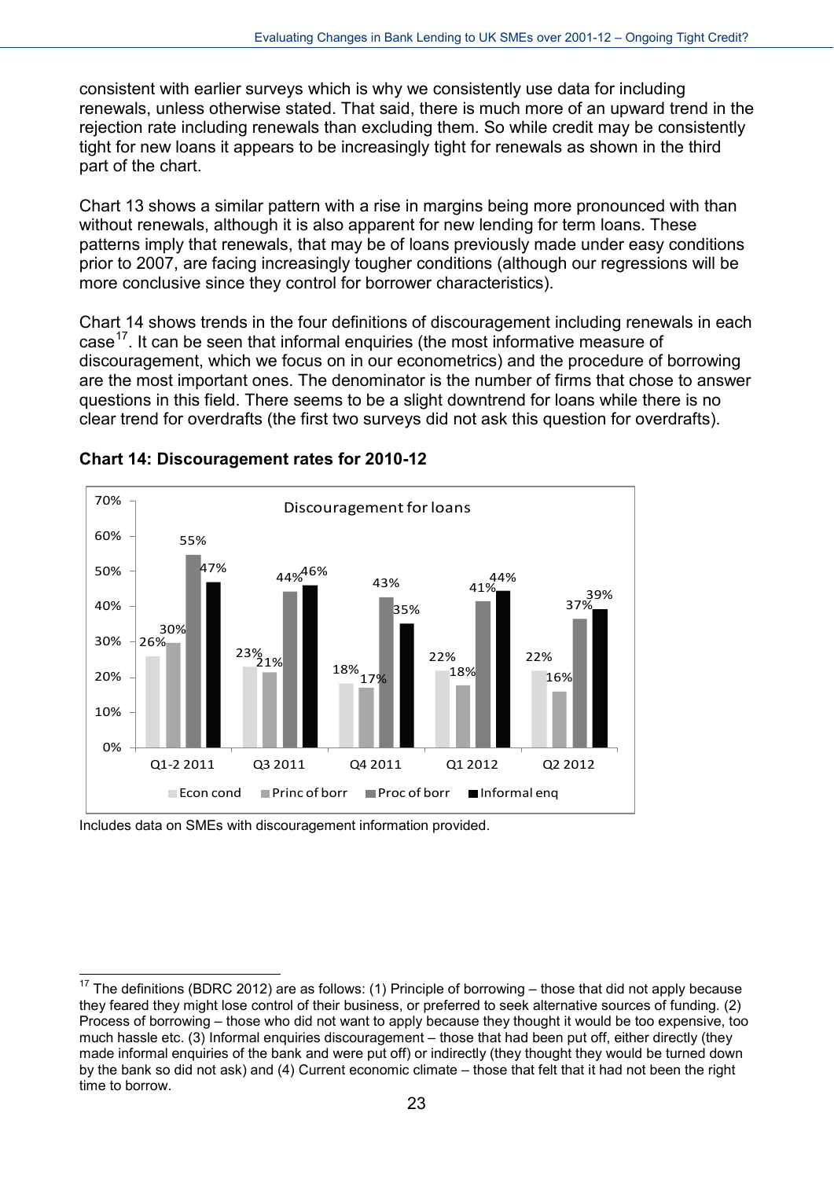consistent with earlier surveys which is why we consistently use data for including renewals, unless otherwise stated. That said, there is much more of an upward trend in the rejection rate including renewals than excluding them. So while credit may be consistently tight for new loans it appears to be increasingly tight for renewals as shown in the third part of the chart.

Chart 13 shows a similar pattern with a rise in margins being more pronounced with than without renewals, although it is also apparent for new lending for term loans. These patterns imply that renewals, that may be of loans previously made under easy conditions prior to 2007, are facing increasingly tougher conditions (although our regressions will be more conclusive since they control for borrower characteristics).

Chart 14 shows trends in the four definitions of discouragement including renewals in each case[17]. It can be seen that informal enquiries (the most informative measure of discouragement, which we focus on in our econometrics) and the procedure of borrowing are the most important ones. The denominator is the number of firms that chose to answer questions in this field. There seems to be a slight downtrend for loans while there is no clear trend for overdrafts (the first two surveys did not ask this question for overdrafts).

**Chart 14: Discouragement rates for 2010-12**

Discouragement for loans

| | Econ cond | Princ of borr | Proc of borr | Informal enq |
|---|---|---|---|---|
| Q1-2 2011 | 26% | 30% | 55% | 47% |
| Q3 2011 | 23% | 21% | 44% | 46% |
| Q4 2011 | 18% | 17% | 43% | 35% |
| Q1 2012 | 22% | 18% | 41% | 44% |
| Q2 2012 | 22% | 16% | 37% | 39% |

Includes data on SMEs with discouragement information provided.

[17] The definitions (BDRC 2012) are as follows: (1) Principle of borrowing – those that did not apply because they feared they might lose control of their business, or preferred to seek alternative sources of funding. (2) Process of borrowing – those who did not want to apply because they thought it would be too expensive, too much hassle etc. (3) Informal enquiries discouragement – those that had been put off, either directly (they made informal enquiries of the bank and were put off) or indirectly (they thought they would be turned down by the bank so did not ask) and (4) Current economic climate – those that felt that it had not been the right time to borrow.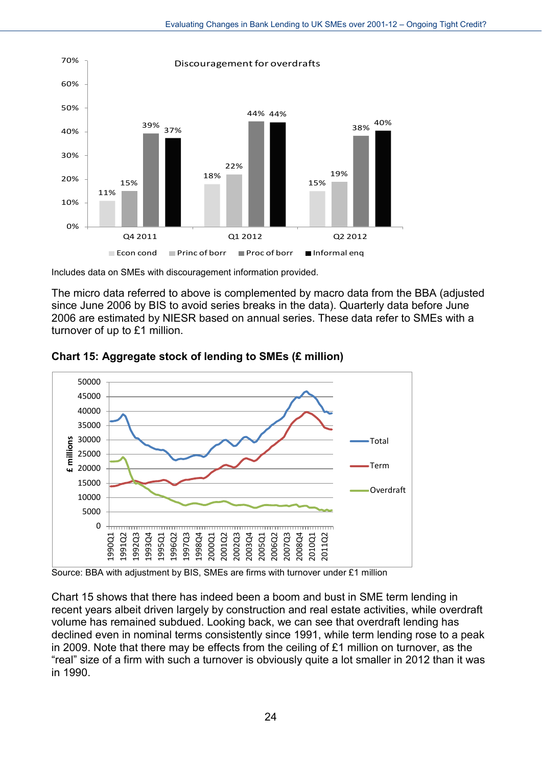Includes data on SMEs with discouragement information provided.

The micro data referred to above is complemented by macro data from the BBA (adjusted since June 2006 by BIS to avoid series breaks in the data). Quarterly data before June 2006 are estimated by NIESR based on annual series. These data refer to SMEs with a turnover of up to £1 million.

**Chart 15: Aggregate stock of lending to SMEs (£ million)**

Source: BBA with adjustment by BIS, SMEs are firms with turnover under £1 million

Chart 15 shows that there has indeed been a boom and bust in SME term lending in recent years albeit driven largely by construction and real estate activities, while overdraft volume has remained subdued. Looking back, we can see that overdraft lending has declined even in nominal terms consistently since 1991, while term lending rose to a peak in 2009. Note that there may be effects from the ceiling of £1 million on turnover, as the "real" size of a firm with such a turnover is obviously quite a lot smaller in 2012 than it was in 1990.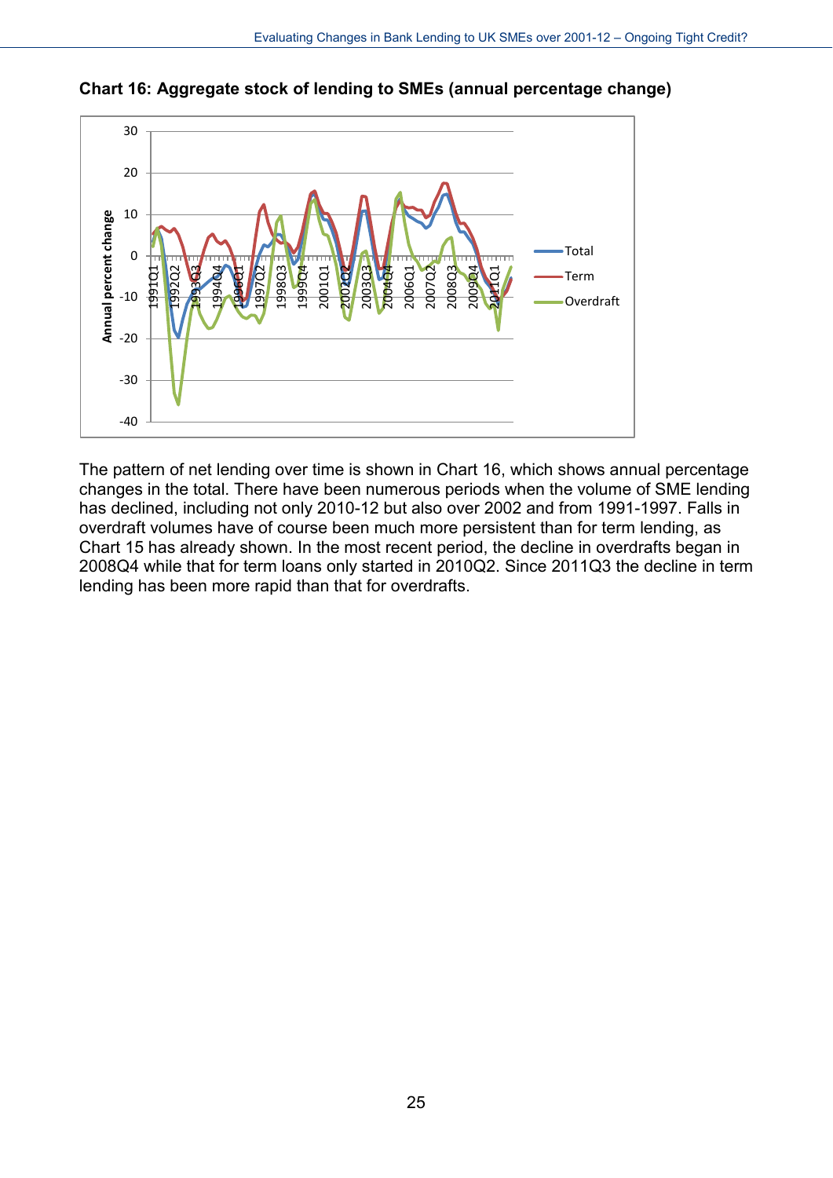**Chart 16: Aggregate stock of lending to SMEs (annual percentage change)**

The pattern of net lending over time is shown in Chart 16, which shows annual percentage changes in the total. There have been numerous periods when the volume of SME lending has declined, including not only 2010-12 but also over 2002 and from 1991-1997. Falls in overdraft volumes have of course been much more persistent than for term lending, as Chart 15 has already shown. In the most recent period, the decline in overdrafts began in 2008Q4 while that for term loans only started in 2010Q2. Since 2011Q3 the decline in term lending has been more rapid than that for overdrafts.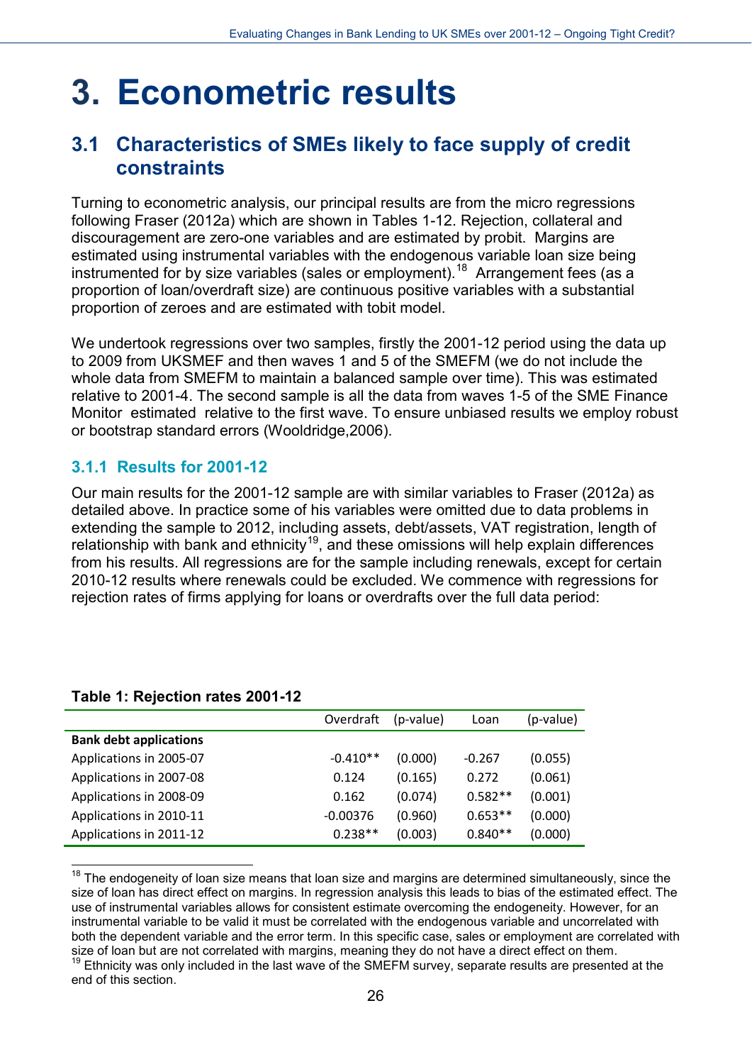# 3. Econometric results

## 3.1 Characteristics of SMEs likely to face supply of credit constraints

Turning to econometric analysis, our principal results are from the micro regressions following Fraser (2012a) which are shown in Tables 1-12. Rejection, collateral and discouragement are zero-one variables and are estimated by probit. Margins are estimated using instrumental variables with the endogenous variable loan size being instrumented for by size variables (sales or employment).[18] Arrangement fees (as a proportion of loan/overdraft size) are continuous positive variables with a substantial proportion of zeroes and are estimated with tobit model.

We undertook regressions over two samples, firstly the 2001-12 period using the data up to 2009 from UKSMEF and then waves 1 and 5 of the SMEFM (we do not include the whole data from SMEFM to maintain a balanced sample over time). This was estimated relative to 2001-4. The second sample is all the data from waves 1-5 of the SME Finance Monitor estimated relative to the first wave. To ensure unbiased results we employ robust or bootstrap standard errors (Wooldridge,2006).

### 3.1.1 Results for 2001-12

Our main results for the 2001-12 sample are with similar variables to Fraser (2012a) as detailed above. In practice some of his variables were omitted due to data problems in extending the sample to 2012, including assets, debt/assets, VAT registration, length of relationship with bank and ethnicity[19], and these omissions will help explain differences from his results. All regressions are for the sample including renewals, except for certain 2010-12 results where renewals could be excluded. We commence with regressions for rejection rates of firms applying for loans or overdrafts over the full data period:

**Table 1: Rejection rates 2001-12**

| | Overdraft | (p-value) | Loan | (p-value) |
|---|---|---|---|---|
| **Bank debt applications** | | | | |
| Applications in 2005-07 | -0.410** | (0.000) | -0.267 | (0.055) |
| Applications in 2007-08 | 0.124 | (0.165) | 0.272 | (0.061) |
| Applications in 2008-09 | 0.162 | (0.074) | 0.582** | (0.001) |
| Applications in 2010-11 | -0.00376 | (0.960) | 0.653** | (0.000) |
| Applications in 2011-12 | 0.238** | (0.003) | 0.840** | (0.000) |

[18] The endogeneity of loan size means that loan size and margins are determined simultaneously, since the size of loan has direct effect on margins. In regression analysis this leads to bias of the estimated effect. The use of instrumental variables allows for consistent estimate overcoming the endogeneity. However, for an instrumental variable to be valid it must be correlated with the endogenous variable and uncorrelated with both the dependent variable and the error term. In this specific case, sales or employment are correlated with size of loan but are not correlated with margins, meaning they do not have a direct effect on them.

[19] Ethnicity was only included in the last wave of the SMEFM survey, separate results are presented at the end of this section.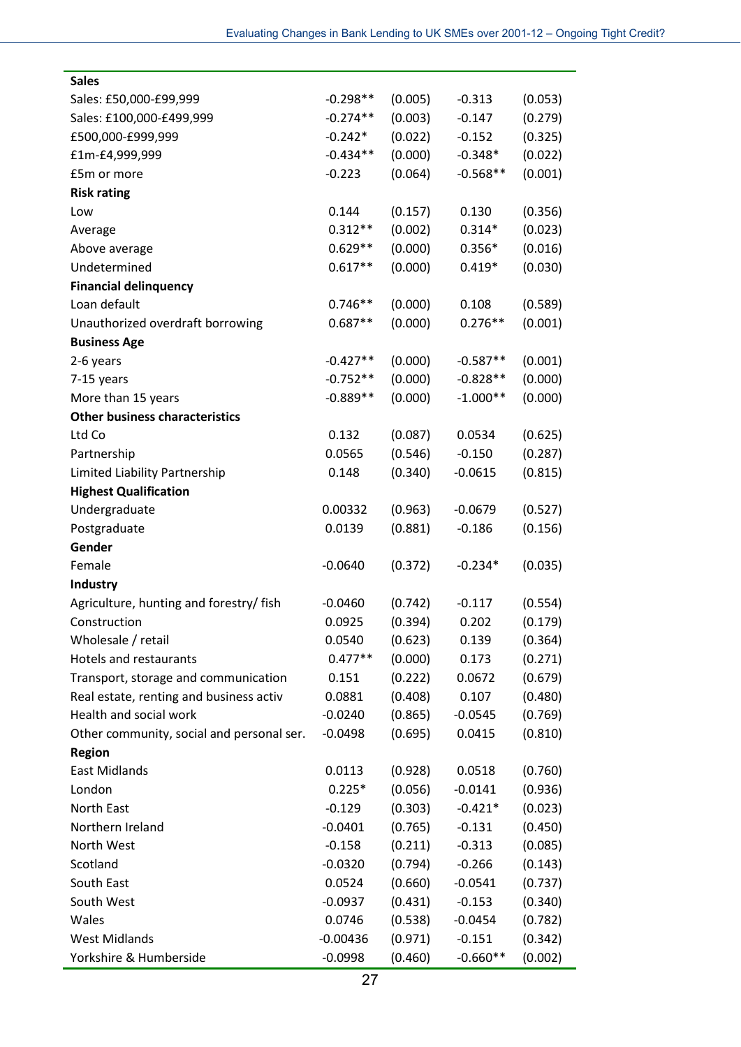| | | | | |
|---|---|---|---|---|
| **Sales** | | | | |
| Sales: £50,000-£99,999 | -0.298** | (0.005) | -0.313 | (0.053) |
| Sales: £100,000-£499,999 | -0.274** | (0.003) | -0.147 | (0.279) |
| £500,000-£999,999 | -0.242* | (0.022) | -0.152 | (0.325) |
| £1m-£4,999,999 | -0.434** | (0.000) | -0.348* | (0.022) |
| £5m or more | -0.223 | (0.064) | -0.568** | (0.001) |
| **Risk rating** | | | | |
| Low | 0.144 | (0.157) | 0.130 | (0.356) |
| Average | 0.312** | (0.002) | 0.314* | (0.023) |
| Above average | 0.629** | (0.000) | 0.356* | (0.016) |
| Undetermined | 0.617** | (0.000) | 0.419* | (0.030) |
| **Financial delinquency** | | | | |
| Loan default | 0.746** | (0.000) | 0.108 | (0.589) |
| Unauthorized overdraft borrowing | 0.687** | (0.000) | 0.276** | (0.001) |
| **Business Age** | | | | |
| 2-6 years | -0.427** | (0.000) | -0.587** | (0.001) |
| 7-15 years | -0.752** | (0.000) | -0.828** | (0.000) |
| More than 15 years | -0.889** | (0.000) | -1.000** | (0.000) |
| **Other business characteristics** | | | | |
| Ltd Co | 0.132 | (0.087) | 0.0534 | (0.625) |
| Partnership | 0.0565 | (0.546) | -0.150 | (0.287) |
| Limited Liability Partnership | 0.148 | (0.340) | -0.0615 | (0.815) |
| **Highest Qualification** | | | | |
| Undergraduate | 0.00332 | (0.963) | -0.0679 | (0.527) |
| Postgraduate | 0.0139 | (0.881) | -0.186 | (0.156) |
| **Gender** | | | | |
| Female | -0.0640 | (0.372) | -0.234* | (0.035) |
| **Industry** | | | | |
| Agriculture, hunting and forestry/ fish | -0.0460 | (0.742) | -0.117 | (0.554) |
| Construction | 0.0925 | (0.394) | 0.202 | (0.179) |
| Wholesale / retail | 0.0540 | (0.623) | 0.139 | (0.364) |
| Hotels and restaurants | 0.477** | (0.000) | 0.173 | (0.271) |
| Transport, storage and communication | 0.151 | (0.222) | 0.0672 | (0.679) |
| Real estate, renting and business activ | 0.0881 | (0.408) | 0.107 | (0.480) |
| Health and social work | -0.0240 | (0.865) | -0.0545 | (0.769) |
| Other community, social and personal ser. | -0.0498 | (0.695) | 0.0415 | (0.810) |
| **Region** | | | | |
| East Midlands | 0.0113 | (0.928) | 0.0518 | (0.760) |
| London | 0.225* | (0.056) | -0.0141 | (0.936) |
| North East | -0.129 | (0.303) | -0.421* | (0.023) |
| Northern Ireland | -0.0401 | (0.765) | -0.131 | (0.450) |
| North West | -0.158 | (0.211) | -0.313 | (0.085) |
| Scotland | -0.0320 | (0.794) | -0.266 | (0.143) |
| South East | 0.0524 | (0.660) | -0.0541 | (0.737) |
| South West | -0.0937 | (0.431) | -0.153 | (0.340) |
| Wales | 0.0746 | (0.538) | -0.0454 | (0.782) |
| West Midlands | -0.00436 | (0.971) | -0.151 | (0.342) |
| Yorkshire & Humberside | -0.0998 | (0.460) | -0.660** | (0.002) |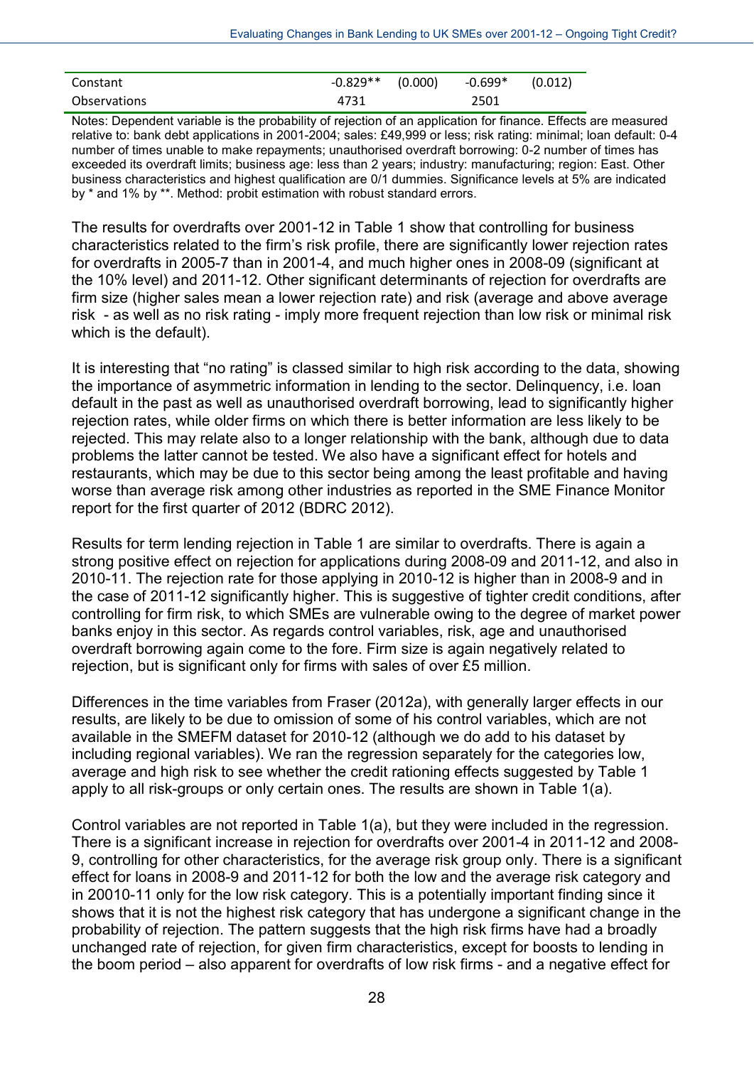| | | | | |
|---|---|---|---|---|
| Constant | -0.829** | (0.000) | -0.699* | (0.012) |
| Observations | 4731 | | 2501 | |

Notes: Dependent variable is the probability of rejection of an application for finance. Effects are measured relative to: bank debt applications in 2001-2004; sales: £49,999 or less; risk rating: minimal; loan default: 0-4 number of times unable to make repayments; unauthorised overdraft borrowing: 0-2 number of times has exceeded its overdraft limits; business age: less than 2 years; industry: manufacturing; region: East. Other business characteristics and highest qualification are 0/1 dummies. Significance levels at 5% are indicated by * and 1% by **. Method: probit estimation with robust standard errors.

The results for overdrafts over 2001-12 in Table 1 show that controlling for business characteristics related to the firm's risk profile, there are significantly lower rejection rates for overdrafts in 2005-7 than in 2001-4, and much higher ones in 2008-09 (significant at the 10% level) and 2011-12. Other significant determinants of rejection for overdrafts are firm size (higher sales mean a lower rejection rate) and risk (average and above average risk - as well as no risk rating - imply more frequent rejection than low risk or minimal risk which is the default).

It is interesting that "no rating" is classed similar to high risk according to the data, showing the importance of asymmetric information in lending to the sector. Delinquency, i.e. loan default in the past as well as unauthorised overdraft borrowing, lead to significantly higher rejection rates, while older firms on which there is better information are less likely to be rejected. This may relate also to a longer relationship with the bank, although due to data problems the latter cannot be tested. We also have a significant effect for hotels and restaurants, which may be due to this sector being among the least profitable and having worse than average risk among other industries as reported in the SME Finance Monitor report for the first quarter of 2012 (BDRC 2012).

Results for term lending rejection in Table 1 are similar to overdrafts. There is again a strong positive effect on rejection for applications during 2008-09 and 2011-12, and also in 2010-11. The rejection rate for those applying in 2010-12 is higher than in 2008-9 and in the case of 2011-12 significantly higher. This is suggestive of tighter credit conditions, after controlling for firm risk, to which SMEs are vulnerable owing to the degree of market power banks enjoy in this sector. As regards control variables, risk, age and unauthorised overdraft borrowing again come to the fore. Firm size is again negatively related to rejection, but is significant only for firms with sales of over £5 million.

Differences in the time variables from Fraser (2012a), with generally larger effects in our results, are likely to be due to omission of some of his control variables, which are not available in the SMEFM dataset for 2010-12 (although we do add to his dataset by including regional variables). We ran the regression separately for the categories low, average and high risk to see whether the credit rationing effects suggested by Table 1 apply to all risk-groups or only certain ones. The results are shown in Table 1(a).

Control variables are not reported in Table 1(a), but they were included in the regression. There is a significant increase in rejection for overdrafts over 2001-4 in 2011-12 and 2008-9, controlling for other characteristics, for the average risk group only. There is a significant effect for loans in 2008-9 and 2011-12 for both the low and the average risk category and in 20010-11 only for the low risk category. This is a potentially important finding since it shows that it is not the highest risk category that has undergone a significant change in the probability of rejection. The pattern suggests that the high risk firms have had a broadly unchanged rate of rejection, for given firm characteristics, except for boosts to lending in the boom period – also apparent for overdrafts of low risk firms - and a negative effect for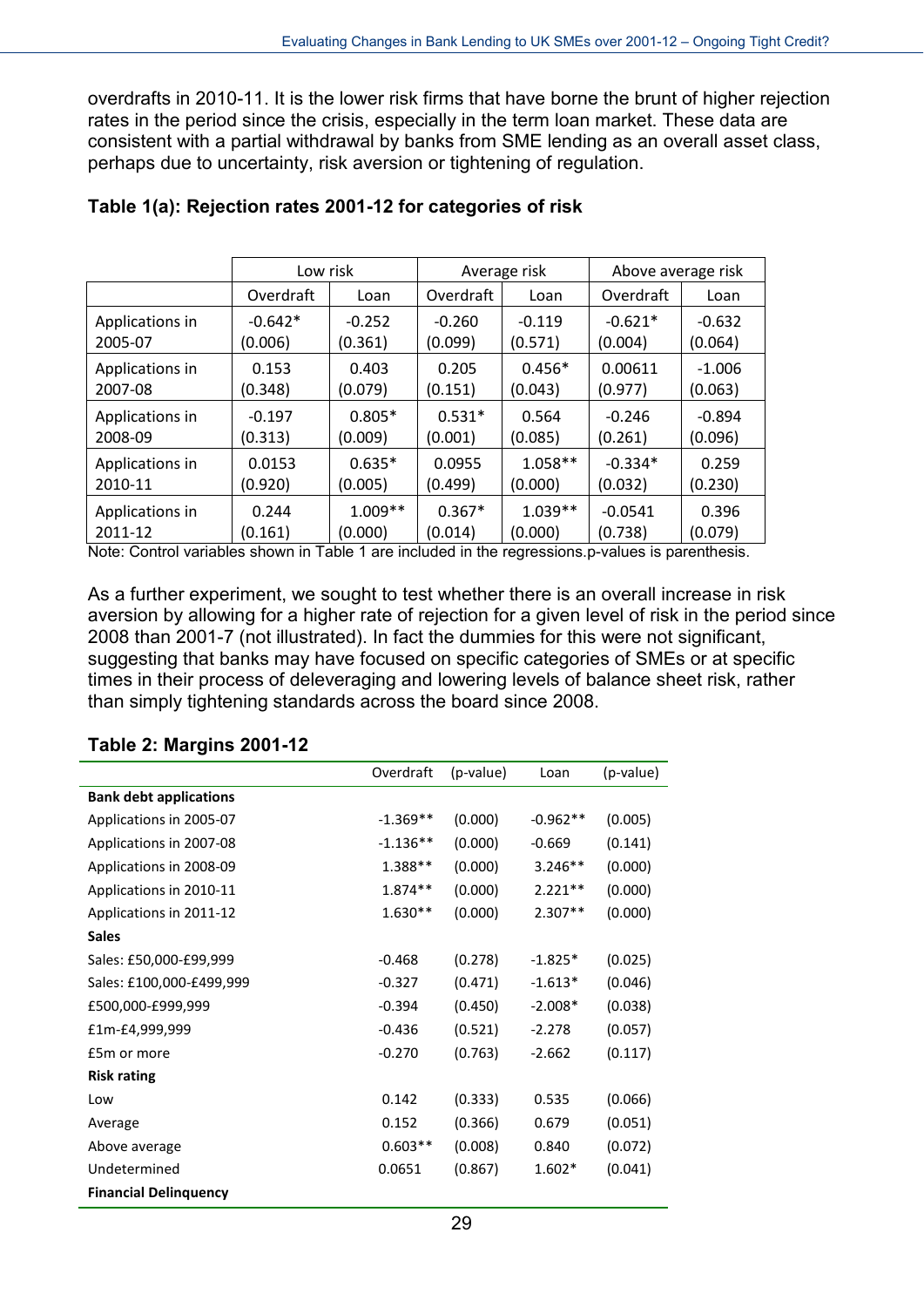overdrafts in 2010-11. It is the lower risk firms that have borne the brunt of higher rejection rates in the period since the crisis, especially in the term loan market. These data are consistent with a partial withdrawal by banks from SME lending as an overall asset class, perhaps due to uncertainty, risk aversion or tightening of regulation.

### Table 1(a): Rejection rates 2001-12 for categories of risk

| | Low risk | | Average risk | | Above average risk | |
|---|---|---|---|---|---|---|
| | Overdraft | Loan | Overdraft | Loan | Overdraft | Loan |
| Applications in 2005-07 | -0.642* (0.006) | -0.252 (0.361) | -0.260 (0.099) | -0.119 (0.571) | -0.621* (0.004) | -0.632 (0.064) |
| Applications in 2007-08 | 0.153 (0.348) | 0.403 (0.079) | 0.205 (0.151) | 0.456* (0.043) | 0.00611 (0.977) | -1.006 (0.063) |
| Applications in 2008-09 | -0.197 (0.313) | 0.805* (0.009) | 0.531* (0.001) | 0.564 (0.085) | -0.246 (0.261) | -0.894 (0.096) |
| Applications in 2010-11 | 0.0153 (0.920) | 0.635* (0.005) | 0.0955 (0.499) | 1.058** (0.000) | -0.334* (0.032) | 0.259 (0.230) |
| Applications in 2011-12 | 0.244 (0.161) | 1.009** (0.000) | 0.367* (0.014) | 1.039** (0.000) | -0.0541 (0.738) | 0.396 (0.079) |

Note: Control variables shown in Table 1 are included in the regressions.p-values is parenthesis.

As a further experiment, we sought to test whether there is an overall increase in risk aversion by allowing for a higher rate of rejection for a given level of risk in the period since 2008 than 2001-7 (not illustrated). In fact the dummies for this were not significant, suggesting that banks may have focused on specific categories of SMEs or at specific times in their process of deleveraging and lowering levels of balance sheet risk, rather than simply tightening standards across the board since 2008.

### Table 2: Margins 2001-12

| | Overdraft | (p-value) | Loan | (p-value) |
|---|---|---|---|---|
| **Bank debt applications** | | | | |
| Applications in 2005-07 | -1.369** | (0.000) | -0.962** | (0.005) |
| Applications in 2007-08 | -1.136** | (0.000) | -0.669 | (0.141) |
| Applications in 2008-09 | 1.388** | (0.000) | 3.246** | (0.000) |
| Applications in 2010-11 | 1.874** | (0.000) | 2.221** | (0.000) |
| Applications in 2011-12 | 1.630** | (0.000) | 2.307** | (0.000) |
| **Sales** | | | | |
| Sales: £50,000-£99,999 | -0.468 | (0.278) | -1.825* | (0.025) |
| Sales: £100,000-£499,999 | -0.327 | (0.471) | -1.613* | (0.046) |
| £500,000-£999,999 | -0.394 | (0.450) | -2.008* | (0.038) |
| £1m-£4,999,999 | -0.436 | (0.521) | -2.278 | (0.057) |
| £5m or more | -0.270 | (0.763) | -2.662 | (0.117) |
| **Risk rating** | | | | |
| Low | 0.142 | (0.333) | 0.535 | (0.066) |
| Average | 0.152 | (0.366) | 0.679 | (0.051) |
| Above average | 0.603** | (0.008) | 0.840 | (0.072) |
| Undetermined | 0.0651 | (0.867) | 1.602* | (0.041) |
| **Financial Delinquency** | | | | |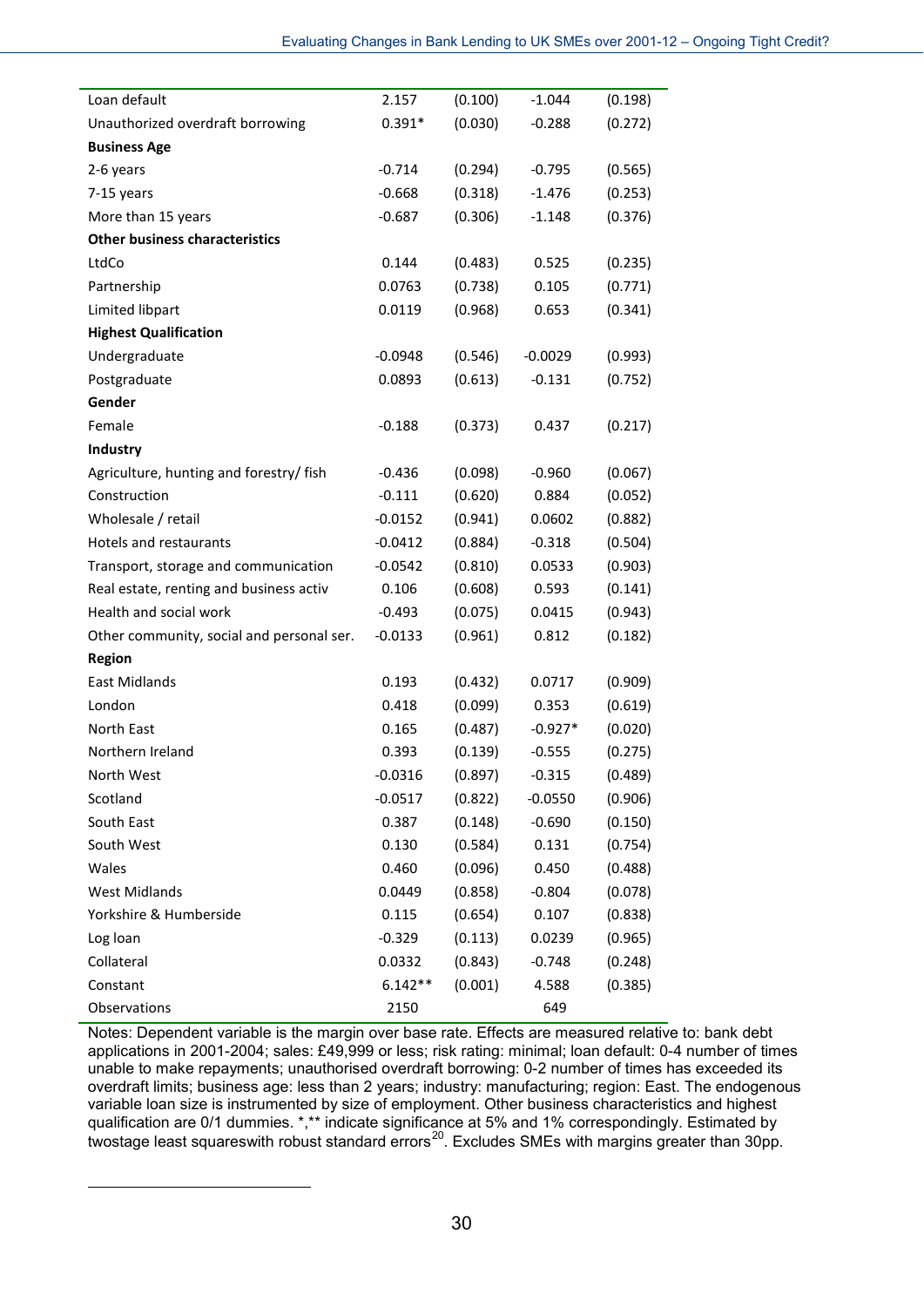| | | | | |
|---|---|---|---|---|
| Loan default | 2.157 | (0.100) | -1.044 | (0.198) |
| Unauthorized overdraft borrowing | 0.391* | (0.030) | -0.288 | (0.272) |
| **Business Age** | | | | |
| 2-6 years | -0.714 | (0.294) | -0.795 | (0.565) |
| 7-15 years | -0.668 | (0.318) | -1.476 | (0.253) |
| More than 15 years | -0.687 | (0.306) | -1.148 | (0.376) |
| **Other business characteristics** | | | | |
| LtdCo | 0.144 | (0.483) | 0.525 | (0.235) |
| Partnership | 0.0763 | (0.738) | 0.105 | (0.771) |
| Limited libpart | 0.0119 | (0.968) | 0.653 | (0.341) |
| **Highest Qualification** | | | | |
| Undergraduate | -0.0948 | (0.546) | -0.0029 | (0.993) |
| Postgraduate | 0.0893 | (0.613) | -0.131 | (0.752) |
| **Gender** | | | | |
| Female | -0.188 | (0.373) | 0.437 | (0.217) |
| **Industry** | | | | |
| Agriculture, hunting and forestry/ fish | -0.436 | (0.098) | -0.960 | (0.067) |
| Construction | -0.111 | (0.620) | 0.884 | (0.052) |
| Wholesale / retail | -0.0152 | (0.941) | 0.0602 | (0.882) |
| Hotels and restaurants | -0.0412 | (0.884) | -0.318 | (0.504) |
| Transport, storage and communication | -0.0542 | (0.810) | 0.0533 | (0.903) |
| Real estate, renting and business activ | 0.106 | (0.608) | 0.593 | (0.141) |
| Health and social work | -0.493 | (0.075) | 0.0415 | (0.943) |
| Other community, social and personal ser. | -0.0133 | (0.961) | 0.812 | (0.182) |
| **Region** | | | | |
| East Midlands | 0.193 | (0.432) | 0.0717 | (0.909) |
| London | 0.418 | (0.099) | 0.353 | (0.619) |
| North East | 0.165 | (0.487) | -0.927* | (0.020) |
| Northern Ireland | 0.393 | (0.139) | -0.555 | (0.275) |
| North West | -0.0316 | (0.897) | -0.315 | (0.489) |
| Scotland | -0.0517 | (0.822) | -0.0550 | (0.906) |
| South East | 0.387 | (0.148) | -0.690 | (0.150) |
| South West | 0.130 | (0.584) | 0.131 | (0.754) |
| Wales | 0.460 | (0.096) | 0.450 | (0.488) |
| West Midlands | 0.0449 | (0.858) | -0.804 | (0.078) |
| Yorkshire & Humberside | 0.115 | (0.654) | 0.107 | (0.838) |
| Log loan | -0.329 | (0.113) | 0.0239 | (0.965) |
| Collateral | 0.0332 | (0.843) | -0.748 | (0.248) |
| Constant | 6.142** | (0.001) | 4.588 | (0.385) |
| Observations | 2150 | | 649 | |

Notes: Dependent variable is the margin over base rate. Effects are measured relative to: bank debt applications in 2001-2004; sales: £49,999 or less; risk rating: minimal; loan default: 0-4 number of times unable to make repayments; unauthorised overdraft borrowing: 0-2 number of times has exceeded its overdraft limits; business age: less than 2 years; industry: manufacturing; region: East. The endogenous variable loan size is instrumented by size of employment. Other business characteristics and highest qualification are 0/1 dummies. *,** indicate significance at 5% and 1% correspondingly. Estimated by twostage least squareswith robust standard errors[20]. Excludes SMEs with margins greater than 30pp.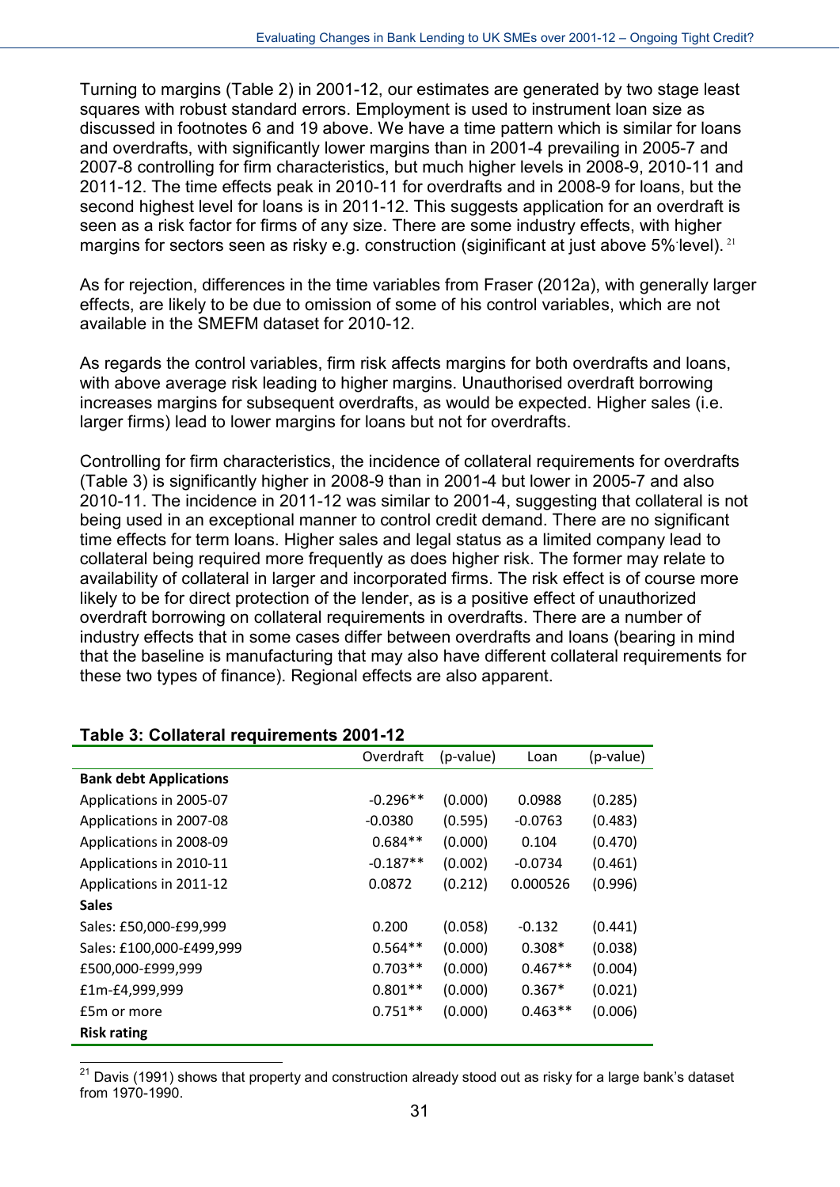Turning to margins (Table 2) in 2001-12, our estimates are generated by two stage least squares with robust standard errors. Employment is used to instrument loan size as discussed in footnotes 6 and 19 above. We have a time pattern which is similar for loans and overdrafts, with significantly lower margins than in 2001-4 prevailing in 2005-7 and 2007-8 controlling for firm characteristics, but much higher levels in 2008-9, 2010-11 and 2011-12. The time effects peak in 2010-11 for overdrafts and in 2008-9 for loans, but the second highest level for loans is in 2011-12. This suggests application for an overdraft is seen as a risk factor for firms of any size. There are some industry effects, with higher margins for sectors seen as risky e.g. construction (siginificant at just above 5% level).[21]

As for rejection, differences in the time variables from Fraser (2012a), with generally larger effects, are likely to be due to omission of some of his control variables, which are not available in the SMEFM dataset for 2010-12.

As regards the control variables, firm risk affects margins for both overdrafts and loans, with above average risk leading to higher margins. Unauthorised overdraft borrowing increases margins for subsequent overdrafts, as would be expected. Higher sales (i.e. larger firms) lead to lower margins for loans but not for overdrafts.

Controlling for firm characteristics, the incidence of collateral requirements for overdrafts (Table 3) is significantly higher in 2008-9 than in 2001-4 but lower in 2005-7 and also 2010-11. The incidence in 2011-12 was similar to 2001-4, suggesting that collateral is not being used in an exceptional manner to control credit demand. There are no significant time effects for term loans. Higher sales and legal status as a limited company lead to collateral being required more frequently as does higher risk. The former may relate to availability of collateral in larger and incorporated firms. The risk effect is of course more likely to be for direct protection of the lender, as is a positive effect of unauthorized overdraft borrowing on collateral requirements in overdrafts. There are a number of industry effects that in some cases differ between overdrafts and loans (bearing in mind that the baseline is manufacturing that may also have different collateral requirements for these two types of finance). Regional effects are also apparent.

**Table 3: Collateral requirements 2001-12**

| | Overdraft | (p-value) | Loan | (p-value) |
|---|---|---|---|---|
| **Bank debt Applications** | | | | |
| Applications in 2005-07 | -0.296** | (0.000) | 0.0988 | (0.285) |
| Applications in 2007-08 | -0.0380 | (0.595) | -0.0763 | (0.483) |
| Applications in 2008-09 | 0.684** | (0.000) | 0.104 | (0.470) |
| Applications in 2010-11 | -0.187** | (0.002) | -0.0734 | (0.461) |
| Applications in 2011-12 | 0.0872 | (0.212) | 0.000526 | (0.996) |
| **Sales** | | | | |
| Sales: £50,000-£99,999 | 0.200 | (0.058) | -0.132 | (0.441) |
| Sales: £100,000-£499,999 | 0.564** | (0.000) | 0.308* | (0.038) |
| £500,000-£999,999 | 0.703** | (0.000) | 0.467** | (0.004) |
| £1m-£4,999,999 | 0.801** | (0.000) | 0.367* | (0.021) |
| £5m or more | 0.751** | (0.000) | 0.463** | (0.006) |
| **Risk rating** | | | | |

[21] Davis (1991) shows that property and construction already stood out as risky for a large bank's dataset from 1970-1990.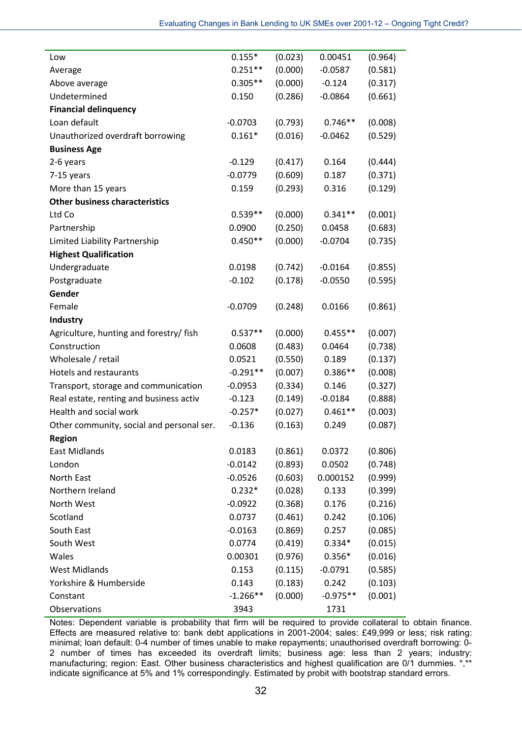| | | | | |
|---|---|---|---|---|
| Low | 0.155* | (0.023) | 0.00451 | (0.964) |
| Average | 0.251** | (0.000) | -0.0587 | (0.581) |
| Above average | 0.305** | (0.000) | -0.124 | (0.317) |
| Undetermined | 0.150 | (0.286) | -0.0864 | (0.661) |
| **Financial delinquency** | | | | |
| Loan default | -0.0703 | (0.793) | 0.746** | (0.008) |
| Unauthorized overdraft borrowing | 0.161* | (0.016) | -0.0462 | (0.529) |
| **Business Age** | | | | |
| 2-6 years | -0.129 | (0.417) | 0.164 | (0.444) |
| 7-15 years | -0.0779 | (0.609) | 0.187 | (0.371) |
| More than 15 years | 0.159 | (0.293) | 0.316 | (0.129) |
| **Other business characteristics** | | | | |
| Ltd Co | 0.539** | (0.000) | 0.341** | (0.001) |
| Partnership | 0.0900 | (0.250) | 0.0458 | (0.683) |
| Limited Liability Partnership | 0.450** | (0.000) | -0.0704 | (0.735) |
| **Highest Qualification** | | | | |
| Undergraduate | 0.0198 | (0.742) | -0.0164 | (0.855) |
| Postgraduate | -0.102 | (0.178) | -0.0550 | (0.595) |
| **Gender** | | | | |
| Female | -0.0709 | (0.248) | 0.0166 | (0.861) |
| **Industry** | | | | |
| Agriculture, hunting and forestry/ fish | 0.537** | (0.000) | 0.455** | (0.007) |
| Construction | 0.0608 | (0.483) | 0.0464 | (0.738) |
| Wholesale / retail | 0.0521 | (0.550) | 0.189 | (0.137) |
| Hotels and restaurants | -0.291** | (0.007) | 0.386** | (0.008) |
| Transport, storage and communication | -0.0953 | (0.334) | 0.146 | (0.327) |
| Real estate, renting and business activ | -0.123 | (0.149) | -0.0184 | (0.888) |
| Health and social work | -0.257* | (0.027) | 0.461** | (0.003) |
| Other community, social and personal ser. | -0.136 | (0.163) | 0.249 | (0.087) |
| **Region** | | | | |
| East Midlands | 0.0183 | (0.861) | 0.0372 | (0.806) |
| London | -0.0142 | (0.893) | 0.0502 | (0.748) |
| North East | -0.0526 | (0.603) | 0.000152 | (0.999) |
| Northern Ireland | 0.232* | (0.028) | 0.133 | (0.399) |
| North West | -0.0922 | (0.368) | 0.176 | (0.216) |
| Scotland | 0.0737 | (0.461) | 0.242 | (0.106) |
| South East | -0.0163 | (0.869) | 0.257 | (0.085) |
| South West | 0.0774 | (0.419) | 0.334* | (0.015) |
| Wales | 0.00301 | (0.976) | 0.356* | (0.016) |
| West Midlands | 0.153 | (0.115) | -0.0791 | (0.585) |
| Yorkshire & Humberside | 0.143 | (0.183) | 0.242 | (0.103) |
| Constant | -1.266** | (0.000) | -0.975** | (0.001) |
| Observations | 3943 | | 1731 | |

Notes: Dependent variable is probability that firm will be required to provide collateral to obtain finance. Effects are measured relative to: bank debt applications in 2001-2004; sales: £49,999 or less; risk rating: minimal; loan default: 0-4 number of times unable to make repayments; unauthorised overdraft borrowing: 0-2 number of times has exceeded its overdraft limits; business age: less than 2 years; industry: manufacturing; region: East. Other business characteristics and highest qualification are 0/1 dummies. *,** indicate significance at 5% and 1% correspondingly. Estimated by probit with bootstrap standard errors.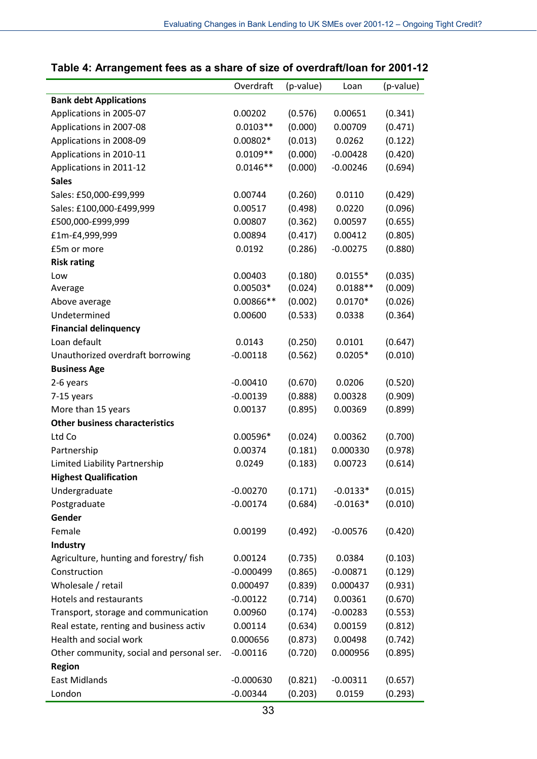**Table 4: Arrangement fees as a share of size of overdraft/loan for 2001-12**

| | Overdraft | (p-value) | Loan | (p-value) |
|---|---|---|---|---|
| **Bank debt Applications** | | | | |
| Applications in 2005-07 | 0.00202 | (0.576) | 0.00651 | (0.341) |
| Applications in 2007-08 | 0.0103** | (0.000) | 0.00709 | (0.471) |
| Applications in 2008-09 | 0.00802* | (0.013) | 0.0262 | (0.122) |
| Applications in 2010-11 | 0.0109** | (0.000) | -0.00428 | (0.420) |
| Applications in 2011-12 | 0.0146** | (0.000) | -0.00246 | (0.694) |
| **Sales** | | | | |
| Sales: £50,000-£99,999 | 0.00744 | (0.260) | 0.0110 | (0.429) |
| Sales: £100,000-£499,999 | 0.00517 | (0.498) | 0.0220 | (0.096) |
| £500,000-£999,999 | 0.00807 | (0.362) | 0.00597 | (0.655) |
| £1m-£4,999,999 | 0.00894 | (0.417) | 0.00412 | (0.805) |
| £5m or more | 0.0192 | (0.286) | -0.00275 | (0.880) |
| **Risk rating** | | | | |
| Low | 0.00403 | (0.180) | 0.0155* | (0.035) |
| Average | 0.00503* | (0.024) | 0.0188** | (0.009) |
| Above average | 0.00866** | (0.002) | 0.0170* | (0.026) |
| Undetermined | 0.00600 | (0.533) | 0.0338 | (0.364) |
| **Financial delinquency** | | | | |
| Loan default | 0.0143 | (0.250) | 0.0101 | (0.647) |
| Unauthorized overdraft borrowing | -0.00118 | (0.562) | 0.0205* | (0.010) |
| **Business Age** | | | | |
| 2-6 years | -0.00410 | (0.670) | 0.0206 | (0.520) |
| 7-15 years | -0.00139 | (0.888) | 0.00328 | (0.909) |
| More than 15 years | 0.00137 | (0.895) | 0.00369 | (0.899) |
| **Other business characteristics** | | | | |
| Ltd Co | 0.00596* | (0.024) | 0.00362 | (0.700) |
| Partnership | 0.00374 | (0.181) | 0.000330 | (0.978) |
| Limited Liability Partnership | 0.0249 | (0.183) | 0.00723 | (0.614) |
| **Highest Qualification** | | | | |
| Undergraduate | -0.00270 | (0.171) | -0.0133* | (0.015) |
| Postgraduate | -0.00174 | (0.684) | -0.0163* | (0.010) |
| **Gender** | | | | |
| Female | 0.00199 | (0.492) | -0.00576 | (0.420) |
| **Industry** | | | | |
| Agriculture, hunting and forestry/ fish | 0.00124 | (0.735) | 0.0384 | (0.103) |
| Construction | -0.000499 | (0.865) | -0.00871 | (0.129) |
| Wholesale / retail | 0.000497 | (0.839) | 0.000437 | (0.931) |
| Hotels and restaurants | -0.00122 | (0.714) | 0.00361 | (0.670) |
| Transport, storage and communication | 0.00960 | (0.174) | -0.00283 | (0.553) |
| Real estate, renting and business activ | 0.00114 | (0.634) | 0.00159 | (0.812) |
| Health and social work | 0.000656 | (0.873) | 0.00498 | (0.742) |
| Other community, social and personal ser. | -0.00116 | (0.720) | 0.000956 | (0.895) |
| **Region** | | | | |
| East Midlands | -0.000630 | (0.821) | -0.00311 | (0.657) |
| London | -0.00344 | (0.203) | 0.0159 | (0.293) |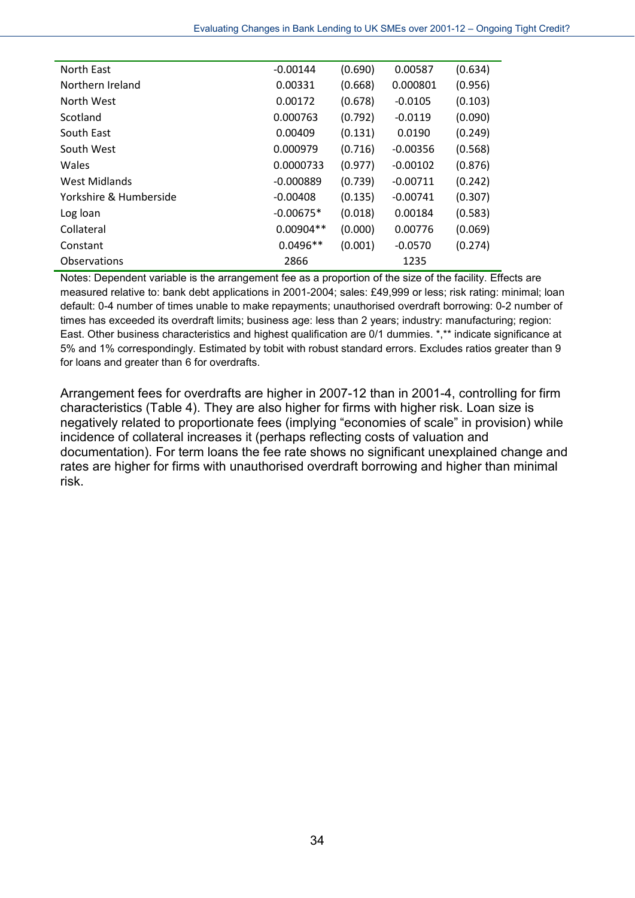| | | | | |
|---|---|---|---|---|
| North East | -0.00144 | (0.690) | 0.00587 | (0.634) |
| Northern Ireland | 0.00331 | (0.668) | 0.000801 | (0.956) |
| North West | 0.00172 | (0.678) | -0.0105 | (0.103) |
| Scotland | 0.000763 | (0.792) | -0.0119 | (0.090) |
| South East | 0.00409 | (0.131) | 0.0190 | (0.249) |
| South West | 0.000979 | (0.716) | -0.00356 | (0.568) |
| Wales | 0.0000733 | (0.977) | -0.00102 | (0.876) |
| West Midlands | -0.000889 | (0.739) | -0.00711 | (0.242) |
| Yorkshire & Humberside | -0.00408 | (0.135) | -0.00741 | (0.307) |
| Log loan | -0.00675* | (0.018) | 0.00184 | (0.583) |
| Collateral | 0.00904** | (0.000) | 0.00776 | (0.069) |
| Constant | 0.0496** | (0.001) | -0.0570 | (0.274) |
| Observations | 2866 | | 1235 | |

Notes: Dependent variable is the arrangement fee as a proportion of the size of the facility. Effects are measured relative to: bank debt applications in 2001-2004; sales: £49,999 or less; risk rating: minimal; loan default: 0-4 number of times unable to make repayments; unauthorised overdraft borrowing: 0-2 number of times has exceeded its overdraft limits; business age: less than 2 years; industry: manufacturing; region: East. Other business characteristics and highest qualification are 0/1 dummies. *,** indicate significance at 5% and 1% correspondingly. Estimated by tobit with robust standard errors. Excludes ratios greater than 9 for loans and greater than 6 for overdrafts.

Arrangement fees for overdrafts are higher in 2007-12 than in 2001-4, controlling for firm characteristics (Table 4). They are also higher for firms with higher risk. Loan size is negatively related to proportionate fees (implying "economies of scale" in provision) while incidence of collateral increases it (perhaps reflecting costs of valuation and documentation). For term loans the fee rate shows no significant unexplained change and rates are higher for firms with unauthorised overdraft borrowing and higher than minimal risk.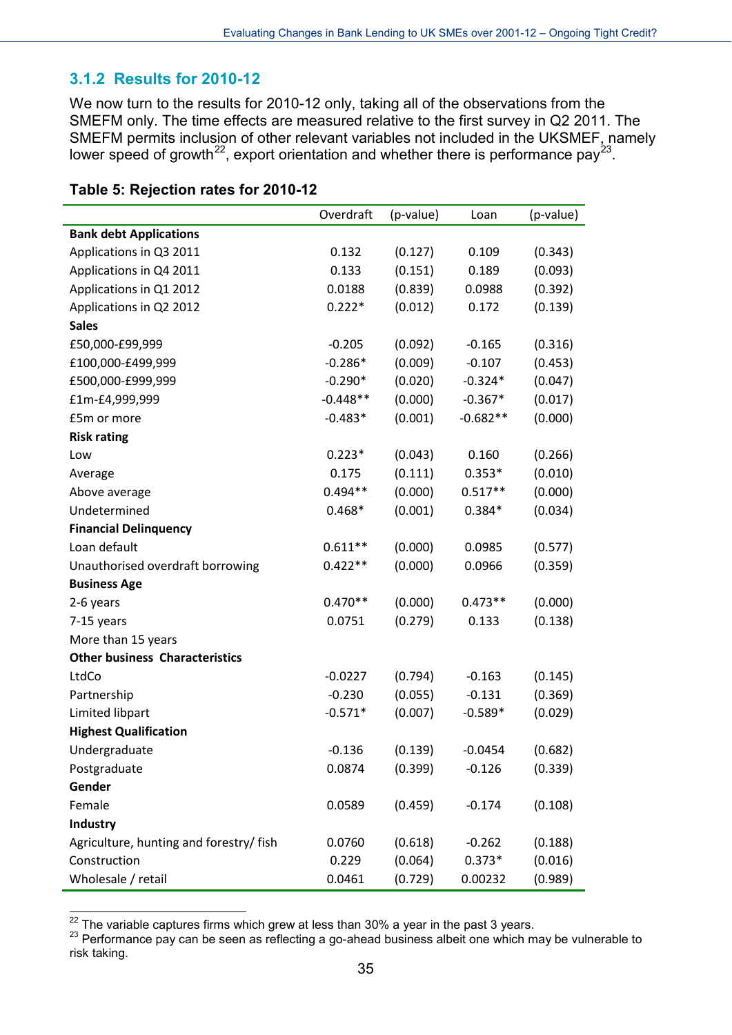### 3.1.2 Results for 2010-12

We now turn to the results for 2010-12 only, taking all of the observations from the SMEFM only. The time effects are measured relative to the first survey in Q2 2011. The SMEFM permits inclusion of other relevant variables not included in the UKSMEF, namely lower speed of growth[22], export orientation and whether there is performance pay[23].

**Table 5: Rejection rates for 2010-12**

| | Overdraft | (p-value) | Loan | (p-value) |
|---|---|---|---|---|
| **Bank debt Applications** | | | | |
| Applications in Q3 2011 | 0.132 | (0.127) | 0.109 | (0.343) |
| Applications in Q4 2011 | 0.133 | (0.151) | 0.189 | (0.093) |
| Applications in Q1 2012 | 0.0188 | (0.839) | 0.0988 | (0.392) |
| Applications in Q2 2012 | 0.222* | (0.012) | 0.172 | (0.139) |
| **Sales** | | | | |
| £50,000-£99,999 | -0.205 | (0.092) | -0.165 | (0.316) |
| £100,000-£499,999 | -0.286* | (0.009) | -0.107 | (0.453) |
| £500,000-£999,999 | -0.290* | (0.020) | -0.324* | (0.047) |
| £1m-£4,999,999 | -0.448** | (0.000) | -0.367* | (0.017) |
| £5m or more | -0.483* | (0.001) | -0.682** | (0.000) |
| **Risk rating** | | | | |
| Low | 0.223* | (0.043) | 0.160 | (0.266) |
| Average | 0.175 | (0.111) | 0.353* | (0.010) |
| Above average | 0.494** | (0.000) | 0.517** | (0.000) |
| Undetermined | 0.468* | (0.001) | 0.384* | (0.034) |
| **Financial Delinquency** | | | | |
| Loan default | 0.611** | (0.000) | 0.0985 | (0.577) |
| Unauthorised overdraft borrowing | 0.422** | (0.000) | 0.0966 | (0.359) |
| **Business Age** | | | | |
| 2-6 years | 0.470** | (0.000) | 0.473** | (0.000) |
| 7-15 years | 0.0751 | (0.279) | 0.133 | (0.138) |
| More than 15 years | | | | |
| **Other business Characteristics** | | | | |
| LtdCo | -0.0227 | (0.794) | -0.163 | (0.145) |
| Partnership | -0.230 | (0.055) | -0.131 | (0.369) |
| Limited libpart | -0.571* | (0.007) | -0.589* | (0.029) |
| **Highest Qualification** | | | | |
| Undergraduate | -0.136 | (0.139) | -0.0454 | (0.682) |
| Postgraduate | 0.0874 | (0.399) | -0.126 | (0.339) |
| **Gender** | | | | |
| Female | 0.0589 | (0.459) | -0.174 | (0.108) |
| **Industry** | | | | |
| Agriculture, hunting and forestry/ fish | 0.0760 | (0.618) | -0.262 | (0.188) |
| Construction | 0.229 | (0.064) | 0.373* | (0.016) |
| Wholesale / retail | 0.0461 | (0.729) | 0.00232 | (0.989) |

[22] The variable captures firms which grew at less than 30% a year in the past 3 years.
[23] Performance pay can be seen as reflecting a go-ahead business albeit one which may be vulnerable to risk taking.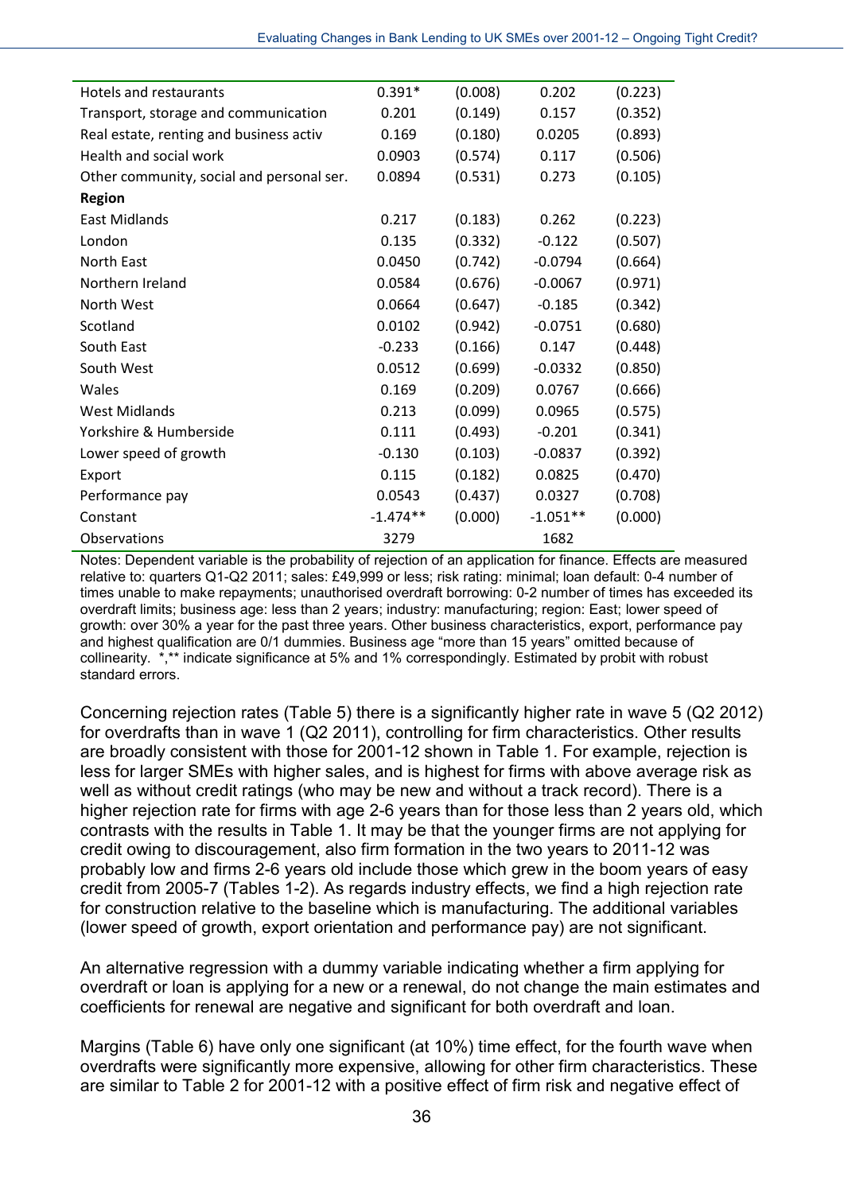| | | | | |
|---|---|---|---|---|
| Hotels and restaurants | 0.391* | (0.008) | 0.202 | (0.223) |
| Transport, storage and communication | 0.201 | (0.149) | 0.157 | (0.352) |
| Real estate, renting and business activ | 0.169 | (0.180) | 0.0205 | (0.893) |
| Health and social work | 0.0903 | (0.574) | 0.117 | (0.506) |
| Other community, social and personal ser. | 0.0894 | (0.531) | 0.273 | (0.105) |
| **Region** | | | | |
| East Midlands | 0.217 | (0.183) | 0.262 | (0.223) |
| London | 0.135 | (0.332) | -0.122 | (0.507) |
| North East | 0.0450 | (0.742) | -0.0794 | (0.664) |
| Northern Ireland | 0.0584 | (0.676) | -0.0067 | (0.971) |
| North West | 0.0664 | (0.647) | -0.185 | (0.342) |
| Scotland | 0.0102 | (0.942) | -0.0751 | (0.680) |
| South East | -0.233 | (0.166) | 0.147 | (0.448) |
| South West | 0.0512 | (0.699) | -0.0332 | (0.850) |
| Wales | 0.169 | (0.209) | 0.0767 | (0.666) |
| West Midlands | 0.213 | (0.099) | 0.0965 | (0.575) |
| Yorkshire & Humberside | 0.111 | (0.493) | -0.201 | (0.341) |
| Lower speed of growth | -0.130 | (0.103) | -0.0837 | (0.392) |
| Export | 0.115 | (0.182) | 0.0825 | (0.470) |
| Performance pay | 0.0543 | (0.437) | 0.0327 | (0.708) |
| Constant | -1.474** | (0.000) | -1.051** | (0.000) |
| Observations | 3279 | | 1682 | |

Notes: Dependent variable is the probability of rejection of an application for finance. Effects are measured relative to: quarters Q1-Q2 2011; sales: £49,999 or less; risk rating: minimal; loan default: 0-4 number of times unable to make repayments; unauthorised overdraft borrowing: 0-2 number of times has exceeded its overdraft limits; business age: less than 2 years; industry: manufacturing; region: East; lower speed of growth: over 30% a year for the past three years. Other business characteristics, export, performance pay and highest qualification are 0/1 dummies. Business age "more than 15 years" omitted because of collinearity. *,** indicate significance at 5% and 1% correspondingly. Estimated by probit with robust standard errors.

Concerning rejection rates (Table 5) there is a significantly higher rate in wave 5 (Q2 2012) for overdrafts than in wave 1 (Q2 2011), controlling for firm characteristics. Other results are broadly consistent with those for 2001-12 shown in Table 1. For example, rejection is less for larger SMEs with higher sales, and is highest for firms with above average risk as well as without credit ratings (who may be new and without a track record). There is a higher rejection rate for firms with age 2-6 years than for those less than 2 years old, which contrasts with the results in Table 1. It may be that the younger firms are not applying for credit owing to discouragement, also firm formation in the two years to 2011-12 was probably low and firms 2-6 years old include those which grew in the boom years of easy credit from 2005-7 (Tables 1-2). As regards industry effects, we find a high rejection rate for construction relative to the baseline which is manufacturing. The additional variables (lower speed of growth, export orientation and performance pay) are not significant.

An alternative regression with a dummy variable indicating whether a firm applying for overdraft or loan is applying for a new or a renewal, do not change the main estimates and coefficients for renewal are negative and significant for both overdraft and loan.

Margins (Table 6) have only one significant (at 10%) time effect, for the fourth wave when overdrafts were significantly more expensive, allowing for other firm characteristics. These are similar to Table 2 for 2001-12 with a positive effect of firm risk and negative effect of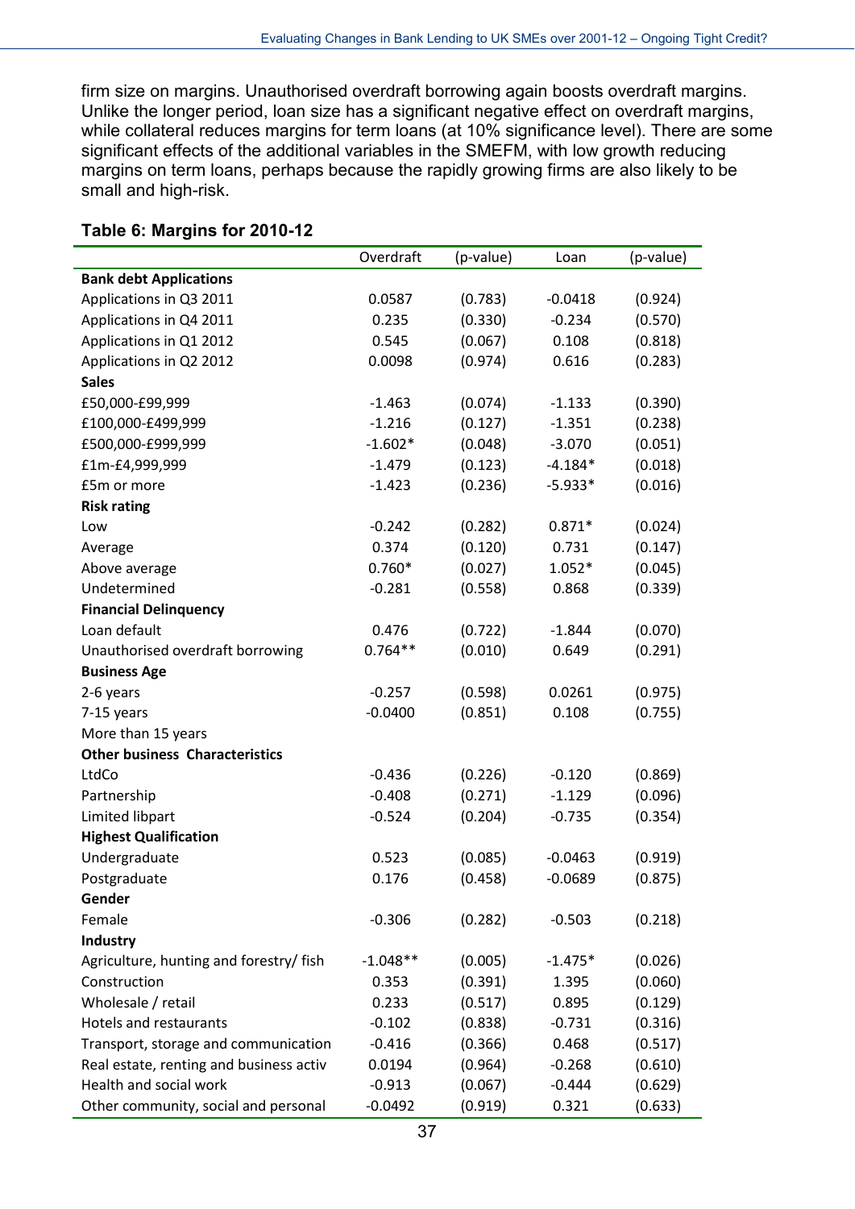firm size on margins. Unauthorised overdraft borrowing again boosts overdraft margins. Unlike the longer period, loan size has a significant negative effect on overdraft margins, while collateral reduces margins for term loans (at 10% significance level). There are some significant effects of the additional variables in the SMEFM, with low growth reducing margins on term loans, perhaps because the rapidly growing firms are also likely to be small and high-risk.

### Table 6: Margins for 2010-12

| | Overdraft | (p-value) | Loan | (p-value) |
|---|---|---|---|---|
| **Bank debt Applications** | | | | |
| Applications in Q3 2011 | 0.0587 | (0.783) | -0.0418 | (0.924) |
| Applications in Q4 2011 | 0.235 | (0.330) | -0.234 | (0.570) |
| Applications in Q1 2012 | 0.545 | (0.067) | 0.108 | (0.818) |
| Applications in Q2 2012 | 0.0098 | (0.974) | 0.616 | (0.283) |
| **Sales** | | | | |
| £50,000-£99,999 | -1.463 | (0.074) | -1.133 | (0.390) |
| £100,000-£499,999 | -1.216 | (0.127) | -1.351 | (0.238) |
| £500,000-£999,999 | -1.602* | (0.048) | -3.070 | (0.051) |
| £1m-£4,999,999 | -1.479 | (0.123) | -4.184* | (0.018) |
| £5m or more | -1.423 | (0.236) | -5.933* | (0.016) |
| **Risk rating** | | | | |
| Low | -0.242 | (0.282) | 0.871* | (0.024) |
| Average | 0.374 | (0.120) | 0.731 | (0.147) |
| Above average | 0.760* | (0.027) | 1.052* | (0.045) |
| Undetermined | -0.281 | (0.558) | 0.868 | (0.339) |
| **Financial Delinquency** | | | | |
| Loan default | 0.476 | (0.722) | -1.844 | (0.070) |
| Unauthorised overdraft borrowing | 0.764** | (0.010) | 0.649 | (0.291) |
| **Business Age** | | | | |
| 2-6 years | -0.257 | (0.598) | 0.0261 | (0.975) |
| 7-15 years | -0.0400 | (0.851) | 0.108 | (0.755) |
| More than 15 years | | | | |
| **Other business Characteristics** | | | | |
| LtdCo | -0.436 | (0.226) | -0.120 | (0.869) |
| Partnership | -0.408 | (0.271) | -1.129 | (0.096) |
| Limited libpart | -0.524 | (0.204) | -0.735 | (0.354) |
| **Highest Qualification** | | | | |
| Undergraduate | 0.523 | (0.085) | -0.0463 | (0.919) |
| Postgraduate | 0.176 | (0.458) | -0.0689 | (0.875) |
| **Gender** | | | | |
| Female | -0.306 | (0.282) | -0.503 | (0.218) |
| **Industry** | | | | |
| Agriculture, hunting and forestry/ fish | -1.048** | (0.005) | -1.475* | (0.026) |
| Construction | 0.353 | (0.391) | 1.395 | (0.060) |
| Wholesale / retail | 0.233 | (0.517) | 0.895 | (0.129) |
| Hotels and restaurants | -0.102 | (0.838) | -0.731 | (0.316) |
| Transport, storage and communication | -0.416 | (0.366) | 0.468 | (0.517) |
| Real estate, renting and business activ | 0.0194 | (0.964) | -0.268 | (0.610) |
| Health and social work | -0.913 | (0.067) | -0.444 | (0.629) |
| Other community, social and personal | -0.0492 | (0.919) | 0.321 | (0.633) |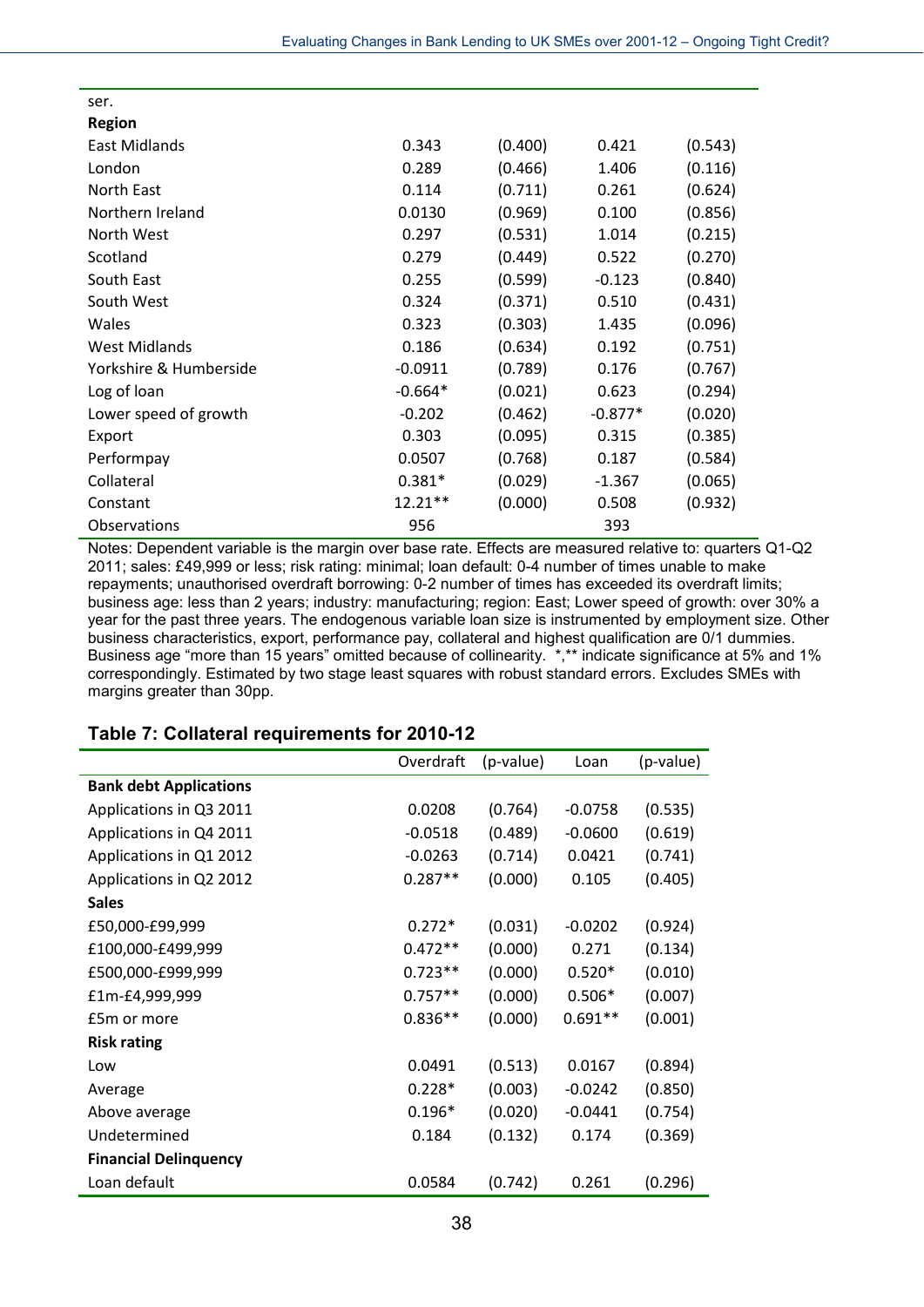| | | | | |
|---|---|---|---|---|
| ser. | | | | |
| **Region** | | | | |
| East Midlands | 0.343 | (0.400) | 0.421 | (0.543) |
| London | 0.289 | (0.466) | 1.406 | (0.116) |
| North East | 0.114 | (0.711) | 0.261 | (0.624) |
| Northern Ireland | 0.0130 | (0.969) | 0.100 | (0.856) |
| North West | 0.297 | (0.531) | 1.014 | (0.215) |
| Scotland | 0.279 | (0.449) | 0.522 | (0.270) |
| South East | 0.255 | (0.599) | -0.123 | (0.840) |
| South West | 0.324 | (0.371) | 0.510 | (0.431) |
| Wales | 0.323 | (0.303) | 1.435 | (0.096) |
| West Midlands | 0.186 | (0.634) | 0.192 | (0.751) |
| Yorkshire & Humberside | -0.0911 | (0.789) | 0.176 | (0.767) |
| Log of loan | -0.664* | (0.021) | 0.623 | (0.294) |
| Lower speed of growth | -0.202 | (0.462) | -0.877* | (0.020) |
| Export | 0.303 | (0.095) | 0.315 | (0.385) |
| Performpay | 0.0507 | (0.768) | 0.187 | (0.584) |
| Collateral | 0.381* | (0.029) | -1.367 | (0.065) |
| Constant | 12.21** | (0.000) | 0.508 | (0.932) |
| Observations | 956 | | 393 | |

Notes: Dependent variable is the margin over base rate. Effects are measured relative to: quarters Q1-Q2 2011; sales: £49,999 or less; risk rating: minimal; loan default: 0-4 number of times unable to make repayments; unauthorised overdraft borrowing: 0-2 number of times has exceeded its overdraft limits; business age: less than 2 years; industry: manufacturing; region: East; Lower speed of growth: over 30% a year for the past three years. The endogenous variable loan size is instrumented by employment size. Other business characteristics, export, performance pay, collateral and highest qualification are 0/1 dummies. Business age "more than 15 years" omitted because of collinearity. *,** indicate significance at 5% and 1% correspondingly. Estimated by two stage least squares with robust standard errors. Excludes SMEs with margins greater than 30pp.

## Table 7: Collateral requirements for 2010-12

| | Overdraft | (p-value) | Loan | (p-value) |
|---|---|---|---|---|
| **Bank debt Applications** | | | | |
| Applications in Q3 2011 | 0.0208 | (0.764) | -0.0758 | (0.535) |
| Applications in Q4 2011 | -0.0518 | (0.489) | -0.0600 | (0.619) |
| Applications in Q1 2012 | -0.0263 | (0.714) | 0.0421 | (0.741) |
| Applications in Q2 2012 | 0.287** | (0.000) | 0.105 | (0.405) |
| **Sales** | | | | |
| £50,000-£99,999 | 0.272* | (0.031) | -0.0202 | (0.924) |
| £100,000-£499,999 | 0.472** | (0.000) | 0.271 | (0.134) |
| £500,000-£999,999 | 0.723** | (0.000) | 0.520* | (0.010) |
| £1m-£4,999,999 | 0.757** | (0.000) | 0.506* | (0.007) |
| £5m or more | 0.836** | (0.000) | 0.691** | (0.001) |
| **Risk rating** | | | | |
| Low | 0.0491 | (0.513) | 0.0167 | (0.894) |
| Average | 0.228* | (0.003) | -0.0242 | (0.850) |
| Above average | 0.196* | (0.020) | -0.0441 | (0.754) |
| Undetermined | 0.184 | (0.132) | 0.174 | (0.369) |
| **Financial Delinquency** | | | | |
| Loan default | 0.0584 | (0.742) | 0.261 | (0.296) |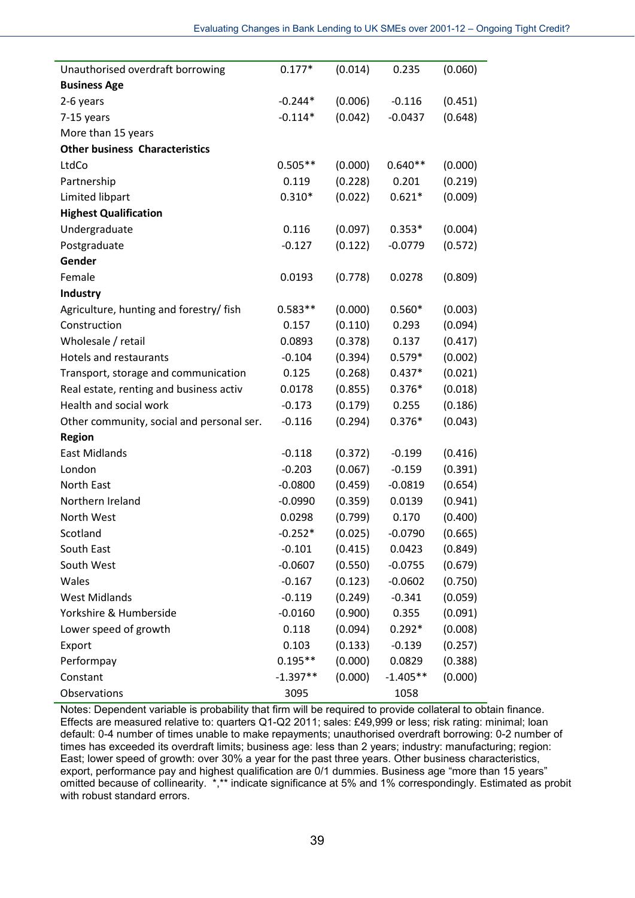| | | | | |
|---|---|---|---|---|
| Unauthorised overdraft borrowing | 0.177* | (0.014) | 0.235 | (0.060) |
| **Business Age** | | | | |
| 2-6 years | -0.244* | (0.006) | -0.116 | (0.451) |
| 7-15 years | -0.114* | (0.042) | -0.0437 | (0.648) |
| More than 15 years | | | | |
| **Other business Characteristics** | | | | |
| LtdCo | 0.505** | (0.000) | 0.640** | (0.000) |
| Partnership | 0.119 | (0.228) | 0.201 | (0.219) |
| Limited libpart | 0.310* | (0.022) | 0.621* | (0.009) |
| **Highest Qualification** | | | | |
| Undergraduate | 0.116 | (0.097) | 0.353* | (0.004) |
| Postgraduate | -0.127 | (0.122) | -0.0779 | (0.572) |
| **Gender** | | | | |
| Female | 0.0193 | (0.778) | 0.0278 | (0.809) |
| **Industry** | | | | |
| Agriculture, hunting and forestry/ fish | 0.583** | (0.000) | 0.560* | (0.003) |
| Construction | 0.157 | (0.110) | 0.293 | (0.094) |
| Wholesale / retail | 0.0893 | (0.378) | 0.137 | (0.417) |
| Hotels and restaurants | -0.104 | (0.394) | 0.579* | (0.002) |
| Transport, storage and communication | 0.125 | (0.268) | 0.437* | (0.021) |
| Real estate, renting and business activ | 0.0178 | (0.855) | 0.376* | (0.018) |
| Health and social work | -0.173 | (0.179) | 0.255 | (0.186) |
| Other community, social and personal ser. | -0.116 | (0.294) | 0.376* | (0.043) |
| **Region** | | | | |
| East Midlands | -0.118 | (0.372) | -0.199 | (0.416) |
| London | -0.203 | (0.067) | -0.159 | (0.391) |
| North East | -0.0800 | (0.459) | -0.0819 | (0.654) |
| Northern Ireland | -0.0990 | (0.359) | 0.0139 | (0.941) |
| North West | 0.0298 | (0.799) | 0.170 | (0.400) |
| Scotland | -0.252* | (0.025) | -0.0790 | (0.665) |
| South East | -0.101 | (0.415) | 0.0423 | (0.849) |
| South West | -0.0607 | (0.550) | -0.0755 | (0.679) |
| Wales | -0.167 | (0.123) | -0.0602 | (0.750) |
| West Midlands | -0.119 | (0.249) | -0.341 | (0.059) |
| Yorkshire & Humberside | -0.0160 | (0.900) | 0.355 | (0.091) |
| Lower speed of growth | 0.118 | (0.094) | 0.292* | (0.008) |
| Export | 0.103 | (0.133) | -0.139 | (0.257) |
| Performpay | 0.195** | (0.000) | 0.0829 | (0.388) |
| Constant | -1.397** | (0.000) | -1.405** | (0.000) |
| Observations | 3095 | | 1058 | |

Notes: Dependent variable is probability that firm will be required to provide collateral to obtain finance. Effects are measured relative to: quarters Q1-Q2 2011; sales: £49,999 or less; risk rating: minimal; loan default: 0-4 number of times unable to make repayments; unauthorised overdraft borrowing: 0-2 number of times has exceeded its overdraft limits; business age: less than 2 years; industry: manufacturing; region: East; lower speed of growth: over 30% a year for the past three years. Other business characteristics, export, performance pay and highest qualification are 0/1 dummies. Business age "more than 15 years" omitted because of collinearity. *,** indicate significance at 5% and 1% correspondingly. Estimated as probit with robust standard errors.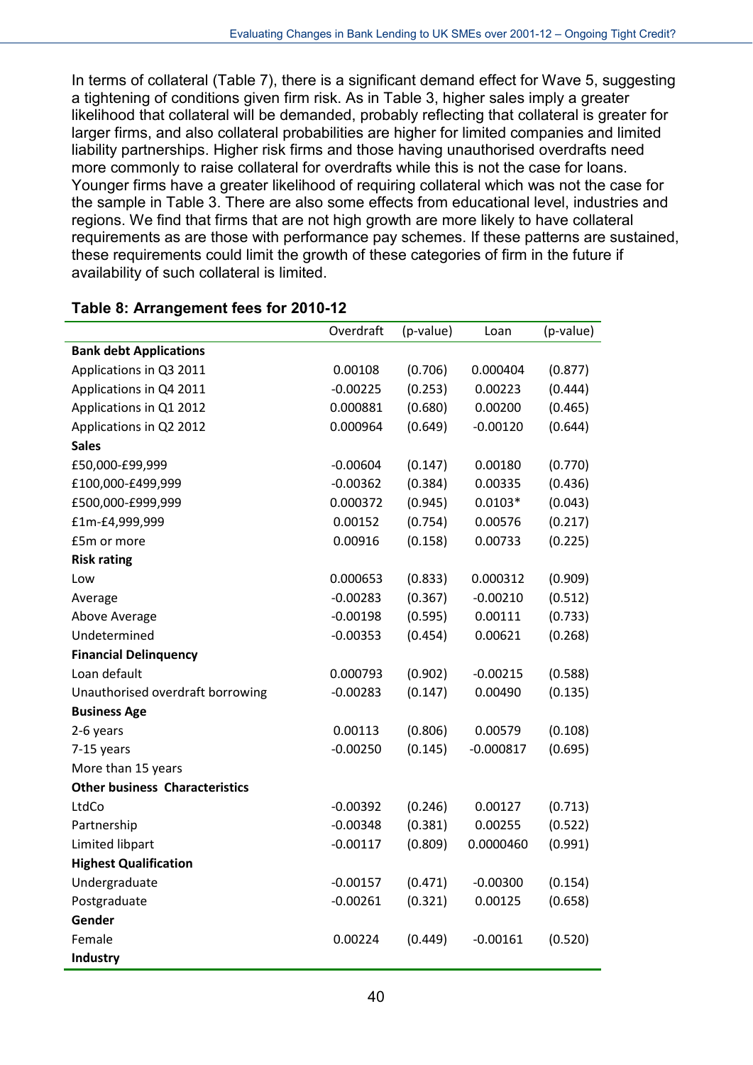In terms of collateral (Table 7), there is a significant demand effect for Wave 5, suggesting a tightening of conditions given firm risk. As in Table 3, higher sales imply a greater likelihood that collateral will be demanded, probably reflecting that collateral is greater for larger firms, and also collateral probabilities are higher for limited companies and limited liability partnerships. Higher risk firms and those having unauthorised overdrafts need more commonly to raise collateral for overdrafts while this is not the case for loans. Younger firms have a greater likelihood of requiring collateral which was not the case for the sample in Table 3. There are also some effects from educational level, industries and regions. We find that firms that are not high growth are more likely to have collateral requirements as are those with performance pay schemes. If these patterns are sustained, these requirements could limit the growth of these categories of firm in the future if availability of such collateral is limited.

**Table 8: Arrangement fees for 2010-12**

| | Overdraft | (p-value) | Loan | (p-value) |
|---|---|---|---|---|
| **Bank debt Applications** | | | | |
| Applications in Q3 2011 | 0.00108 | (0.706) | 0.000404 | (0.877) |
| Applications in Q4 2011 | -0.00225 | (0.253) | 0.00223 | (0.444) |
| Applications in Q1 2012 | 0.000881 | (0.680) | 0.00200 | (0.465) |
| Applications in Q2 2012 | 0.000964 | (0.649) | -0.00120 | (0.644) |
| **Sales** | | | | |
| £50,000-£99,999 | -0.00604 | (0.147) | 0.00180 | (0.770) |
| £100,000-£499,999 | -0.00362 | (0.384) | 0.00335 | (0.436) |
| £500,000-£999,999 | 0.000372 | (0.945) | 0.0103* | (0.043) |
| £1m-£4,999,999 | 0.00152 | (0.754) | 0.00576 | (0.217) |
| £5m or more | 0.00916 | (0.158) | 0.00733 | (0.225) |
| **Risk rating** | | | | |
| Low | 0.000653 | (0.833) | 0.000312 | (0.909) |
| Average | -0.00283 | (0.367) | -0.00210 | (0.512) |
| Above Average | -0.00198 | (0.595) | 0.00111 | (0.733) |
| Undetermined | -0.00353 | (0.454) | 0.00621 | (0.268) |
| **Financial Delinquency** | | | | |
| Loan default | 0.000793 | (0.902) | -0.00215 | (0.588) |
| Unauthorised overdraft borrowing | -0.00283 | (0.147) | 0.00490 | (0.135) |
| **Business Age** | | | | |
| 2-6 years | 0.00113 | (0.806) | 0.00579 | (0.108) |
| 7-15 years | -0.00250 | (0.145) | -0.000817 | (0.695) |
| More than 15 years | | | | |
| **Other business Characteristics** | | | | |
| LtdCo | -0.00392 | (0.246) | 0.00127 | (0.713) |
| Partnership | -0.00348 | (0.381) | 0.00255 | (0.522) |
| Limited libpart | -0.00117 | (0.809) | 0.0000460 | (0.991) |
| **Highest Qualification** | | | | |
| Undergraduate | -0.00157 | (0.471) | -0.00300 | (0.154) |
| Postgraduate | -0.00261 | (0.321) | 0.00125 | (0.658) |
| **Gender** | | | | |
| Female | 0.00224 | (0.449) | -0.00161 | (0.520) |
| **Industry** | | | | |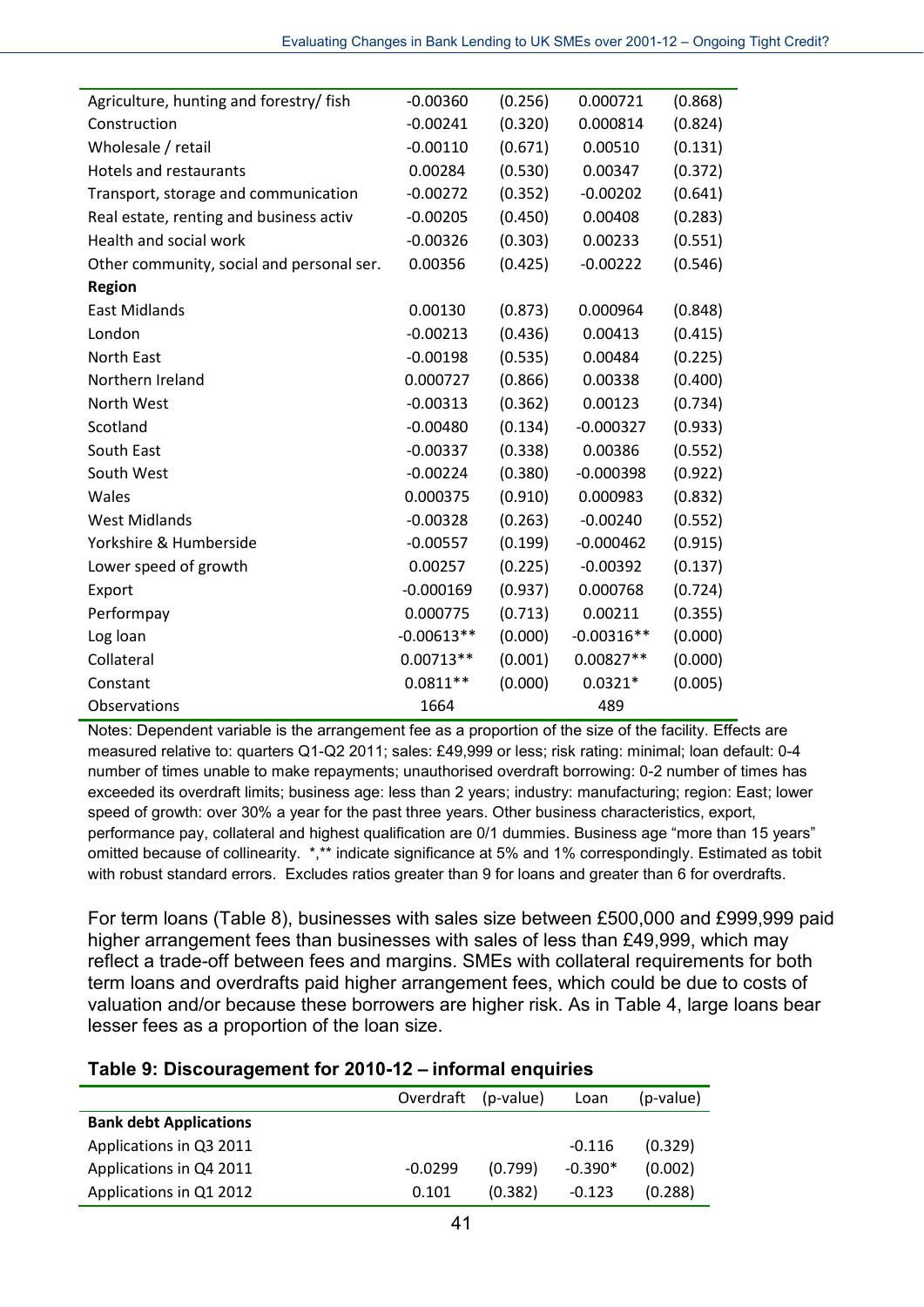| | | | | |
|---|---|---|---|---|
| Agriculture, hunting and forestry/ fish | -0.00360 | (0.256) | 0.000721 | (0.868) |
| Construction | -0.00241 | (0.320) | 0.000814 | (0.824) |
| Wholesale / retail | -0.00110 | (0.671) | 0.00510 | (0.131) |
| Hotels and restaurants | 0.00284 | (0.530) | 0.00347 | (0.372) |
| Transport, storage and communication | -0.00272 | (0.352) | -0.00202 | (0.641) |
| Real estate, renting and business activ | -0.00205 | (0.450) | 0.00408 | (0.283) |
| Health and social work | -0.00326 | (0.303) | 0.00233 | (0.551) |
| Other community, social and personal ser. | 0.00356 | (0.425) | -0.00222 | (0.546) |
| **Region** | | | | |
| East Midlands | 0.00130 | (0.873) | 0.000964 | (0.848) |
| London | -0.00213 | (0.436) | 0.00413 | (0.415) |
| North East | -0.00198 | (0.535) | 0.00484 | (0.225) |
| Northern Ireland | 0.000727 | (0.866) | 0.00338 | (0.400) |
| North West | -0.00313 | (0.362) | 0.00123 | (0.734) |
| Scotland | -0.00480 | (0.134) | -0.000327 | (0.933) |
| South East | -0.00337 | (0.338) | 0.00386 | (0.552) |
| South West | -0.00224 | (0.380) | -0.000398 | (0.922) |
| Wales | 0.000375 | (0.910) | 0.000983 | (0.832) |
| West Midlands | -0.00328 | (0.263) | -0.00240 | (0.552) |
| Yorkshire & Humberside | -0.00557 | (0.199) | -0.000462 | (0.915) |
| Lower speed of growth | 0.00257 | (0.225) | -0.00392 | (0.137) |
| Export | -0.000169 | (0.937) | 0.000768 | (0.724) |
| Performpay | 0.000775 | (0.713) | 0.00211 | (0.355) |
| Log loan | -0.00613** | (0.000) | -0.00316** | (0.000) |
| Collateral | 0.00713** | (0.001) | 0.00827** | (0.000) |
| Constant | 0.0811** | (0.000) | 0.0321* | (0.005) |
| Observations | 1664 | | 489 | |

Notes: Dependent variable is the arrangement fee as a proportion of the size of the facility. Effects are measured relative to: quarters Q1-Q2 2011; sales: £49,999 or less; risk rating: minimal; loan default: 0-4 number of times unable to make repayments; unauthorised overdraft borrowing: 0-2 number of times has exceeded its overdraft limits; business age: less than 2 years; industry: manufacturing; region: East; lower speed of growth: over 30% a year for the past three years. Other business characteristics, export, performance pay, collateral and highest qualification are 0/1 dummies. Business age "more than 15 years" omitted because of collinearity. *,** indicate significance at 5% and 1% correspondingly. Estimated as tobit with robust standard errors. Excludes ratios greater than 9 for loans and greater than 6 for overdrafts.

For term loans (Table 8), businesses with sales size between £500,000 and £999,999 paid higher arrangement fees than businesses with sales of less than £49,999, which may reflect a trade-off between fees and margins. SMEs with collateral requirements for both term loans and overdrafts paid higher arrangement fees, which could be due to costs of valuation and/or because these borrowers are higher risk. As in Table 4, large loans bear lesser fees as a proportion of the loan size.

**Table 9: Discouragement for 2010-12 – informal enquiries**

| | Overdraft | (p-value) | Loan | (p-value) |
|---|---|---|---|---|
| **Bank debt Applications** | | | | |
| Applications in Q3 2011 | | | -0.116 | (0.329) |
| Applications in Q4 2011 | -0.0299 | (0.799) | -0.390* | (0.002) |
| Applications in Q1 2012 | 0.101 | (0.382) | -0.123 | (0.288) |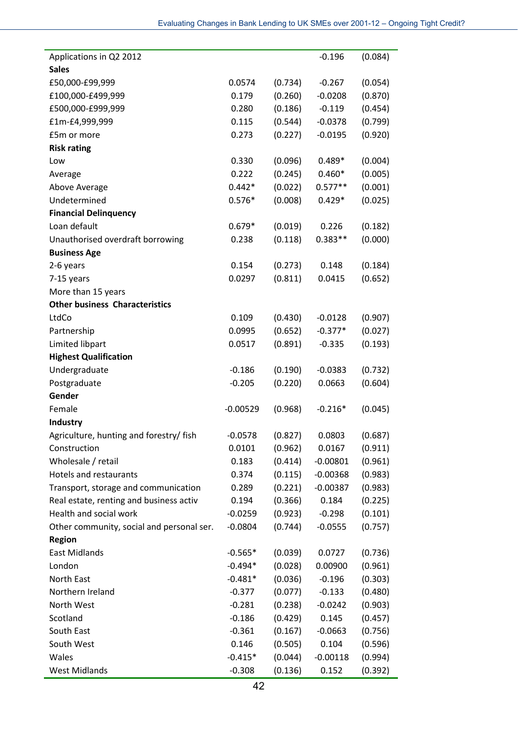| | | | | |
|---|---|---|---|---|
| Applications in Q2 2012 | | | -0.196 | (0.084) |
| **Sales** | | | | |
| £50,000-£99,999 | 0.0574 | (0.734) | -0.267 | (0.054) |
| £100,000-£499,999 | 0.179 | (0.260) | -0.0208 | (0.870) |
| £500,000-£999,999 | 0.280 | (0.186) | -0.119 | (0.454) |
| £1m-£4,999,999 | 0.115 | (0.544) | -0.0378 | (0.799) |
| £5m or more | 0.273 | (0.227) | -0.0195 | (0.920) |
| **Risk rating** | | | | |
| Low | 0.330 | (0.096) | 0.489* | (0.004) |
| Average | 0.222 | (0.245) | 0.460* | (0.005) |
| Above Average | 0.442* | (0.022) | 0.577** | (0.001) |
| Undetermined | 0.576* | (0.008) | 0.429* | (0.025) |
| **Financial Delinquency** | | | | |
| Loan default | 0.679* | (0.019) | 0.226 | (0.182) |
| Unauthorised overdraft borrowing | 0.238 | (0.118) | 0.383** | (0.000) |
| **Business Age** | | | | |
| 2-6 years | 0.154 | (0.273) | 0.148 | (0.184) |
| 7-15 years | 0.0297 | (0.811) | 0.0415 | (0.652) |
| More than 15 years | | | | |
| **Other business Characteristics** | | | | |
| LtdCo | 0.109 | (0.430) | -0.0128 | (0.907) |
| Partnership | 0.0995 | (0.652) | -0.377* | (0.027) |
| Limited libpart | 0.0517 | (0.891) | -0.335 | (0.193) |
| **Highest Qualification** | | | | |
| Undergraduate | -0.186 | (0.190) | -0.0383 | (0.732) |
| Postgraduate | -0.205 | (0.220) | 0.0663 | (0.604) |
| **Gender** | | | | |
| Female | -0.00529 | (0.968) | -0.216* | (0.045) |
| **Industry** | | | | |
| Agriculture, hunting and forestry/ fish | -0.0578 | (0.827) | 0.0803 | (0.687) |
| Construction | 0.0101 | (0.962) | 0.0167 | (0.911) |
| Wholesale / retail | 0.183 | (0.414) | -0.00801 | (0.961) |
| Hotels and restaurants | 0.374 | (0.115) | -0.00368 | (0.983) |
| Transport, storage and communication | 0.289 | (0.221) | -0.00387 | (0.983) |
| Real estate, renting and business activ | 0.194 | (0.366) | 0.184 | (0.225) |
| Health and social work | -0.0259 | (0.923) | -0.298 | (0.101) |
| Other community, social and personal ser. | -0.0804 | (0.744) | -0.0555 | (0.757) |
| **Region** | | | | |
| East Midlands | -0.565* | (0.039) | 0.0727 | (0.736) |
| London | -0.494* | (0.028) | 0.00900 | (0.961) |
| North East | -0.481* | (0.036) | -0.196 | (0.303) |
| Northern Ireland | -0.377 | (0.077) | -0.133 | (0.480) |
| North West | -0.281 | (0.238) | -0.0242 | (0.903) |
| Scotland | -0.186 | (0.429) | 0.145 | (0.457) |
| South East | -0.361 | (0.167) | -0.0663 | (0.756) |
| South West | 0.146 | (0.505) | 0.104 | (0.596) |
| Wales | -0.415* | (0.044) | -0.00118 | (0.994) |
| West Midlands | -0.308 | (0.136) | 0.152 | (0.392) |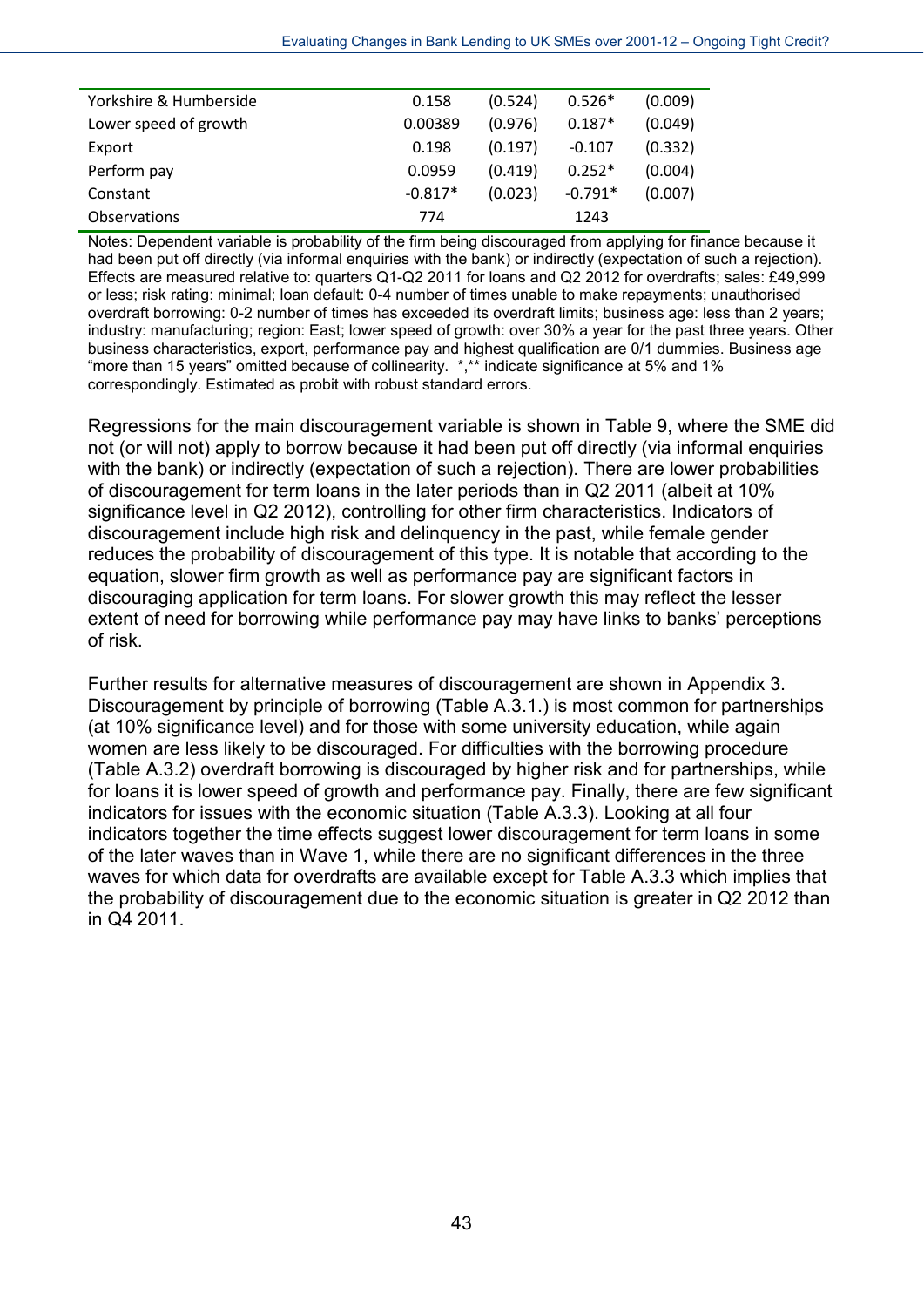| | | | | |
|---|---|---|---|---|
| Yorkshire & Humberside | 0.158 | (0.524) | 0.526* | (0.009) |
| Lower speed of growth | 0.00389 | (0.976) | 0.187* | (0.049) |
| Export | 0.198 | (0.197) | -0.107 | (0.332) |
| Perform pay | 0.0959 | (0.419) | 0.252* | (0.004) |
| Constant | -0.817* | (0.023) | -0.791* | (0.007) |
| Observations | 774 | | 1243 | |

Notes: Dependent variable is probability of the firm being discouraged from applying for finance because it had been put off directly (via informal enquiries with the bank) or indirectly (expectation of such a rejection). Effects are measured relative to: quarters Q1-Q2 2011 for loans and Q2 2012 for overdrafts; sales: £49,999 or less; risk rating: minimal; loan default: 0-4 number of times unable to make repayments; unauthorised overdraft borrowing: 0-2 number of times has exceeded its overdraft limits; business age: less than 2 years; industry: manufacturing; region: East; lower speed of growth: over 30% a year for the past three years. Other business characteristics, export, performance pay and highest qualification are 0/1 dummies. Business age "more than 15 years" omitted because of collinearity. *,** indicate significance at 5% and 1% correspondingly. Estimated as probit with robust standard errors.

Regressions for the main discouragement variable is shown in Table 9, where the SME did not (or will not) apply to borrow because it had been put off directly (via informal enquiries with the bank) or indirectly (expectation of such a rejection). There are lower probabilities of discouragement for term loans in the later periods than in Q2 2011 (albeit at 10% significance level in Q2 2012), controlling for other firm characteristics. Indicators of discouragement include high risk and delinquency in the past, while female gender reduces the probability of discouragement of this type. It is notable that according to the equation, slower firm growth as well as performance pay are significant factors in discouraging application for term loans. For slower growth this may reflect the lesser extent of need for borrowing while performance pay may have links to banks' perceptions of risk.

Further results for alternative measures of discouragement are shown in Appendix 3. Discouragement by principle of borrowing (Table A.3.1.) is most common for partnerships (at 10% significance level) and for those with some university education, while again women are less likely to be discouraged. For difficulties with the borrowing procedure (Table A.3.2) overdraft borrowing is discouraged by higher risk and for partnerships, while for loans it is lower speed of growth and performance pay. Finally, there are few significant indicators for issues with the economic situation (Table A.3.3). Looking at all four indicators together the time effects suggest lower discouragement for term loans in some of the later waves than in Wave 1, while there are no significant differences in the three waves for which data for overdrafts are available except for Table A.3.3 which implies that the probability of discouragement due to the economic situation is greater in Q2 2012 than in Q4 2011.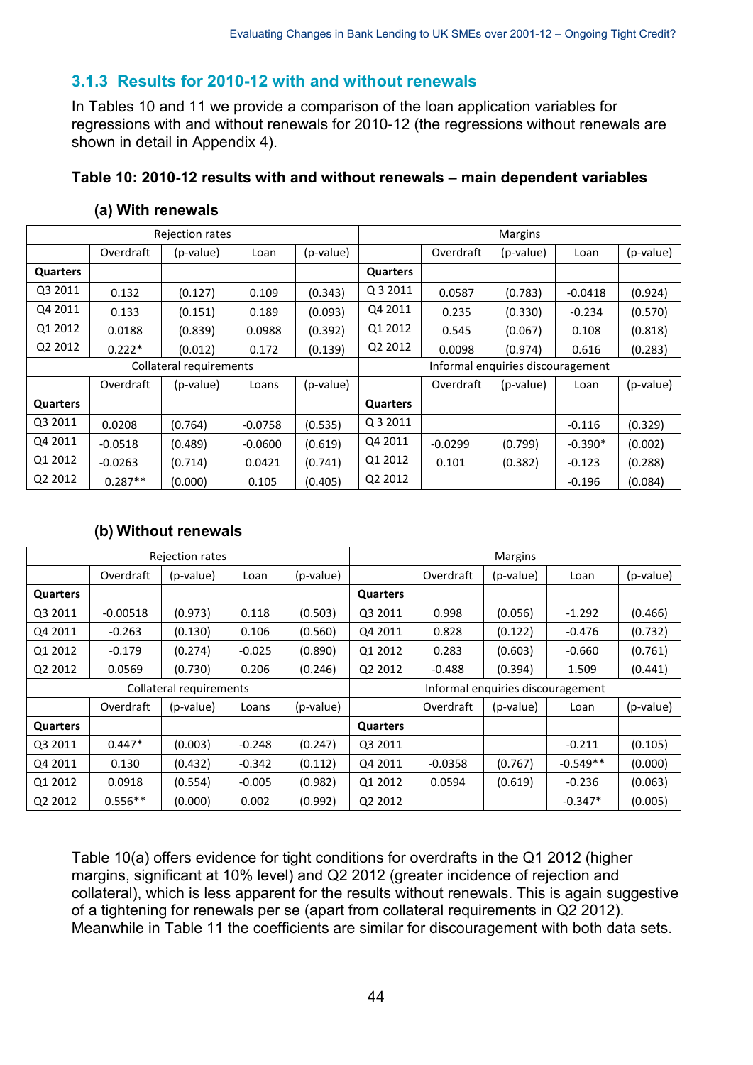### 3.1.3 Results for 2010-12 with and without renewals

In Tables 10 and 11 we provide a comparison of the loan application variables for regressions with and without renewals for 2010-12 (the regressions without renewals are shown in detail in Appendix 4).

**Table 10: 2010-12 results with and without renewals – main dependent variables**

**(a) With renewals**

| Rejection rates | | | | | Margins | | | | |
|---|---|---|---|---|---|---|---|---|---|
| | Overdraft | (p-value) | Loan | (p-value) | | Overdraft | (p-value) | Loan | (p-value) |
| **Quarters** | | | | | **Quarters** | | | | |
| Q3 2011 | 0.132 | (0.127) | 0.109 | (0.343) | Q 3 2011 | 0.0587 | (0.783) | -0.0418 | (0.924) |
| Q4 2011 | 0.133 | (0.151) | 0.189 | (0.093) | Q4 2011 | 0.235 | (0.330) | -0.234 | (0.570) |
| Q1 2012 | 0.0188 | (0.839) | 0.0988 | (0.392) | Q1 2012 | 0.545 | (0.067) | 0.108 | (0.818) |
| Q2 2012 | 0.222* | (0.012) | 0.172 | (0.139) | Q2 2012 | 0.0098 | (0.974) | 0.616 | (0.283) |
| **Collateral requirements** | | | | | **Informal enquiries discouragement** | | | | |
| | Overdraft | (p-value) | Loans | (p-value) | | Overdraft | (p-value) | Loan | (p-value) |
| **Quarters** | | | | | **Quarters** | | | | |
| Q3 2011 | 0.0208 | (0.764) | -0.0758 | (0.535) | Q 3 2011 | | | -0.116 | (0.329) |
| Q4 2011 | -0.0518 | (0.489) | -0.0600 | (0.619) | Q4 2011 | -0.0299 | (0.799) | -0.390* | (0.002) |
| Q1 2012 | -0.0263 | (0.714) | 0.0421 | (0.741) | Q1 2012 | 0.101 | (0.382) | -0.123 | (0.288) |
| Q2 2012 | 0.287** | (0.000) | 0.105 | (0.405) | Q2 2012 | | | -0.196 | (0.084) |

**(b) Without renewals**

| Rejection rates | | | | | Margins | | | | |
|---|---|---|---|---|---|---|---|---|---|
| | Overdraft | (p-value) | Loan | (p-value) | | Overdraft | (p-value) | Loan | (p-value) |
| **Quarters** | | | | | **Quarters** | | | | |
| Q3 2011 | -0.00518 | (0.973) | 0.118 | (0.503) | Q3 2011 | 0.998 | (0.056) | -1.292 | (0.466) |
| Q4 2011 | -0.263 | (0.130) | 0.106 | (0.560) | Q4 2011 | 0.828 | (0.122) | -0.476 | (0.732) |
| Q1 2012 | -0.179 | (0.274) | -0.025 | (0.890) | Q1 2012 | 0.283 | (0.603) | -0.660 | (0.761) |
| Q2 2012 | 0.0569 | (0.730) | 0.206 | (0.246) | Q2 2012 | -0.488 | (0.394) | 1.509 | (0.441) |
| **Collateral requirements** | | | | | **Informal enquiries discouragement** | | | | |
| | Overdraft | (p-value) | Loans | (p-value) | | Overdraft | (p-value) | Loan | (p-value) |
| **Quarters** | | | | | **Quarters** | | | | |
| Q3 2011 | 0.447* | (0.003) | -0.248 | (0.247) | Q3 2011 | | | -0.211 | (0.105) |
| Q4 2011 | 0.130 | (0.432) | -0.342 | (0.112) | Q4 2011 | -0.0358 | (0.767) | -0.549** | (0.000) |
| Q1 2012 | 0.0918 | (0.554) | -0.005 | (0.982) | Q1 2012 | 0.0594 | (0.619) | -0.236 | (0.063) |
| Q2 2012 | 0.556** | (0.000) | 0.002 | (0.992) | Q2 2012 | | | -0.347* | (0.005) |

Table 10(a) offers evidence for tight conditions for overdrafts in the Q1 2012 (higher margins, significant at 10% level) and Q2 2012 (greater incidence of rejection and collateral), which is less apparent for the results without renewals. This is again suggestive of a tightening for renewals per se (apart from collateral requirements in Q2 2012). Meanwhile in Table 11 the coefficients are similar for discouragement with both data sets.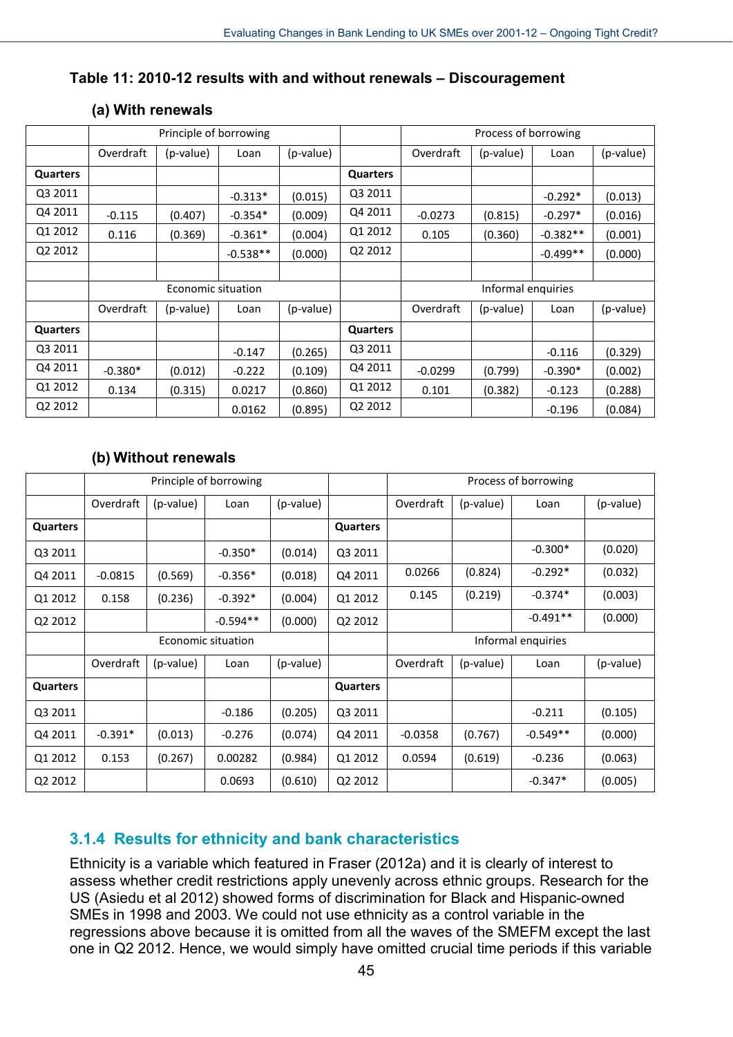### Table 11: 2010-12 results with and without renewals – Discouragement

#### (a) With renewals

| | Principle of borrowing | | | | | Process of borrowing | | | |
|---|---|---|---|---|---|---|---|---|---|
| | Overdraft | (p-value) | Loan | (p-value) | | Overdraft | (p-value) | Loan | (p-value) |
| **Quarters** | | | | | **Quarters** | | | | |
| Q3 2011 | | | -0.313* | (0.015) | Q3 2011 | | | -0.292* | (0.013) |
| Q4 2011 | -0.115 | (0.407) | -0.354* | (0.009) | Q4 2011 | -0.0273 | (0.815) | -0.297* | (0.016) |
| Q1 2012 | 0.116 | (0.369) | -0.361* | (0.004) | Q1 2012 | 0.105 | (0.360) | -0.382** | (0.001) |
| Q2 2012 | | | -0.538** | (0.000) | Q2 2012 | | | -0.499** | (0.000) |
| | | | | | | | | | |
| | Economic situation | | | | | Informal enquiries | | | |
| | Overdraft | (p-value) | Loan | (p-value) | | Overdraft | (p-value) | Loan | (p-value) |
| **Quarters** | | | | | **Quarters** | | | | |
| Q3 2011 | | | -0.147 | (0.265) | Q3 2011 | | | -0.116 | (0.329) |
| Q4 2011 | -0.380* | (0.012) | -0.222 | (0.109) | Q4 2011 | -0.0299 | (0.799) | -0.390* | (0.002) |
| Q1 2012 | 0.134 | (0.315) | 0.0217 | (0.860) | Q1 2012 | 0.101 | (0.382) | -0.123 | (0.288) |
| Q2 2012 | | | 0.0162 | (0.895) | Q2 2012 | | | -0.196 | (0.084) |

#### (b) Without renewals

| | Principle of borrowing | | | | | Process of borrowing | | | |
|---|---|---|---|---|---|---|---|---|---|
| | Overdraft | (p-value) | Loan | (p-value) | | Overdraft | (p-value) | Loan | (p-value) |
| **Quarters** | | | | | **Quarters** | | | | |
| Q3 2011 | | | -0.350* | (0.014) | Q3 2011 | | | -0.300* | (0.020) |
| Q4 2011 | -0.0815 | (0.569) | -0.356* | (0.018) | Q4 2011 | 0.0266 | (0.824) | -0.292* | (0.032) |
| Q1 2012 | 0.158 | (0.236) | -0.392* | (0.004) | Q1 2012 | 0.145 | (0.219) | -0.374* | (0.003) |
| Q2 2012 | | | -0.594** | (0.000) | Q2 2012 | | | -0.491** | (0.000) |
| | Economic situation | | | | | Informal enquiries | | | |
| | Overdraft | (p-value) | Loan | (p-value) | | Overdraft | (p-value) | Loan | (p-value) |
| **Quarters** | | | | | **Quarters** | | | | |
| Q3 2011 | | | -0.186 | (0.205) | Q3 2011 | | | -0.211 | (0.105) |
| Q4 2011 | -0.391* | (0.013) | -0.276 | (0.074) | Q4 2011 | -0.0358 | (0.767) | -0.549** | (0.000) |
| Q1 2012 | 0.153 | (0.267) | 0.00282 | (0.984) | Q1 2012 | 0.0594 | (0.619) | -0.236 | (0.063) |
| Q2 2012 | | | 0.0693 | (0.610) | Q2 2012 | | | -0.347* | (0.005) |

### 3.1.4 Results for ethnicity and bank characteristics

Ethnicity is a variable which featured in Fraser (2012a) and it is clearly of interest to assess whether credit restrictions apply unevenly across ethnic groups. Research for the US (Asiedu et al 2012) showed forms of discrimination for Black and Hispanic-owned SMEs in 1998 and 2003. We could not use ethnicity as a control variable in the regressions above because it is omitted from all the waves of the SMEFM except the last one in Q2 2012. Hence, we would simply have omitted crucial time periods if this variable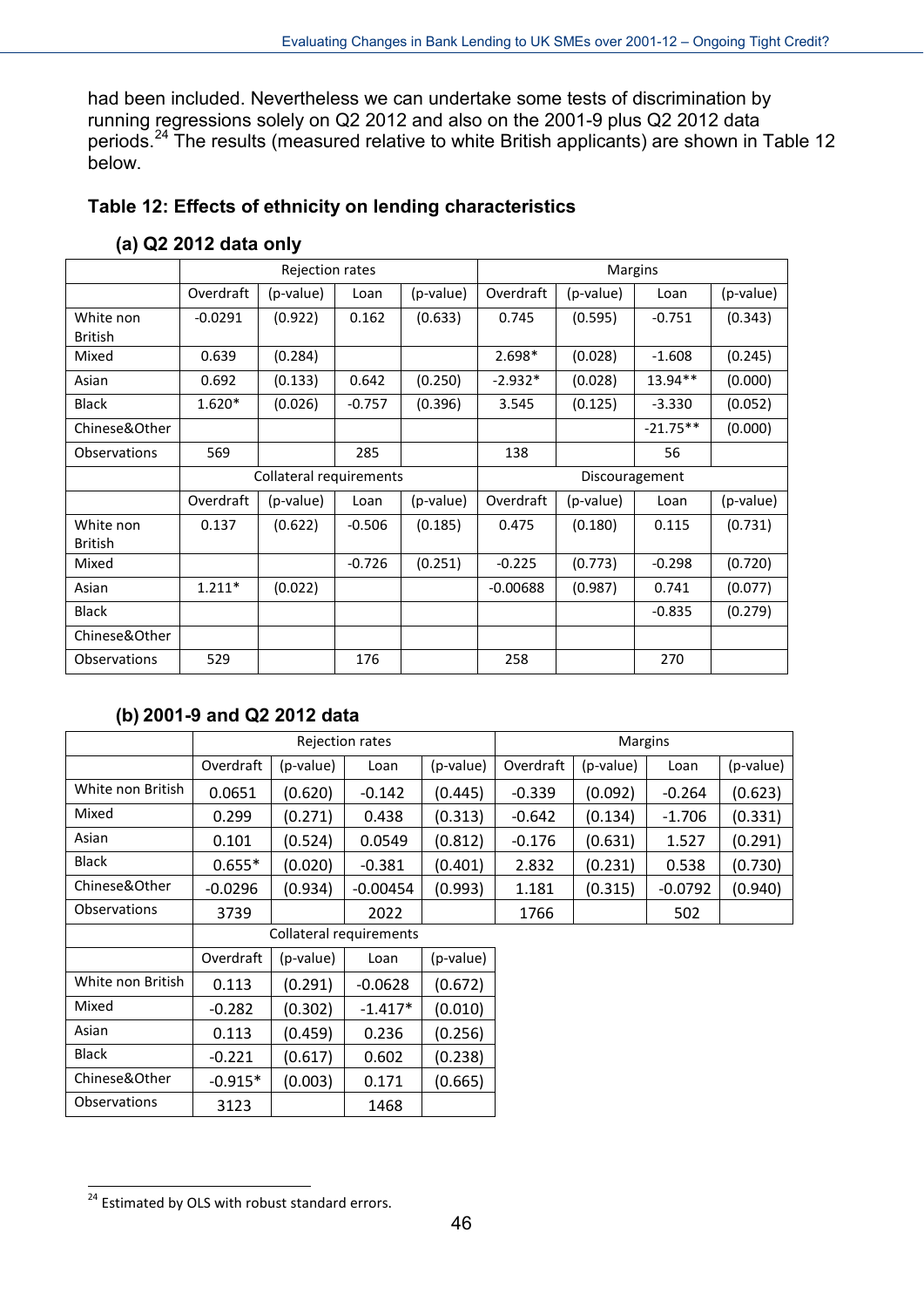had been included. Nevertheless we can undertake some tests of discrimination by running regressions solely on Q2 2012 and also on the 2001-9 plus Q2 2012 data periods.[24] The results (measured relative to white British applicants) are shown in Table 12 below.

### Table 12: Effects of ethnicity on lending characteristics

#### (a) Q2 2012 data only

| | Rejection rates | | | | Margins | | | |
|---|---|---|---|---|---|---|---|---|
| | Overdraft | (p-value) | Loan | (p-value) | Overdraft | (p-value) | Loan | (p-value) |
| White non British | -0.0291 | (0.922) | 0.162 | (0.633) | 0.745 | (0.595) | -0.751 | (0.343) |
| Mixed | 0.639 | (0.284) | | | 2.698* | (0.028) | -1.608 | (0.245) |
| Asian | 0.692 | (0.133) | 0.642 | (0.250) | -2.932* | (0.028) | 13.94** | (0.000) |
| Black | 1.620* | (0.026) | -0.757 | (0.396) | 3.545 | (0.125) | -3.330 | (0.052) |
| Chinese&Other | | | | | | | -21.75** | (0.000) |
| Observations | 569 | | 285 | | 138 | | 56 | |
| | Collateral requirements | | | | Discouragement | | | |
| | Overdraft | (p-value) | Loan | (p-value) | Overdraft | (p-value) | Loan | (p-value) |
| White non British | 0.137 | (0.622) | -0.506 | (0.185) | 0.475 | (0.180) | 0.115 | (0.731) |
| Mixed | | | -0.726 | (0.251) | -0.225 | (0.773) | -0.298 | (0.720) |
| Asian | 1.211* | (0.022) | | | -0.00688 | (0.987) | 0.741 | (0.077) |
| Black | | | | | | | -0.835 | (0.279) |
| Chinese&Other | | | | | | | | |
| Observations | 529 | | 176 | | 258 | | 270 | |

#### (b) 2001-9 and Q2 2012 data

| | Rejection rates | | | | Margins | | | |
|---|---|---|---|---|---|---|---|---|
| | Overdraft | (p-value) | Loan | (p-value) | Overdraft | (p-value) | Loan | (p-value) |
| White non British | 0.0651 | (0.620) | -0.142 | (0.445) | -0.339 | (0.092) | -0.264 | (0.623) |
| Mixed | 0.299 | (0.271) | 0.438 | (0.313) | -0.642 | (0.134) | -1.706 | (0.331) |
| Asian | 0.101 | (0.524) | 0.0549 | (0.812) | -0.176 | (0.631) | 1.527 | (0.291) |
| Black | 0.655* | (0.020) | -0.381 | (0.401) | 2.832 | (0.231) | 0.538 | (0.730) |
| Chinese&Other | -0.0296 | (0.934) | -0.00454 | (0.993) | 1.181 | (0.315) | -0.0792 | (0.940) |
| Observations | 3739 | | 2022 | | 1766 | | 502 | |
| | Collateral requirements | | | | | | | |
| | Overdraft | (p-value) | Loan | (p-value) | | | | |
| White non British | 0.113 | (0.291) | -0.0628 | (0.672) | | | | |
| Mixed | -0.282 | (0.302) | -1.417* | (0.010) | | | | |
| Asian | 0.113 | (0.459) | 0.236 | (0.256) | | | | |
| Black | -0.221 | (0.617) | 0.602 | (0.238) | | | | |
| Chinese&Other | -0.915* | (0.003) | 0.171 | (0.665) | | | | |
| Observations | 3123 | | 1468 | | | | | |

[24] Estimated by OLS with robust standard errors.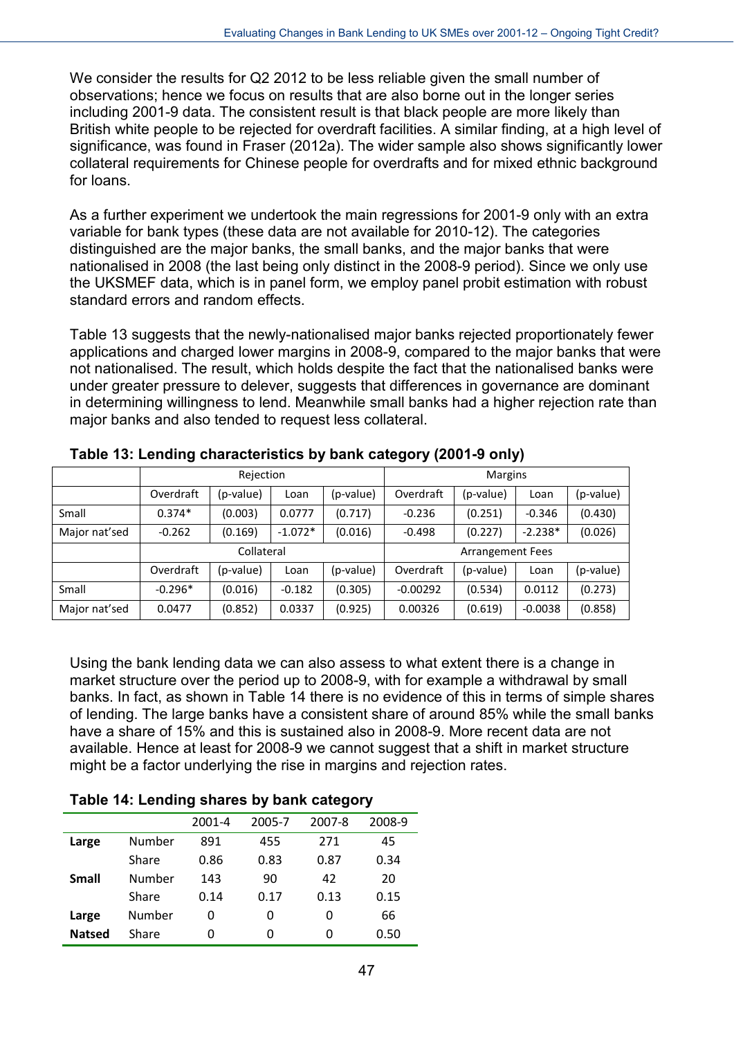We consider the results for Q2 2012 to be less reliable given the small number of observations; hence we focus on results that are also borne out in the longer series including 2001-9 data. The consistent result is that black people are more likely than British white people to be rejected for overdraft facilities. A similar finding, at a high level of significance, was found in Fraser (2012a). The wider sample also shows significantly lower collateral requirements for Chinese people for overdrafts and for mixed ethnic background for loans.

As a further experiment we undertook the main regressions for 2001-9 only with an extra variable for bank types (these data are not available for 2010-12). The categories distinguished are the major banks, the small banks, and the major banks that were nationalised in 2008 (the last being only distinct in the 2008-9 period). Since we only use the UKSMEF data, which is in panel form, we employ panel probit estimation with robust standard errors and random effects.

Table 13 suggests that the newly-nationalised major banks rejected proportionately fewer applications and charged lower margins in 2008-9, compared to the major banks that were not nationalised. The result, which holds despite the fact that the nationalised banks were under greater pressure to delever, suggests that differences in governance are dominant in determining willingness to lend. Meanwhile small banks had a higher rejection rate than major banks and also tended to request less collateral.

**Table 13: Lending characteristics by bank category (2001-9 only)**

| | Rejection | | | | Margins | | | |
|---|---|---|---|---|---|---|---|---|
| | Overdraft | (p-value) | Loan | (p-value) | Overdraft | (p-value) | Loan | (p-value) |
| Small | 0.374* | (0.003) | 0.0777 | (0.717) | -0.236 | (0.251) | -0.346 | (0.430) |
| Major nat'sed | -0.262 | (0.169) | -1.072* | (0.016) | -0.498 | (0.227) | -2.238* | (0.026) |
| | Collateral | | | | Arrangement Fees | | | |
| | Overdraft | (p-value) | Loan | (p-value) | Overdraft | (p-value) | Loan | (p-value) |
| Small | -0.296* | (0.016) | -0.182 | (0.305) | -0.00292 | (0.534) | 0.0112 | (0.273) |
| Major nat'sed | 0.0477 | (0.852) | 0.0337 | (0.925) | 0.00326 | (0.619) | -0.0038 | (0.858) |

Using the bank lending data we can also assess to what extent there is a change in market structure over the period up to 2008-9, with for example a withdrawal by small banks. In fact, as shown in Table 14 there is no evidence of this in terms of simple shares of lending. The large banks have a consistent share of around 85% while the small banks have a share of 15% and this is sustained also in 2008-9. More recent data are not available. Hence at least for 2008-9 we cannot suggest that a shift in market structure might be a factor underlying the rise in margins and rejection rates.

**Table 14: Lending shares by bank category**

| | | 2001-4 | 2005-7 | 2007-8 | 2008-9 |
|---|---|---|---|---|---|
| **Large** | Number | 891 | 455 | 271 | 45 |
| | Share | 0.86 | 0.83 | 0.87 | 0.34 |
| **Small** | Number | 143 | 90 | 42 | 20 |
| | Share | 0.14 | 0.17 | 0.13 | 0.15 |
| **Large** | Number | 0 | 0 | 0 | 66 |
| **Natsed** | Share | 0 | 0 | 0 | 0.50 |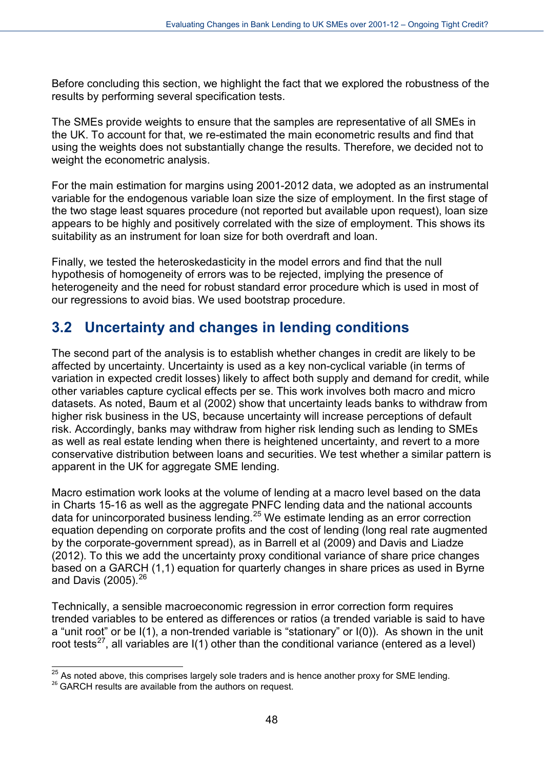Before concluding this section, we highlight the fact that we explored the robustness of the results by performing several specification tests.

The SMEs provide weights to ensure that the samples are representative of all SMEs in the UK. To account for that, we re-estimated the main econometric results and find that using the weights does not substantially change the results. Therefore, we decided not to weight the econometric analysis.

For the main estimation for margins using 2001-2012 data, we adopted as an instrumental variable for the endogenous variable loan size the size of employment. In the first stage of the two stage least squares procedure (not reported but available upon request), loan size appears to be highly and positively correlated with the size of employment. This shows its suitability as an instrument for loan size for both overdraft and loan.

Finally, we tested the heteroskedasticity in the model errors and find that the null hypothesis of homogeneity of errors was to be rejected, implying the presence of heterogeneity and the need for robust standard error procedure which is used in most of our regressions to avoid bias. We used bootstrap procedure.

## 3.2 Uncertainty and changes in lending conditions

The second part of the analysis is to establish whether changes in credit are likely to be affected by uncertainty. Uncertainty is used as a key non-cyclical variable (in terms of variation in expected credit losses) likely to affect both supply and demand for credit, while other variables capture cyclical effects per se. This work involves both macro and micro datasets. As noted, Baum et al (2002) show that uncertainty leads banks to withdraw from higher risk business in the US, because uncertainty will increase perceptions of default risk. Accordingly, banks may withdraw from higher risk lending such as lending to SMEs as well as real estate lending when there is heightened uncertainty, and revert to a more conservative distribution between loans and securities. We test whether a similar pattern is apparent in the UK for aggregate SME lending.

Macro estimation work looks at the volume of lending at a macro level based on the data in Charts 15-16 as well as the aggregate PNFC lending data and the national accounts data for unincorporated business lending.[25] We estimate lending as an error correction equation depending on corporate profits and the cost of lending (long real rate augmented by the corporate-government spread), as in Barrell et al (2009) and Davis and Liadze (2012). To this we add the uncertainty proxy conditional variance of share price changes based on a GARCH (1,1) equation for quarterly changes in share prices as used in Byrne and Davis (2005).[26]

Technically, a sensible macroeconomic regression in error correction form requires trended variables to be entered as differences or ratios (a trended variable is said to have a "unit root" or be I(1), a non-trended variable is "stationary" or I(0)). As shown in the unit root tests[27], all variables are I(1) other than the conditional variance (entered as a level)

[25] As noted above, this comprises largely sole traders and is hence another proxy for SME lending.

[26] GARCH results are available from the authors on request.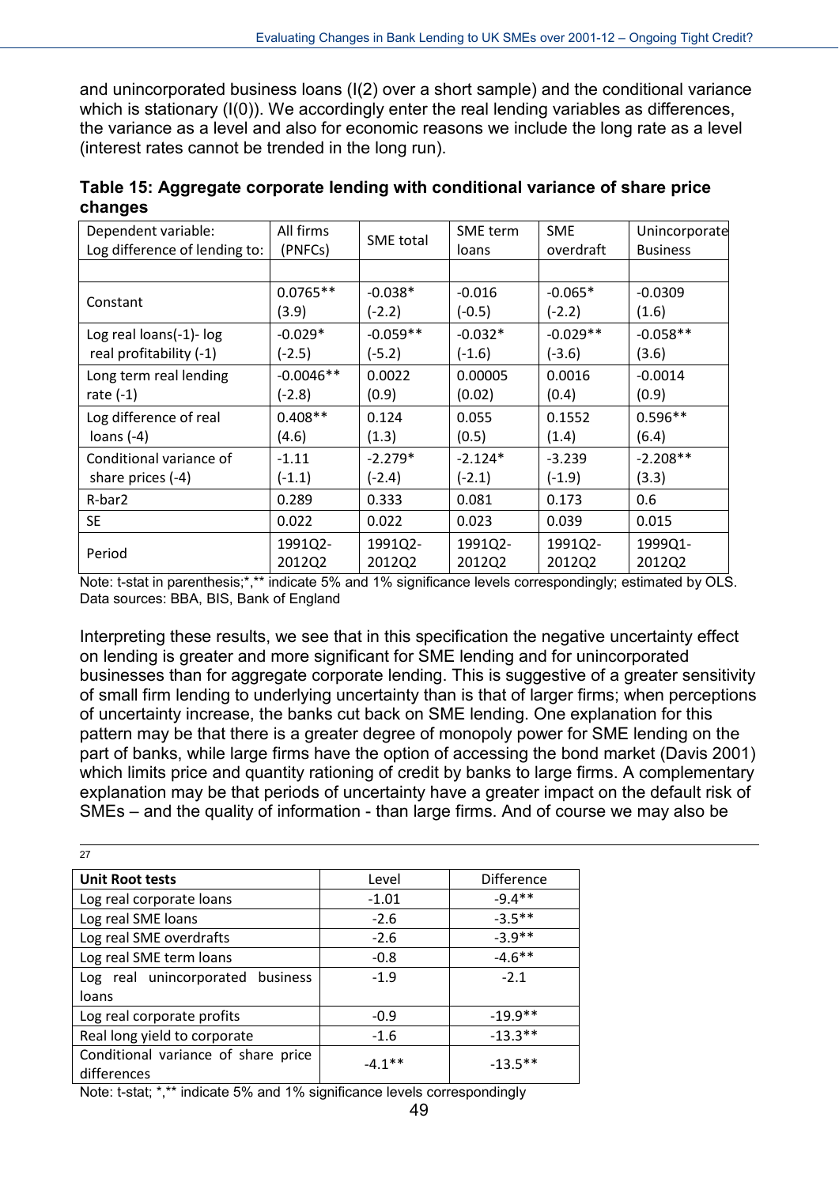and unincorporated business loans (I(2) over a short sample) and the conditional variance which is stationary (I(0)). We accordingly enter the real lending variables as differences, the variance as a level and also for economic reasons we include the long rate as a level (interest rates cannot be trended in the long run).

**Table 15: Aggregate corporate lending with conditional variance of share price changes**

| Dependent variable: Log difference of lending to: | All firms (PNFCs) | SME total | SME term loans | SME overdraft | Unincorporate Business |
|---|---|---|---|---|---|
| | | | | | |
| Constant | 0.0765** (3.9) | -0.038* (-2.2) | -0.016 (-0.5) | -0.065* (-2.2) | -0.0309 (1.6) |
| Log real loans(-1)- log real profitability (-1) | -0.029* (-2.5) | -0.059** (-5.2) | -0.032* (-1.6) | -0.029** (-3.6) | -0.058** (3.6) |
| Long term real lending rate (-1) | -0.0046** (-2.8) | 0.0022 (0.9) | 0.00005 (0.02) | 0.0016 (0.4) | -0.0014 (0.9) |
| Log difference of real loans (-4) | 0.408** (4.6) | 0.124 (1.3) | 0.055 (0.5) | 0.1552 (1.4) | 0.596** (6.4) |
| Conditional variance of share prices (-4) | -1.11 (-1.1) | -2.279* (-2.4) | -2.124* (-2.1) | -3.239 (-1.9) | -2.208** (3.3) |
| R-bar2 | 0.289 | 0.333 | 0.081 | 0.173 | 0.6 |
| SE | 0.022 | 0.022 | 0.023 | 0.039 | 0.015 |
| Period | 1991Q2-2012Q2 | 1991Q2-2012Q2 | 1991Q2-2012Q2 | 1991Q2-2012Q2 | 1999Q1-2012Q2 |

Note: t-stat in parenthesis;*,** indicate 5% and 1% significance levels correspondingly; estimated by OLS. Data sources: BBA, BIS, Bank of England

Interpreting these results, we see that in this specification the negative uncertainty effect on lending is greater and more significant for SME lending and for unincorporated businesses than for aggregate corporate lending. This is suggestive of a greater sensitivity of small firm lending to underlying uncertainty than is that of larger firms; when perceptions of uncertainty increase, the banks cut back on SME lending. One explanation for this pattern may be that there is a greater degree of monopoly power for SME lending on the part of banks, while large firms have the option of accessing the bond market (Davis 2001) which limits price and quantity rationing of credit by banks to large firms. A complementary explanation may be that periods of uncertainty have a greater impact on the default risk of SMEs – and the quality of information - than large firms. And of course we may also be

---

[27]

| Unit Root tests | Level | Difference |
|---|---|---|
| Log real corporate loans | -1.01 | -9.4** |
| Log real SME loans | -2.6 | -3.5** |
| Log real SME overdrafts | -2.6 | -3.9** |
| Log real SME term loans | -0.8 | -4.6** |
| Log real unincorporated business loans | -1.9 | -2.1 |
| Log real corporate profits | -0.9 | -19.9** |
| Real long yield to corporate | -1.6 | -13.3** |
| Conditional variance of share price differences | -4.1** | -13.5** |

Note: t-stat; *,** indicate 5% and 1% significance levels correspondingly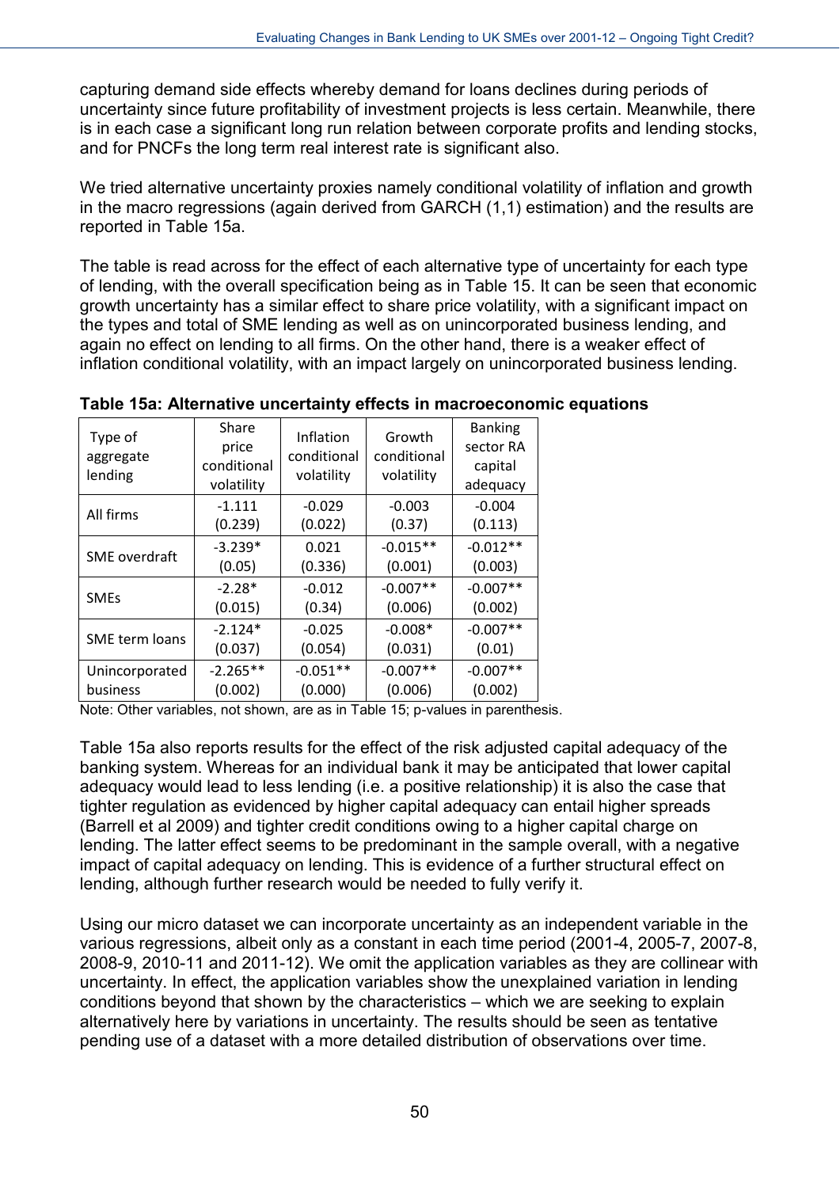capturing demand side effects whereby demand for loans declines during periods of uncertainty since future profitability of investment projects is less certain. Meanwhile, there is in each case a significant long run relation between corporate profits and lending stocks, and for PNCFs the long term real interest rate is significant also.

We tried alternative uncertainty proxies namely conditional volatility of inflation and growth in the macro regressions (again derived from GARCH (1,1) estimation) and the results are reported in Table 15a.

The table is read across for the effect of each alternative type of uncertainty for each type of lending, with the overall specification being as in Table 15. It can be seen that economic growth uncertainty has a similar effect to share price volatility, with a significant impact on the types and total of SME lending as well as on unincorporated business lending, and again no effect on lending to all firms. On the other hand, there is a weaker effect of inflation conditional volatility, with an impact largely on unincorporated business lending.

**Table 15a: Alternative uncertainty effects in macroeconomic equations**

| Type of aggregate lending | Share price conditional volatility | Inflation conditional volatility | Growth conditional volatility | Banking sector RA capital adequacy |
|---|---|---|---|---|
| All firms | -1.111 (0.239) | -0.029 (0.022) | -0.003 (0.37) | -0.004 (0.113) |
| SME overdraft | -3.239* (0.05) | 0.021 (0.336) | -0.015** (0.001) | -0.012** (0.003) |
| SMEs | -2.28* (0.015) | -0.012 (0.34) | -0.007** (0.006) | -0.007** (0.002) |
| SME term loans | -2.124* (0.037) | -0.025 (0.054) | -0.008* (0.031) | -0.007** (0.01) |
| Unincorporated business | -2.265** (0.002) | -0.051** (0.000) | -0.007** (0.006) | -0.007** (0.002) |

Note: Other variables, not shown, are as in Table 15; p-values in parenthesis.

Table 15a also reports results for the effect of the risk adjusted capital adequacy of the banking system. Whereas for an individual bank it may be anticipated that lower capital adequacy would lead to less lending (i.e. a positive relationship) it is also the case that tighter regulation as evidenced by higher capital adequacy can entail higher spreads (Barrell et al 2009) and tighter credit conditions owing to a higher capital charge on lending. The latter effect seems to be predominant in the sample overall, with a negative impact of capital adequacy on lending. This is evidence of a further structural effect on lending, although further research would be needed to fully verify it.

Using our micro dataset we can incorporate uncertainty as an independent variable in the various regressions, albeit only as a constant in each time period (2001-4, 2005-7, 2007-8, 2008-9, 2010-11 and 2011-12). We omit the application variables as they are collinear with uncertainty. In effect, the application variables show the unexplained variation in lending conditions beyond that shown by the characteristics – which we are seeking to explain alternatively here by variations in uncertainty. The results should be seen as tentative pending use of a dataset with a more detailed distribution of observations over time.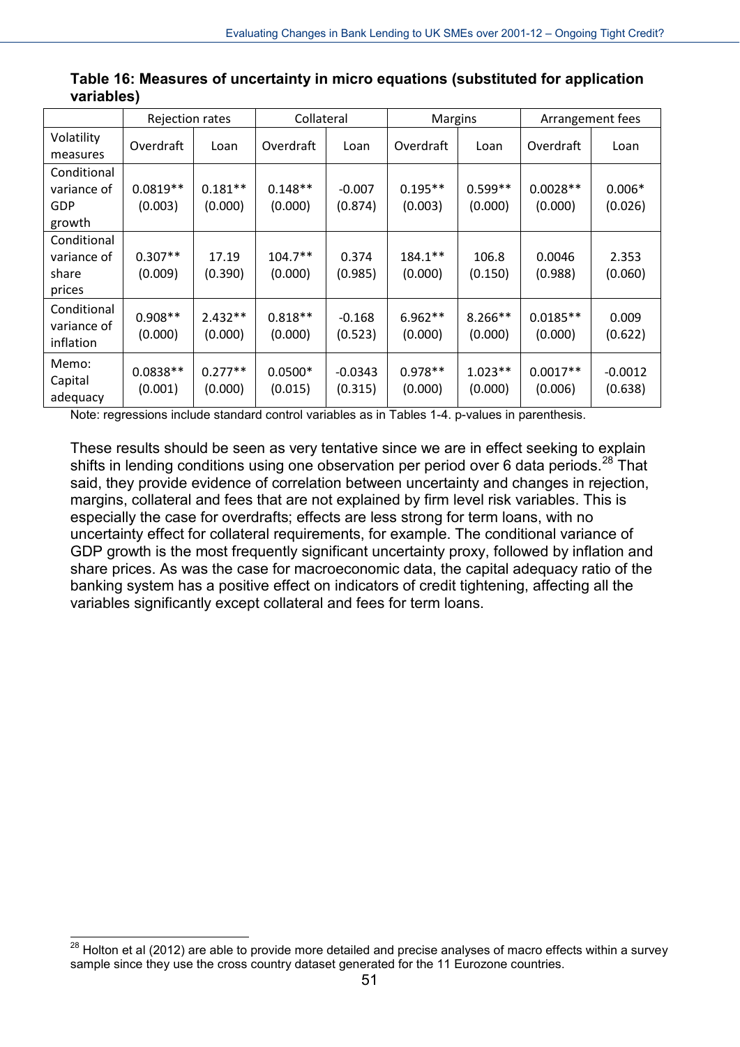**Table 16: Measures of uncertainty in micro equations (substituted for application variables)**

| | Rejection rates | | Collateral | | Margins | | Arrangement fees | |
|---|---|---|---|---|---|---|---|---|
| Volatility measures | Overdraft | Loan | Overdraft | Loan | Overdraft | Loan | Overdraft | Loan |
| Conditional variance of GDP growth | 0.0819** (0.003) | 0.181** (0.000) | 0.148** (0.000) | -0.007 (0.874) | 0.195** (0.003) | 0.599** (0.000) | 0.0028** (0.000) | 0.006* (0.026) |
| Conditional variance of share prices | 0.307** (0.009) | 17.19 (0.390) | 104.7** (0.000) | 0.374 (0.985) | 184.1** (0.000) | 106.8 (0.150) | 0.0046 (0.988) | 2.353 (0.060) |
| Conditional variance of inflation | 0.908** (0.000) | 2.432** (0.000) | 0.818** (0.000) | -0.168 (0.523) | 6.962** (0.000) | 8.266** (0.000) | 0.0185** (0.000) | 0.009 (0.622) |
| Memo: Capital adequacy | 0.0838** (0.001) | 0.277** (0.000) | 0.0500* (0.015) | -0.0343 (0.315) | 0.978** (0.000) | 1.023** (0.000) | 0.0017** (0.006) | -0.0012 (0.638) |

Note: regressions include standard control variables as in Tables 1-4. p-values in parenthesis.

These results should be seen as very tentative since we are in effect seeking to explain shifts in lending conditions using one observation per period over 6 data periods.[28] That said, they provide evidence of correlation between uncertainty and changes in rejection, margins, collateral and fees that are not explained by firm level risk variables. This is especially the case for overdrafts; effects are less strong for term loans, with no uncertainty effect for collateral requirements, for example. The conditional variance of GDP growth is the most frequently significant uncertainty proxy, followed by inflation and share prices. As was the case for macroeconomic data, the capital adequacy ratio of the banking system has a positive effect on indicators of credit tightening, affecting all the variables significantly except collateral and fees for term loans.

[28] Holton et al (2012) are able to provide more detailed and precise analyses of macro effects within a survey sample since they use the cross country dataset generated for the 11 Eurozone countries.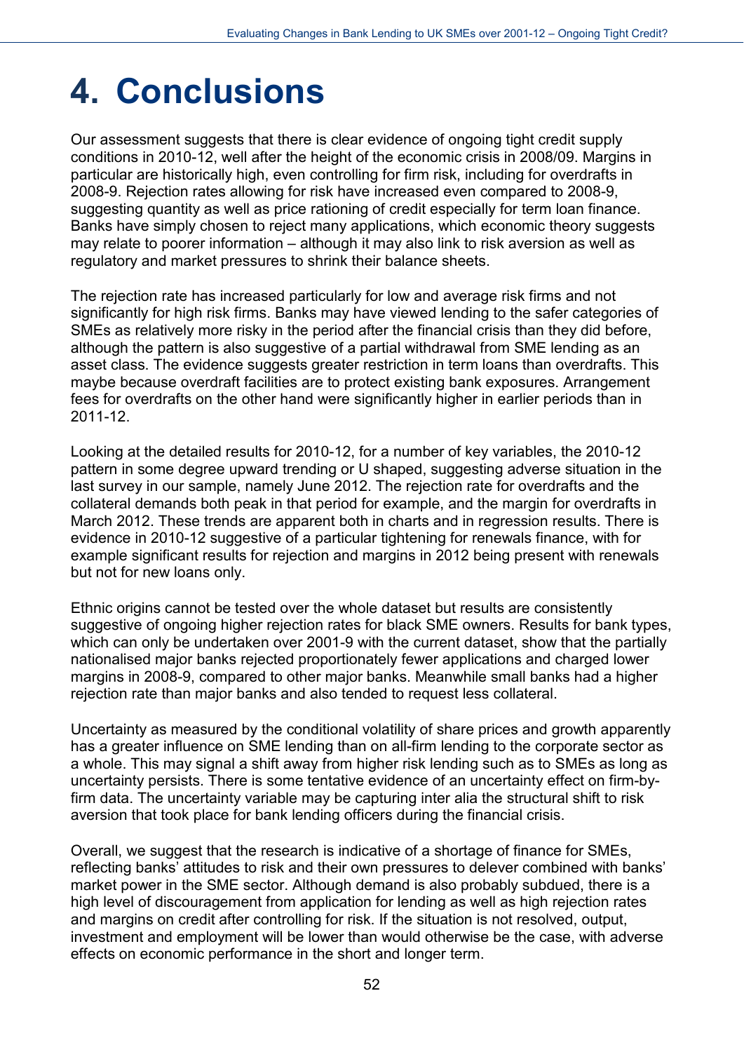# 4. Conclusions

Our assessment suggests that there is clear evidence of ongoing tight credit supply conditions in 2010-12, well after the height of the economic crisis in 2008/09. Margins in particular are historically high, even controlling for firm risk, including for overdrafts in 2008-9. Rejection rates allowing for risk have increased even compared to 2008-9, suggesting quantity as well as price rationing of credit especially for term loan finance. Banks have simply chosen to reject many applications, which economic theory suggests may relate to poorer information – although it may also link to risk aversion as well as regulatory and market pressures to shrink their balance sheets.

The rejection rate has increased particularly for low and average risk firms and not significantly for high risk firms. Banks may have viewed lending to the safer categories of SMEs as relatively more risky in the period after the financial crisis than they did before, although the pattern is also suggestive of a partial withdrawal from SME lending as an asset class. The evidence suggests greater restriction in term loans than overdrafts. This maybe because overdraft facilities are to protect existing bank exposures. Arrangement fees for overdrafts on the other hand were significantly higher in earlier periods than in 2011-12.

Looking at the detailed results for 2010-12, for a number of key variables, the 2010-12 pattern in some degree upward trending or U shaped, suggesting adverse situation in the last survey in our sample, namely June 2012. The rejection rate for overdrafts and the collateral demands both peak in that period for example, and the margin for overdrafts in March 2012. These trends are apparent both in charts and in regression results. There is evidence in 2010-12 suggestive of a particular tightening for renewals finance, with for example significant results for rejection and margins in 2012 being present with renewals but not for new loans only.

Ethnic origins cannot be tested over the whole dataset but results are consistently suggestive of ongoing higher rejection rates for black SME owners. Results for bank types, which can only be undertaken over 2001-9 with the current dataset, show that the partially nationalised major banks rejected proportionately fewer applications and charged lower margins in 2008-9, compared to other major banks. Meanwhile small banks had a higher rejection rate than major banks and also tended to request less collateral.

Uncertainty as measured by the conditional volatility of share prices and growth apparently has a greater influence on SME lending than on all-firm lending to the corporate sector as a whole. This may signal a shift away from higher risk lending such as to SMEs as long as uncertainty persists. There is some tentative evidence of an uncertainty effect on firm-by-firm data. The uncertainty variable may be capturing inter alia the structural shift to risk aversion that took place for bank lending officers during the financial crisis.

Overall, we suggest that the research is indicative of a shortage of finance for SMEs, reflecting banks' attitudes to risk and their own pressures to delever combined with banks' market power in the SME sector. Although demand is also probably subdued, there is a high level of discouragement from application for lending as well as high rejection rates and margins on credit after controlling for risk. If the situation is not resolved, output, investment and employment will be lower than would otherwise be the case, with adverse effects on economic performance in the short and longer term.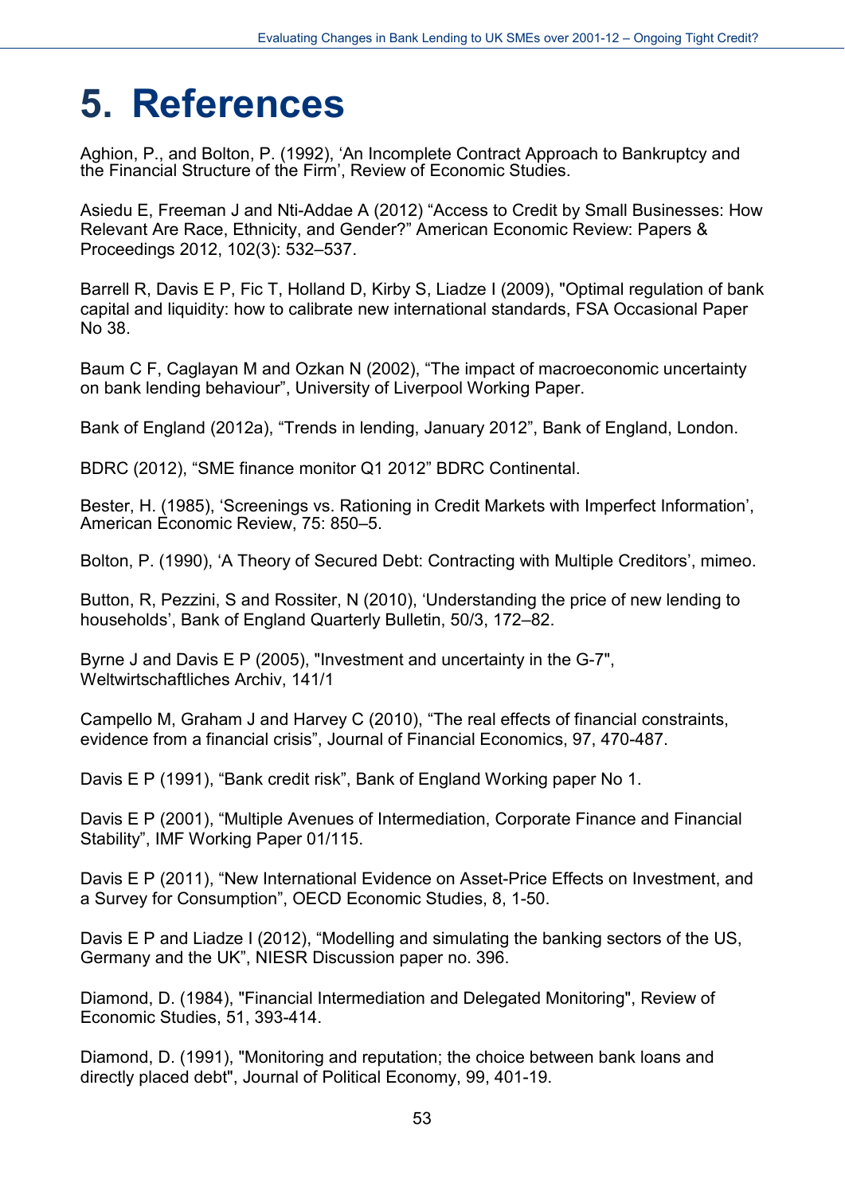# 5. References

Aghion, P., and Bolton, P. (1992), 'An Incomplete Contract Approach to Bankruptcy and the Financial Structure of the Firm', Review of Economic Studies.

Asiedu E, Freeman J and Nti-Addae A (2012) "Access to Credit by Small Businesses: How Relevant Are Race, Ethnicity, and Gender?" American Economic Review: Papers & Proceedings 2012, 102(3): 532–537.

Barrell R, Davis E P, Fic T, Holland D, Kirby S, Liadze I (2009), "Optimal regulation of bank capital and liquidity: how to calibrate new international standards, FSA Occasional Paper No 38.

Baum C F, Caglayan M and Ozkan N (2002), "The impact of macroeconomic uncertainty on bank lending behaviour", University of Liverpool Working Paper.

Bank of England (2012a), "Trends in lending, January 2012", Bank of England, London.

BDRC (2012), "SME finance monitor Q1 2012" BDRC Continental.

Bester, H. (1985), 'Screenings vs. Rationing in Credit Markets with Imperfect Information', American Economic Review, 75: 850–5.

Bolton, P. (1990), 'A Theory of Secured Debt: Contracting with Multiple Creditors', mimeo.

Button, R, Pezzini, S and Rossiter, N (2010), 'Understanding the price of new lending to households', Bank of England Quarterly Bulletin, 50/3, 172–82.

Byrne J and Davis E P (2005), "Investment and uncertainty in the G-7", Weltwirtschaftliches Archiv, 141/1

Campello M, Graham J and Harvey C (2010), "The real effects of financial constraints, evidence from a financial crisis", Journal of Financial Economics, 97, 470-487.

Davis E P (1991), "Bank credit risk", Bank of England Working paper No 1.

Davis E P (2001), "Multiple Avenues of Intermediation, Corporate Finance and Financial Stability", IMF Working Paper 01/115.

Davis E P (2011), "New International Evidence on Asset-Price Effects on Investment, and a Survey for Consumption", OECD Economic Studies, 8, 1-50.

Davis E P and Liadze I (2012), "Modelling and simulating the banking sectors of the US, Germany and the UK", NIESR Discussion paper no. 396.

Diamond, D. (1984), "Financial Intermediation and Delegated Monitoring", Review of Economic Studies, 51, 393-414.

Diamond, D. (1991), "Monitoring and reputation; the choice between bank loans and directly placed debt", Journal of Political Economy, 99, 401-19.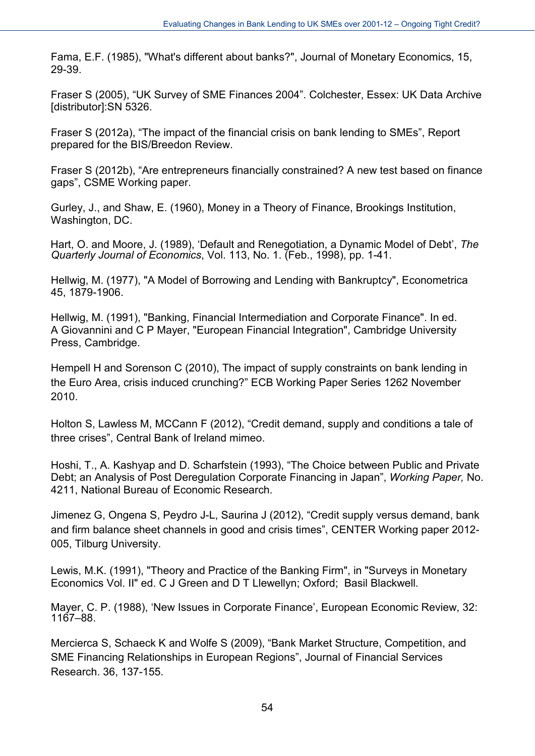Fama, E.F. (1985), "What's different about banks?", Journal of Monetary Economics, 15, 29-39.

Fraser S (2005), “UK Survey of SME Finances 2004”. Colchester, Essex: UK Data Archive [distributor]:SN 5326.

Fraser S (2012a), “The impact of the financial crisis on bank lending to SMEs”, Report prepared for the BIS/Breedon Review.

Fraser S (2012b), “Are entrepreneurs financially constrained? A new test based on finance gaps”, CSME Working paper.

Gurley, J., and Shaw, E. (1960), Money in a Theory of Finance, Brookings Institution, Washington, DC.

Hart, O. and Moore, J. (1989), ‘Default and Renegotiation, a Dynamic Model of Debt’, *The Quarterly Journal of Economics*, Vol. 113, No. 1. (Feb., 1998), pp. 1-41.

Hellwig, M. (1977), "A Model of Borrowing and Lending with Bankruptcy", Econometrica 45, 1879-1906.

Hellwig, M. (1991), "Banking, Financial Intermediation and Corporate Finance". In ed. A Giovannini and C P Mayer, "European Financial Integration", Cambridge University Press, Cambridge.

Hempell H and Sorenson C (2010), The impact of supply constraints on bank lending in the Euro Area, crisis induced crunching?” ECB Working Paper Series 1262 November 2010.

Holton S, Lawless M, MCCann F (2012), “Credit demand, supply and conditions a tale of three crises”, Central Bank of Ireland mimeo.

Hoshi, T., A. Kashyap and D. Scharfstein (1993), “The Choice between Public and Private Debt; an Analysis of Post Deregulation Corporate Financing in Japan”, *Working Paper,* No. 4211, National Bureau of Economic Research.

Jimenez G, Ongena S, Peydro J-L, Saurina J (2012), “Credit supply versus demand, bank and firm balance sheet channels in good and crisis times”, CENTER Working paper 2012-005, Tilburg University.

Lewis, M.K. (1991), "Theory and Practice of the Banking Firm", in "Surveys in Monetary Economics Vol. II" ed. C J Green and D T Llewellyn; Oxford; Basil Blackwell.

Mayer, C. P. (1988), ‘New Issues in Corporate Finance’, European Economic Review, 32: 1167–88.

Mercierca S, Schaeck K and Wolfe S (2009), “Bank Market Structure, Competition, and SME Financing Relationships in European Regions”, Journal of Financial Services Research. 36, 137-155.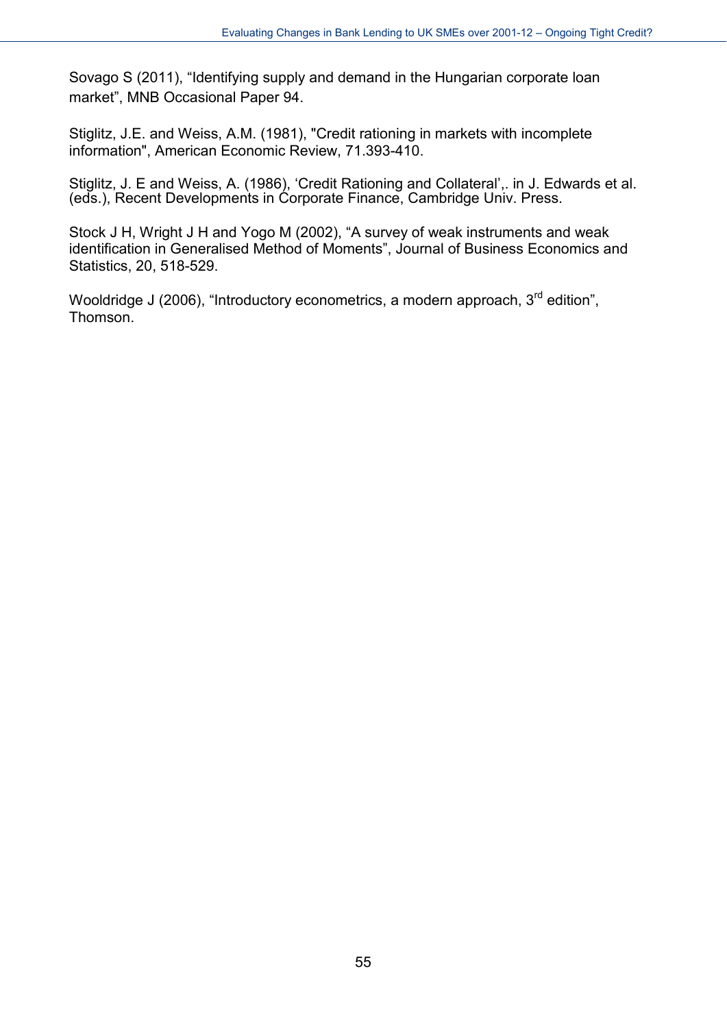Sovago S (2011), "Identifying supply and demand in the Hungarian corporate loan market", MNB Occasional Paper 94.

Stiglitz, J.E. and Weiss, A.M. (1981), "Credit rationing in markets with incomplete information", American Economic Review, 71.393-410.

Stiglitz, J. E and Weiss, A. (1986), 'Credit Rationing and Collateral',. in J. Edwards et al. (eds.), Recent Developments in Corporate Finance, Cambridge Univ. Press.

Stock J H, Wright J H and Yogo M (2002), "A survey of weak instruments and weak identification in Generalised Method of Moments", Journal of Business Economics and Statistics, 20, 518-529.

Wooldridge J (2006), "Introductory econometrics, a modern approach, 3rd edition", Thomson.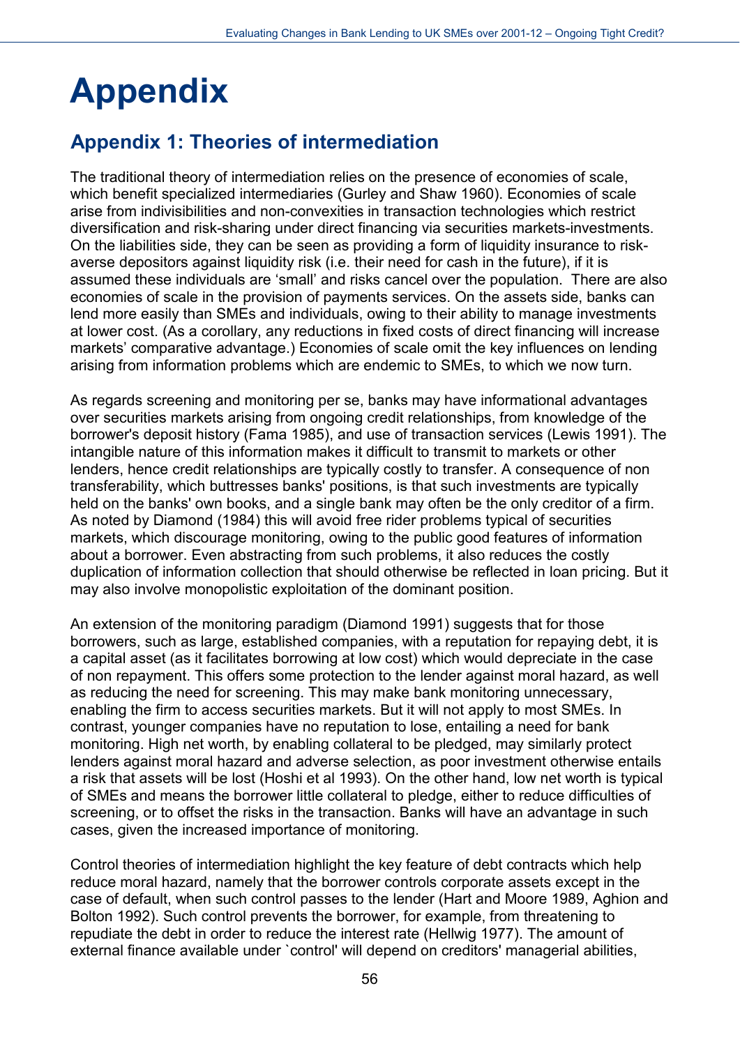# Appendix

## Appendix 1: Theories of intermediation

The traditional theory of intermediation relies on the presence of economies of scale, which benefit specialized intermediaries (Gurley and Shaw 1960). Economies of scale arise from indivisibilities and non-convexities in transaction technologies which restrict diversification and risk-sharing under direct financing via securities markets-investments. On the liabilities side, they can be seen as providing a form of liquidity insurance to risk-averse depositors against liquidity risk (i.e. their need for cash in the future), if it is assumed these individuals are 'small' and risks cancel over the population. There are also economies of scale in the provision of payments services. On the assets side, banks can lend more easily than SMEs and individuals, owing to their ability to manage investments at lower cost. (As a corollary, any reductions in fixed costs of direct financing will increase markets' comparative advantage.) Economies of scale omit the key influences on lending arising from information problems which are endemic to SMEs, to which we now turn.

As regards screening and monitoring per se, banks may have informational advantages over securities markets arising from ongoing credit relationships, from knowledge of the borrower's deposit history (Fama 1985), and use of transaction services (Lewis 1991). The intangible nature of this information makes it difficult to transmit to markets or other lenders, hence credit relationships are typically costly to transfer. A consequence of non transferability, which buttresses banks' positions, is that such investments are typically held on the banks' own books, and a single bank may often be the only creditor of a firm. As noted by Diamond (1984) this will avoid free rider problems typical of securities markets, which discourage monitoring, owing to the public good features of information about a borrower. Even abstracting from such problems, it also reduces the costly duplication of information collection that should otherwise be reflected in loan pricing. But it may also involve monopolistic exploitation of the dominant position.

An extension of the monitoring paradigm (Diamond 1991) suggests that for those borrowers, such as large, established companies, with a reputation for repaying debt, it is a capital asset (as it facilitates borrowing at low cost) which would depreciate in the case of non repayment. This offers some protection to the lender against moral hazard, as well as reducing the need for screening. This may make bank monitoring unnecessary, enabling the firm to access securities markets. But it will not apply to most SMEs. In contrast, younger companies have no reputation to lose, entailing a need for bank monitoring. High net worth, by enabling collateral to be pledged, may similarly protect lenders against moral hazard and adverse selection, as poor investment otherwise entails a risk that assets will be lost (Hoshi et al 1993). On the other hand, low net worth is typical of SMEs and means the borrower little collateral to pledge, either to reduce difficulties of screening, or to offset the risks in the transaction. Banks will have an advantage in such cases, given the increased importance of monitoring.

Control theories of intermediation highlight the key feature of debt contracts which help reduce moral hazard, namely that the borrower controls corporate assets except in the case of default, when such control passes to the lender (Hart and Moore 1989, Aghion and Bolton 1992). Such control prevents the borrower, for example, from threatening to repudiate the debt in order to reduce the interest rate (Hellwig 1977). The amount of external finance available under `control' will depend on creditors' managerial abilities,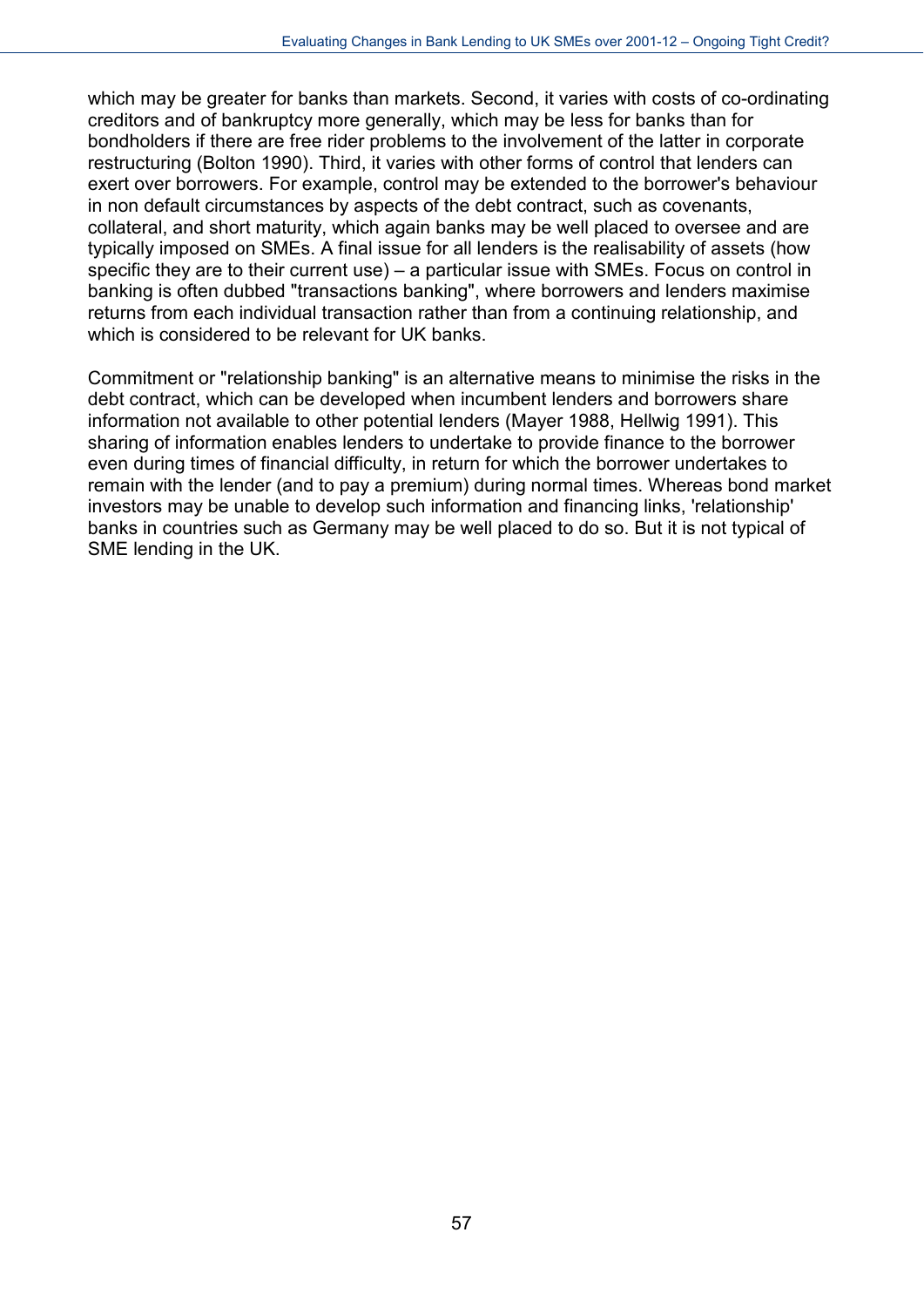which may be greater for banks than markets. Second, it varies with costs of co-ordinating creditors and of bankruptcy more generally, which may be less for banks than for bondholders if there are free rider problems to the involvement of the latter in corporate restructuring (Bolton 1990). Third, it varies with other forms of control that lenders can exert over borrowers. For example, control may be extended to the borrower's behaviour in non default circumstances by aspects of the debt contract, such as covenants, collateral, and short maturity, which again banks may be well placed to oversee and are typically imposed on SMEs. A final issue for all lenders is the realisability of assets (how specific they are to their current use) – a particular issue with SMEs. Focus on control in banking is often dubbed "transactions banking", where borrowers and lenders maximise returns from each individual transaction rather than from a continuing relationship, and which is considered to be relevant for UK banks.

Commitment or "relationship banking" is an alternative means to minimise the risks in the debt contract, which can be developed when incumbent lenders and borrowers share information not available to other potential lenders (Mayer 1988, Hellwig 1991). This sharing of information enables lenders to undertake to provide finance to the borrower even during times of financial difficulty, in return for which the borrower undertakes to remain with the lender (and to pay a premium) during normal times. Whereas bond market investors may be unable to develop such information and financing links, 'relationship' banks in countries such as Germany may be well placed to do so. But it is not typical of SME lending in the UK.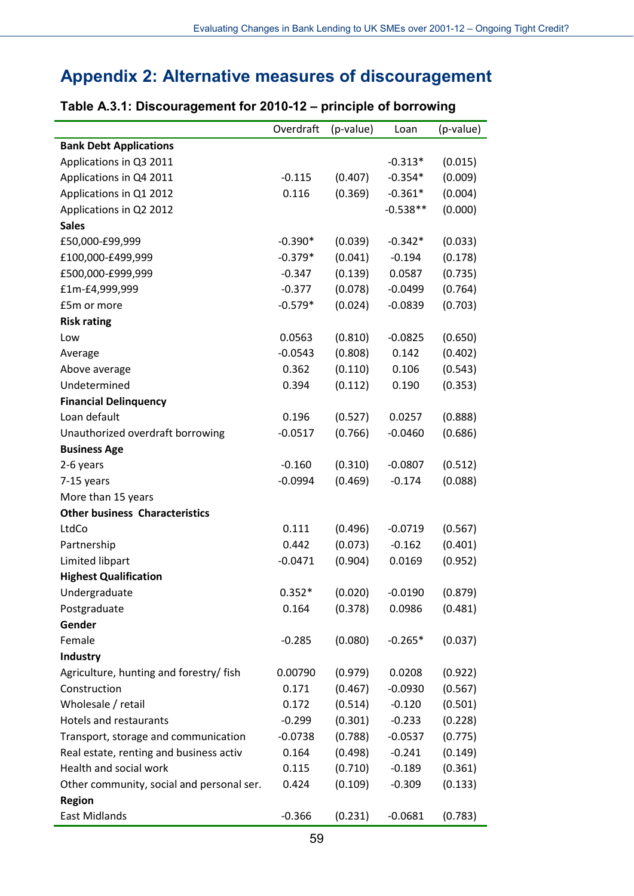# Appendix 2: Alternative measures of discouragement

### Table A.3.1: Discouragement for 2010-12 – principle of borrowing

| | Overdraft | (p-value) | Loan | (p-value) |
|---|---|---|---|---|
| **Bank Debt Applications** | | | | |
| Applications in Q3 2011 | | | -0.313* | (0.015) |
| Applications in Q4 2011 | -0.115 | (0.407) | -0.354* | (0.009) |
| Applications in Q1 2012 | 0.116 | (0.369) | -0.361* | (0.004) |
| Applications in Q2 2012 | | | -0.538** | (0.000) |
| **Sales** | | | | |
| £50,000-£99,999 | -0.390* | (0.039) | -0.342* | (0.033) |
| £100,000-£499,999 | -0.379* | (0.041) | -0.194 | (0.178) |
| £500,000-£999,999 | -0.347 | (0.139) | 0.0587 | (0.735) |
| £1m-£4,999,999 | -0.377 | (0.078) | -0.0499 | (0.764) |
| £5m or more | -0.579* | (0.024) | -0.0839 | (0.703) |
| **Risk rating** | | | | |
| Low | 0.0563 | (0.810) | -0.0825 | (0.650) |
| Average | -0.0543 | (0.808) | 0.142 | (0.402) |
| Above average | 0.362 | (0.110) | 0.106 | (0.543) |
| Undetermined | 0.394 | (0.112) | 0.190 | (0.353) |
| **Financial Delinquency** | | | | |
| Loan default | 0.196 | (0.527) | 0.0257 | (0.888) |
| Unauthorized overdraft borrowing | -0.0517 | (0.766) | -0.0460 | (0.686) |
| **Business Age** | | | | |
| 2-6 years | -0.160 | (0.310) | -0.0807 | (0.512) |
| 7-15 years | -0.0994 | (0.469) | -0.174 | (0.088) |
| More than 15 years | | | | |
| **Other business Characteristics** | | | | |
| LtdCo | 0.111 | (0.496) | -0.0719 | (0.567) |
| Partnership | 0.442 | (0.073) | -0.162 | (0.401) |
| Limited libpart | -0.0471 | (0.904) | 0.0169 | (0.952) |
| **Highest Qualification** | | | | |
| Undergraduate | 0.352* | (0.020) | -0.0190 | (0.879) |
| Postgraduate | 0.164 | (0.378) | 0.0986 | (0.481) |
| **Gender** | | | | |
| Female | -0.285 | (0.080) | -0.265* | (0.037) |
| **Industry** | | | | |
| Agriculture, hunting and forestry/ fish | 0.00790 | (0.979) | 0.0208 | (0.922) |
| Construction | 0.171 | (0.467) | -0.0930 | (0.567) |
| Wholesale / retail | 0.172 | (0.514) | -0.120 | (0.501) |
| Hotels and restaurants | -0.299 | (0.301) | -0.233 | (0.228) |
| Transport, storage and communication | -0.0738 | (0.788) | -0.0537 | (0.775) |
| Real estate, renting and business activ | 0.164 | (0.498) | -0.241 | (0.149) |
| Health and social work | 0.115 | (0.710) | -0.189 | (0.361) |
| Other community, social and personal ser. | 0.424 | (0.109) | -0.309 | (0.133) |
| **Region** | | | | |
| East Midlands | -0.366 | (0.231) | -0.0681 | (0.783) |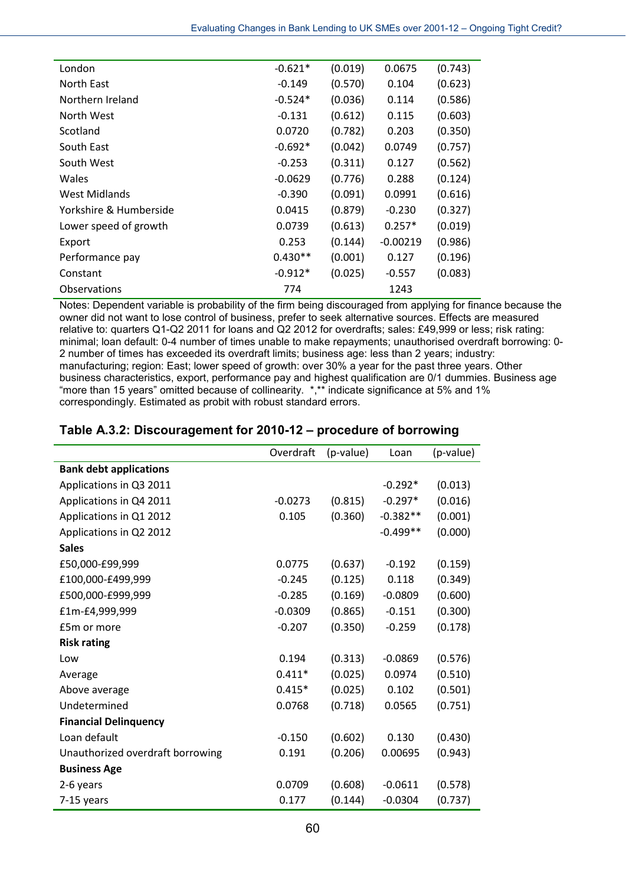| | | | | |
|---|---|---|---|---|
| London | -0.621* | (0.019) | 0.0675 | (0.743) |
| North East | -0.149 | (0.570) | 0.104 | (0.623) |
| Northern Ireland | -0.524* | (0.036) | 0.114 | (0.586) |
| North West | -0.131 | (0.612) | 0.115 | (0.603) |
| Scotland | 0.0720 | (0.782) | 0.203 | (0.350) |
| South East | -0.692* | (0.042) | 0.0749 | (0.757) |
| South West | -0.253 | (0.311) | 0.127 | (0.562) |
| Wales | -0.0629 | (0.776) | 0.288 | (0.124) |
| West Midlands | -0.390 | (0.091) | 0.0991 | (0.616) |
| Yorkshire & Humberside | 0.0415 | (0.879) | -0.230 | (0.327) |
| Lower speed of growth | 0.0739 | (0.613) | 0.257* | (0.019) |
| Export | 0.253 | (0.144) | -0.00219 | (0.986) |
| Performance pay | 0.430** | (0.001) | 0.127 | (0.196) |
| Constant | -0.912* | (0.025) | -0.557 | (0.083) |
| Observations | 774 | | 1243 | |

Notes: Dependent variable is probability of the firm being discouraged from applying for finance because the owner did not want to lose control of business, prefer to seek alternative sources. Effects are measured relative to: quarters Q1-Q2 2011 for loans and Q2 2012 for overdrafts; sales: £49,999 or less; risk rating: minimal; loan default: 0-4 number of times unable to make repayments; unauthorised overdraft borrowing: 0-2 number of times has exceeded its overdraft limits; business age: less than 2 years; industry: manufacturing; region: East; lower speed of growth: over 30% a year for the past three years. Other business characteristics, export, performance pay and highest qualification are 0/1 dummies. Business age "more than 15 years" omitted because of collinearity. *,** indicate significance at 5% and 1% correspondingly. Estimated as probit with robust standard errors.

### Table A.3.2: Discouragement for 2010-12 – procedure of borrowing

| | Overdraft | (p-value) | Loan | (p-value) |
|---|---|---|---|---|
| **Bank debt applications** | | | | |
| Applications in Q3 2011 | | | -0.292* | (0.013) |
| Applications in Q4 2011 | -0.0273 | (0.815) | -0.297* | (0.016) |
| Applications in Q1 2012 | 0.105 | (0.360) | -0.382** | (0.001) |
| Applications in Q2 2012 | | | -0.499** | (0.000) |
| **Sales** | | | | |
| £50,000-£99,999 | 0.0775 | (0.637) | -0.192 | (0.159) |
| £100,000-£499,999 | -0.245 | (0.125) | 0.118 | (0.349) |
| £500,000-£999,999 | -0.285 | (0.169) | -0.0809 | (0.600) |
| £1m-£4,999,999 | -0.0309 | (0.865) | -0.151 | (0.300) |
| £5m or more | -0.207 | (0.350) | -0.259 | (0.178) |
| **Risk rating** | | | | |
| Low | 0.194 | (0.313) | -0.0869 | (0.576) |
| Average | 0.411* | (0.025) | 0.0974 | (0.510) |
| Above average | 0.415* | (0.025) | 0.102 | (0.501) |
| Undetermined | 0.0768 | (0.718) | 0.0565 | (0.751) |
| **Financial Delinquency** | | | | |
| Loan default | -0.150 | (0.602) | 0.130 | (0.430) |
| Unauthorized overdraft borrowing | 0.191 | (0.206) | 0.00695 | (0.943) |
| **Business Age** | | | | |
| 2-6 years | 0.0709 | (0.608) | -0.0611 | (0.578) |
| 7-15 years | 0.177 | (0.144) | -0.0304 | (0.737) |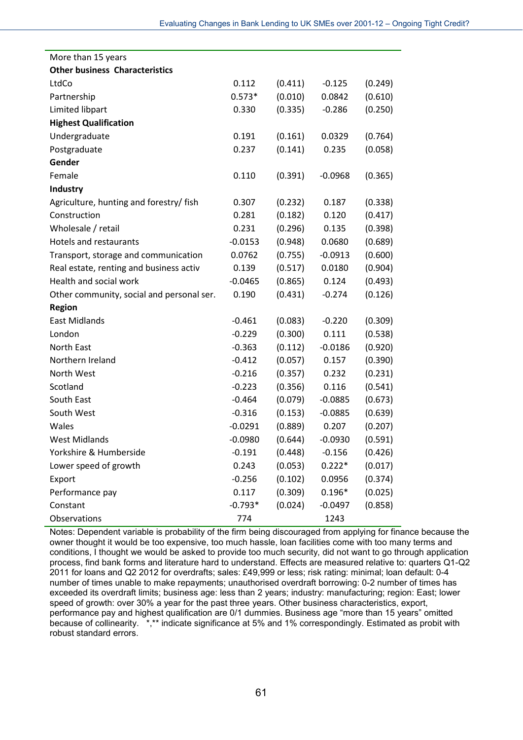| | | | | |
|---|---|---|---|---|
| More than 15 years | | | | |
| **Other business Characteristics** | | | | |
| LtdCo | 0.112 | (0.411) | -0.125 | (0.249) |
| Partnership | 0.573* | (0.010) | 0.0842 | (0.610) |
| Limited libpart | 0.330 | (0.335) | -0.286 | (0.250) |
| **Highest Qualification** | | | | |
| Undergraduate | 0.191 | (0.161) | 0.0329 | (0.764) |
| Postgraduate | 0.237 | (0.141) | 0.235 | (0.058) |
| **Gender** | | | | |
| Female | 0.110 | (0.391) | -0.0968 | (0.365) |
| **Industry** | | | | |
| Agriculture, hunting and forestry/ fish | 0.307 | (0.232) | 0.187 | (0.338) |
| Construction | 0.281 | (0.182) | 0.120 | (0.417) |
| Wholesale / retail | 0.231 | (0.296) | 0.135 | (0.398) |
| Hotels and restaurants | -0.0153 | (0.948) | 0.0680 | (0.689) |
| Transport, storage and communication | 0.0762 | (0.755) | -0.0913 | (0.600) |
| Real estate, renting and business activ | 0.139 | (0.517) | 0.0180 | (0.904) |
| Health and social work | -0.0465 | (0.865) | 0.124 | (0.493) |
| Other community, social and personal ser. | 0.190 | (0.431) | -0.274 | (0.126) |
| **Region** | | | | |
| East Midlands | -0.461 | (0.083) | -0.220 | (0.309) |
| London | -0.229 | (0.300) | 0.111 | (0.538) |
| North East | -0.363 | (0.112) | -0.0186 | (0.920) |
| Northern Ireland | -0.412 | (0.057) | 0.157 | (0.390) |
| North West | -0.216 | (0.357) | 0.232 | (0.231) |
| Scotland | -0.223 | (0.356) | 0.116 | (0.541) |
| South East | -0.464 | (0.079) | -0.0885 | (0.673) |
| South West | -0.316 | (0.153) | -0.0885 | (0.639) |
| Wales | -0.0291 | (0.889) | 0.207 | (0.207) |
| West Midlands | -0.0980 | (0.644) | -0.0930 | (0.591) |
| Yorkshire & Humberside | -0.191 | (0.448) | -0.156 | (0.426) |
| Lower speed of growth | 0.243 | (0.053) | 0.222* | (0.017) |
| Export | -0.256 | (0.102) | 0.0956 | (0.374) |
| Performance pay | 0.117 | (0.309) | 0.196* | (0.025) |
| Constant | -0.793* | (0.024) | -0.0497 | (0.858) |
| Observations | 774 | | 1243 | |

Notes: Dependent variable is probability of the firm being discouraged from applying for finance because the owner thought it would be too expensive, too much hassle, loan facilities come with too many terms and conditions, I thought we would be asked to provide too much security, did not want to go through application process, find bank forms and literature hard to understand. Effects are measured relative to: quarters Q1-Q2 2011 for loans and Q2 2012 for overdrafts; sales: £49,999 or less; risk rating: minimal; loan default: 0-4 number of times unable to make repayments; unauthorised overdraft borrowing: 0-2 number of times has exceeded its overdraft limits; business age: less than 2 years; industry: manufacturing; region: East; lower speed of growth: over 30% a year for the past three years. Other business characteristics, export, performance pay and highest qualification are 0/1 dummies. Business age "more than 15 years" omitted because of collinearity. *,** indicate significance at 5% and 1% correspondingly. Estimated as probit with robust standard errors.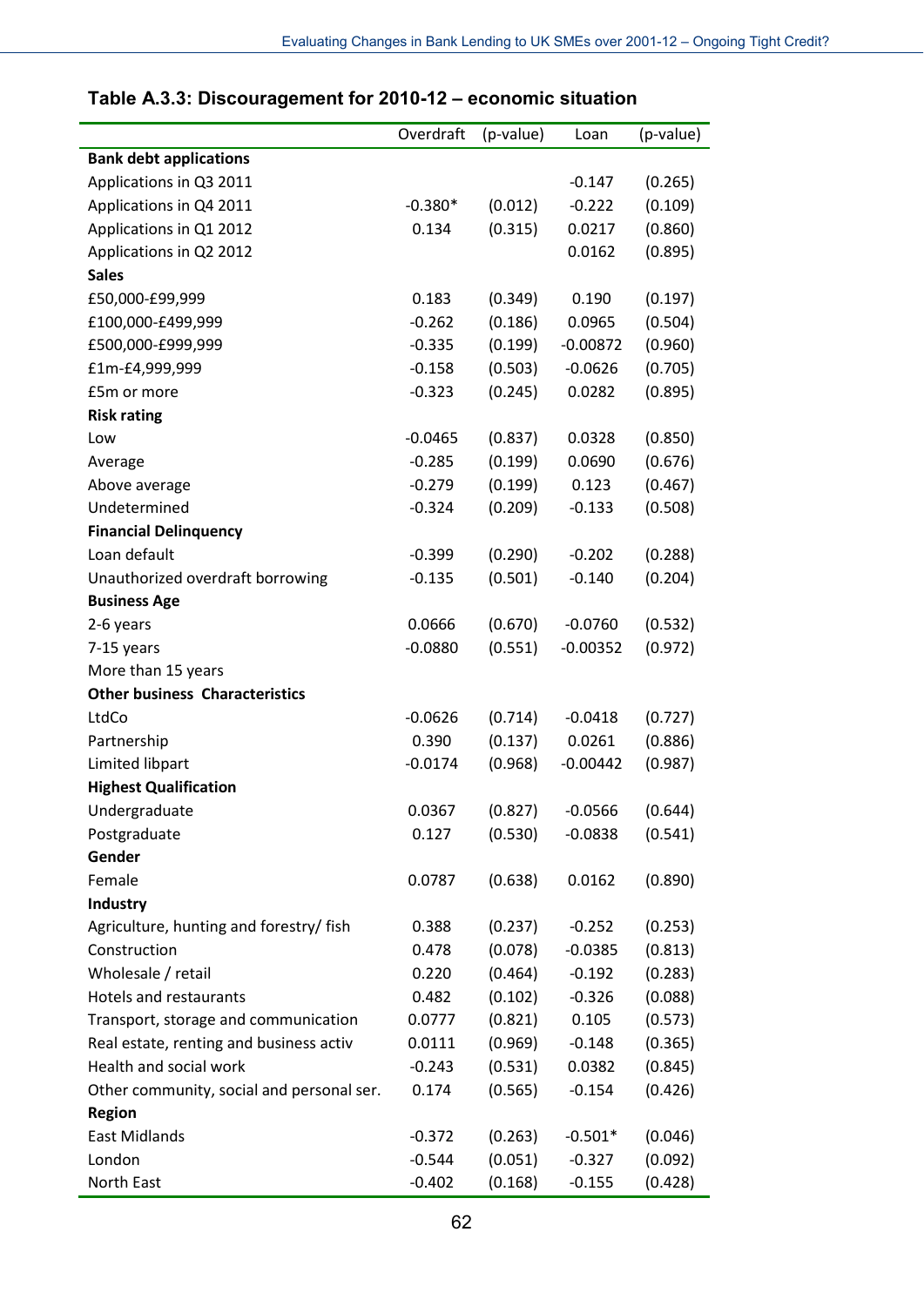**Table A.3.3: Discouragement for 2010-12 – economic situation**

| | Overdraft | (p-value) | Loan | (p-value) |
|---|---|---|---|---|
| **Bank debt applications** | | | | |
| Applications in Q3 2011 | | | -0.147 | (0.265) |
| Applications in Q4 2011 | -0.380* | (0.012) | -0.222 | (0.109) |
| Applications in Q1 2012 | 0.134 | (0.315) | 0.0217 | (0.860) |
| Applications in Q2 2012 | | | 0.0162 | (0.895) |
| **Sales** | | | | |
| £50,000-£99,999 | 0.183 | (0.349) | 0.190 | (0.197) |
| £100,000-£499,999 | -0.262 | (0.186) | 0.0965 | (0.504) |
| £500,000-£999,999 | -0.335 | (0.199) | -0.00872 | (0.960) |
| £1m-£4,999,999 | -0.158 | (0.503) | -0.0626 | (0.705) |
| £5m or more | -0.323 | (0.245) | 0.0282 | (0.895) |
| **Risk rating** | | | | |
| Low | -0.0465 | (0.837) | 0.0328 | (0.850) |
| Average | -0.285 | (0.199) | 0.0690 | (0.676) |
| Above average | -0.279 | (0.199) | 0.123 | (0.467) |
| Undetermined | -0.324 | (0.209) | -0.133 | (0.508) |
| **Financial Delinquency** | | | | |
| Loan default | -0.399 | (0.290) | -0.202 | (0.288) |
| Unauthorized overdraft borrowing | -0.135 | (0.501) | -0.140 | (0.204) |
| **Business Age** | | | | |
| 2-6 years | 0.0666 | (0.670) | -0.0760 | (0.532) |
| 7-15 years | -0.0880 | (0.551) | -0.00352 | (0.972) |
| More than 15 years | | | | |
| **Other business Characteristics** | | | | |
| LtdCo | -0.0626 | (0.714) | -0.0418 | (0.727) |
| Partnership | 0.390 | (0.137) | 0.0261 | (0.886) |
| Limited libpart | -0.0174 | (0.968) | -0.00442 | (0.987) |
| **Highest Qualification** | | | | |
| Undergraduate | 0.0367 | (0.827) | -0.0566 | (0.644) |
| Postgraduate | 0.127 | (0.530) | -0.0838 | (0.541) |
| **Gender** | | | | |
| Female | 0.0787 | (0.638) | 0.0162 | (0.890) |
| **Industry** | | | | |
| Agriculture, hunting and forestry/ fish | 0.388 | (0.237) | -0.252 | (0.253) |
| Construction | 0.478 | (0.078) | -0.0385 | (0.813) |
| Wholesale / retail | 0.220 | (0.464) | -0.192 | (0.283) |
| Hotels and restaurants | 0.482 | (0.102) | -0.326 | (0.088) |
| Transport, storage and communication | 0.0777 | (0.821) | 0.105 | (0.573) |
| Real estate, renting and business activ | 0.0111 | (0.969) | -0.148 | (0.365) |
| Health and social work | -0.243 | (0.531) | 0.0382 | (0.845) |
| Other community, social and personal ser. | 0.174 | (0.565) | -0.154 | (0.426) |
| **Region** | | | | |
| East Midlands | -0.372 | (0.263) | -0.501* | (0.046) |
| London | -0.544 | (0.051) | -0.327 | (0.092) |
| North East | -0.402 | (0.168) | -0.155 | (0.428) |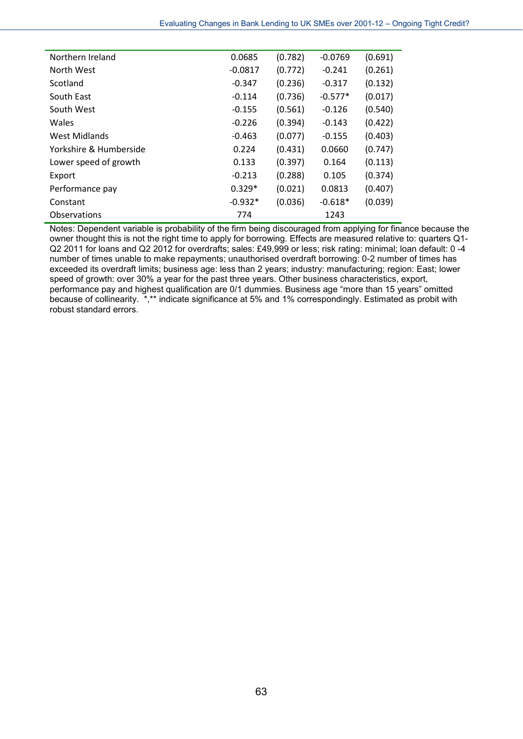| | | | | |
|---|---|---|---|---|
| Northern Ireland | 0.0685 | (0.782) | -0.0769 | (0.691) |
| North West | -0.0817 | (0.772) | -0.241 | (0.261) |
| Scotland | -0.347 | (0.236) | -0.317 | (0.132) |
| South East | -0.114 | (0.736) | -0.577* | (0.017) |
| South West | -0.155 | (0.561) | -0.126 | (0.540) |
| Wales | -0.226 | (0.394) | -0.143 | (0.422) |
| West Midlands | -0.463 | (0.077) | -0.155 | (0.403) |
| Yorkshire & Humberside | 0.224 | (0.431) | 0.0660 | (0.747) |
| Lower speed of growth | 0.133 | (0.397) | 0.164 | (0.113) |
| Export | -0.213 | (0.288) | 0.105 | (0.374) |
| Performance pay | 0.329* | (0.021) | 0.0813 | (0.407) |
| Constant | -0.932* | (0.036) | -0.618* | (0.039) |
| Observations | 774 | | 1243 | |

Notes: Dependent variable is probability of the firm being discouraged from applying for finance because the owner thought this is not the right time to apply for borrowing. Effects are measured relative to: quarters Q1-Q2 2011 for loans and Q2 2012 for overdrafts; sales: £49,999 or less; risk rating: minimal; loan default: 0 -4 number of times unable to make repayments; unauthorised overdraft borrowing: 0-2 number of times has exceeded its overdraft limits; business age: less than 2 years; industry: manufacturing; region: East; lower speed of growth: over 30% a year for the past three years. Other business characteristics, export, performance pay and highest qualification are 0/1 dummies. Business age "more than 15 years" omitted because of collinearity. *,** indicate significance at 5% and 1% correspondingly. Estimated as probit with robust standard errors.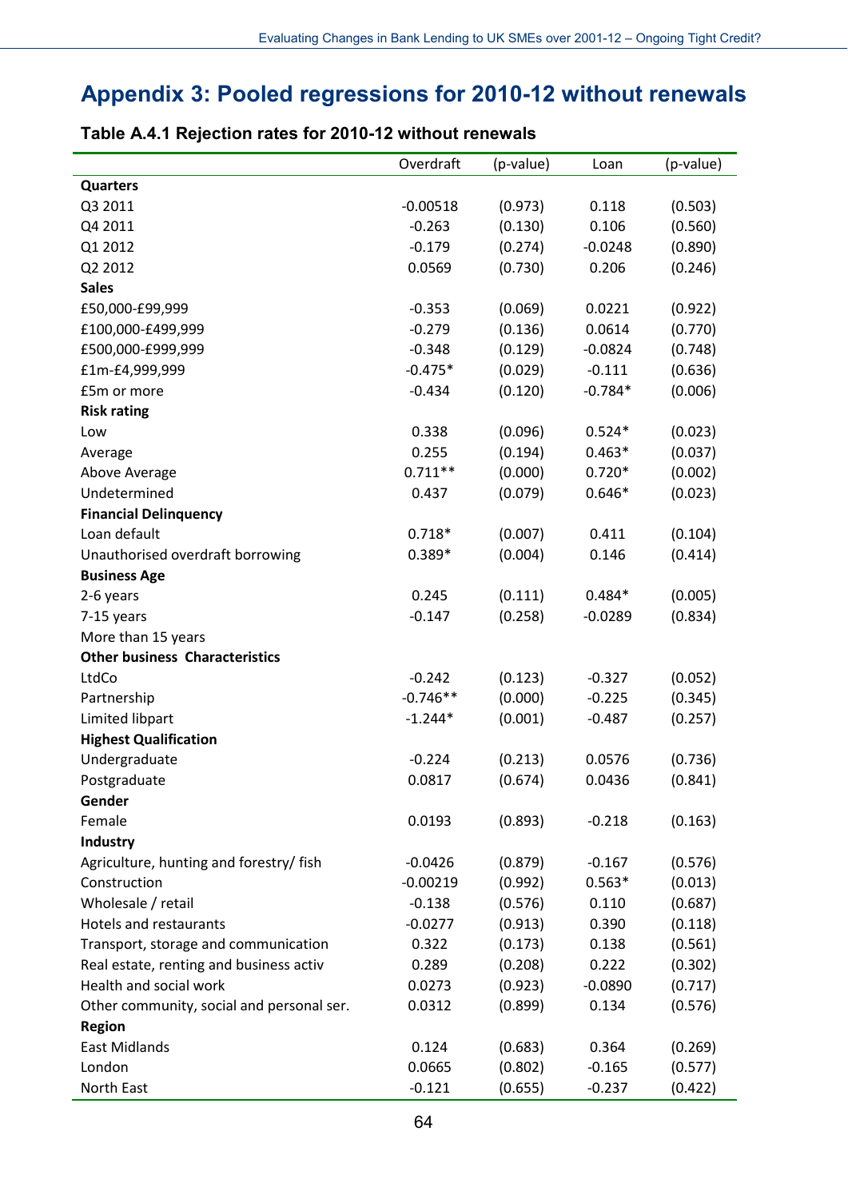# Appendix 3: Pooled regressions for 2010-12 without renewals

**Table A.4.1 Rejection rates for 2010-12 without renewals**

| | Overdraft | (p-value) | Loan | (p-value) |
|---|---|---|---|---|
| **Quarters** | | | | |
| Q3 2011 | -0.00518 | (0.973) | 0.118 | (0.503) |
| Q4 2011 | -0.263 | (0.130) | 0.106 | (0.560) |
| Q1 2012 | -0.179 | (0.274) | -0.0248 | (0.890) |
| Q2 2012 | 0.0569 | (0.730) | 0.206 | (0.246) |
| **Sales** | | | | |
| £50,000-£99,999 | -0.353 | (0.069) | 0.0221 | (0.922) |
| £100,000-£499,999 | -0.279 | (0.136) | 0.0614 | (0.770) |
| £500,000-£999,999 | -0.348 | (0.129) | -0.0824 | (0.748) |
| £1m-£4,999,999 | -0.475* | (0.029) | -0.111 | (0.636) |
| £5m or more | -0.434 | (0.120) | -0.784* | (0.006) |
| **Risk rating** | | | | |
| Low | 0.338 | (0.096) | 0.524* | (0.023) |
| Average | 0.255 | (0.194) | 0.463* | (0.037) |
| Above Average | 0.711** | (0.000) | 0.720* | (0.002) |
| Undetermined | 0.437 | (0.079) | 0.646* | (0.023) |
| **Financial Delinquency** | | | | |
| Loan default | 0.718* | (0.007) | 0.411 | (0.104) |
| Unauthorised overdraft borrowing | 0.389* | (0.004) | 0.146 | (0.414) |
| **Business Age** | | | | |
| 2-6 years | 0.245 | (0.111) | 0.484* | (0.005) |
| 7-15 years | -0.147 | (0.258) | -0.0289 | (0.834) |
| More than 15 years | | | | |
| **Other business Characteristics** | | | | |
| LtdCo | -0.242 | (0.123) | -0.327 | (0.052) |
| Partnership | -0.746** | (0.000) | -0.225 | (0.345) |
| Limited libpart | -1.244* | (0.001) | -0.487 | (0.257) |
| **Highest Qualification** | | | | |
| Undergraduate | -0.224 | (0.213) | 0.0576 | (0.736) |
| Postgraduate | 0.0817 | (0.674) | 0.0436 | (0.841) |
| **Gender** | | | | |
| Female | 0.0193 | (0.893) | -0.218 | (0.163) |
| **Industry** | | | | |
| Agriculture, hunting and forestry/ fish | -0.0426 | (0.879) | -0.167 | (0.576) |
| Construction | -0.00219 | (0.992) | 0.563* | (0.013) |
| Wholesale / retail | -0.138 | (0.576) | 0.110 | (0.687) |
| Hotels and restaurants | -0.0277 | (0.913) | 0.390 | (0.118) |
| Transport, storage and communication | 0.322 | (0.173) | 0.138 | (0.561) |
| Real estate, renting and business activ | 0.289 | (0.208) | 0.222 | (0.302) |
| Health and social work | 0.0273 | (0.923) | -0.0890 | (0.717) |
| Other community, social and personal ser. | 0.0312 | (0.899) | 0.134 | (0.576) |
| **Region** | | | | |
| East Midlands | 0.124 | (0.683) | 0.364 | (0.269) |
| London | 0.0665 | (0.802) | -0.165 | (0.577) |
| North East | -0.121 | (0.655) | -0.237 | (0.422) |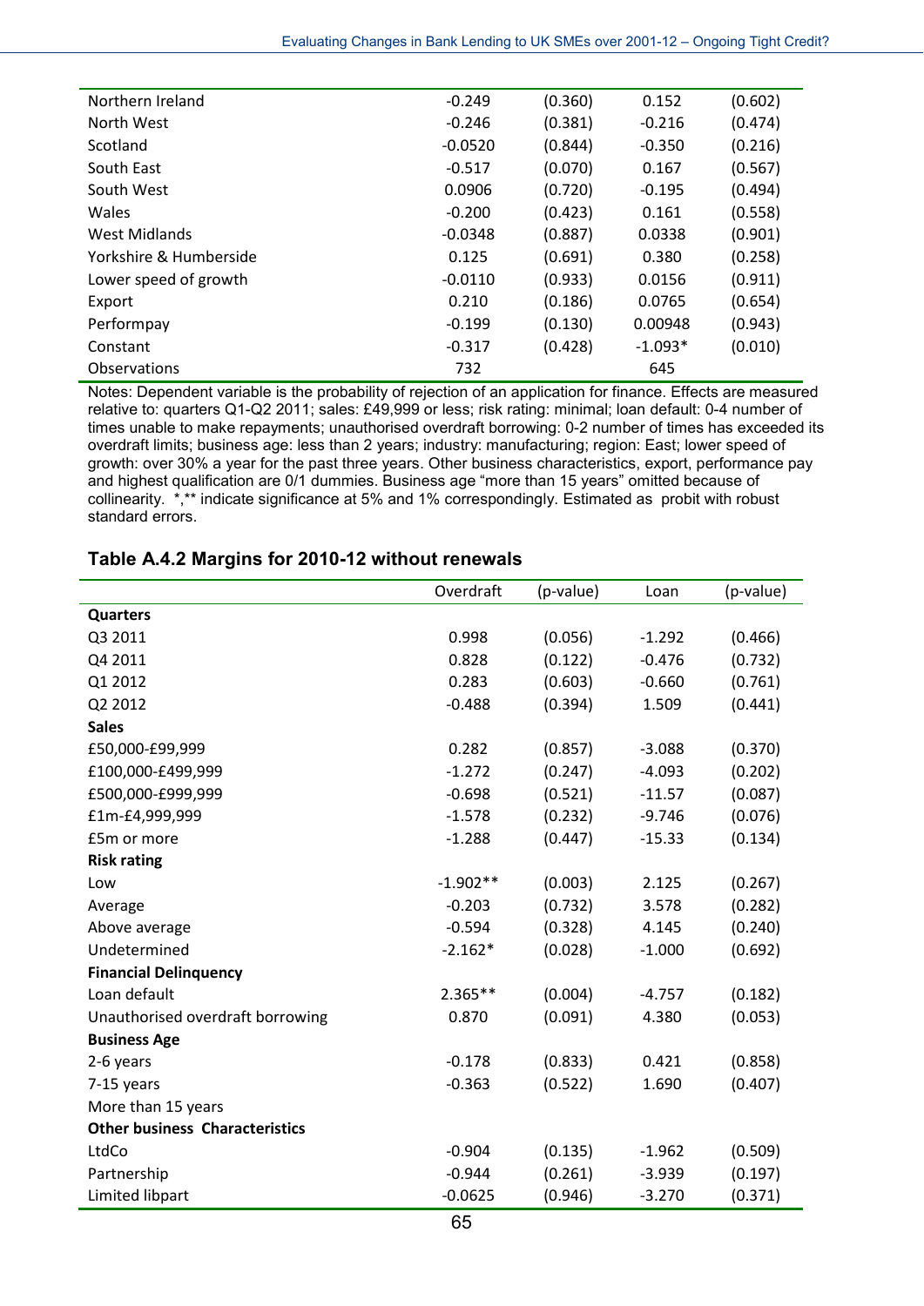| | | | | |
|---|---|---|---|---|
| Northern Ireland | -0.249 | (0.360) | 0.152 | (0.602) |
| North West | -0.246 | (0.381) | -0.216 | (0.474) |
| Scotland | -0.0520 | (0.844) | -0.350 | (0.216) |
| South East | -0.517 | (0.070) | 0.167 | (0.567) |
| South West | 0.0906 | (0.720) | -0.195 | (0.494) |
| Wales | -0.200 | (0.423) | 0.161 | (0.558) |
| West Midlands | -0.0348 | (0.887) | 0.0338 | (0.901) |
| Yorkshire & Humberside | 0.125 | (0.691) | 0.380 | (0.258) |
| Lower speed of growth | -0.0110 | (0.933) | 0.0156 | (0.911) |
| Export | 0.210 | (0.186) | 0.0765 | (0.654) |
| Performpay | -0.199 | (0.130) | 0.00948 | (0.943) |
| Constant | -0.317 | (0.428) | -1.093* | (0.010) |
| Observations | 732 | | 645 | |

Notes: Dependent variable is the probability of rejection of an application for finance. Effects are measured relative to: quarters Q1-Q2 2011; sales: £49,999 or less; risk rating: minimal; loan default: 0-4 number of times unable to make repayments; unauthorised overdraft borrowing: 0-2 number of times has exceeded its overdraft limits; business age: less than 2 years; industry: manufacturing; region: East; lower speed of growth: over 30% a year for the past three years. Other business characteristics, export, performance pay and highest qualification are 0/1 dummies. Business age "more than 15 years" omitted because of collinearity. *,** indicate significance at 5% and 1% correspondingly. Estimated as probit with robust standard errors.

### Table A.4.2 Margins for 2010-12 without renewals

| | Overdraft | (p-value) | Loan | (p-value) |
|---|---|---|---|---|
| **Quarters** | | | | |
| Q3 2011 | 0.998 | (0.056) | -1.292 | (0.466) |
| Q4 2011 | 0.828 | (0.122) | -0.476 | (0.732) |
| Q1 2012 | 0.283 | (0.603) | -0.660 | (0.761) |
| Q2 2012 | -0.488 | (0.394) | 1.509 | (0.441) |
| **Sales** | | | | |
| £50,000-£99,999 | 0.282 | (0.857) | -3.088 | (0.370) |
| £100,000-£499,999 | -1.272 | (0.247) | -4.093 | (0.202) |
| £500,000-£999,999 | -0.698 | (0.521) | -11.57 | (0.087) |
| £1m-£4,999,999 | -1.578 | (0.232) | -9.746 | (0.076) |
| £5m or more | -1.288 | (0.447) | -15.33 | (0.134) |
| **Risk rating** | | | | |
| Low | -1.902** | (0.003) | 2.125 | (0.267) |
| Average | -0.203 | (0.732) | 3.578 | (0.282) |
| Above average | -0.594 | (0.328) | 4.145 | (0.240) |
| Undetermined | -2.162* | (0.028) | -1.000 | (0.692) |
| **Financial Delinquency** | | | | |
| Loan default | 2.365** | (0.004) | -4.757 | (0.182) |
| Unauthorised overdraft borrowing | 0.870 | (0.091) | 4.380 | (0.053) |
| **Business Age** | | | | |
| 2-6 years | -0.178 | (0.833) | 0.421 | (0.858) |
| 7-15 years | -0.363 | (0.522) | 1.690 | (0.407) |
| More than 15 years | | | | |
| **Other business Characteristics** | | | | |
| LtdCo | -0.904 | (0.135) | -1.962 | (0.509) |
| Partnership | -0.944 | (0.261) | -3.939 | (0.197) |
| Limited libpart | -0.0625 | (0.946) | -3.270 | (0.371) |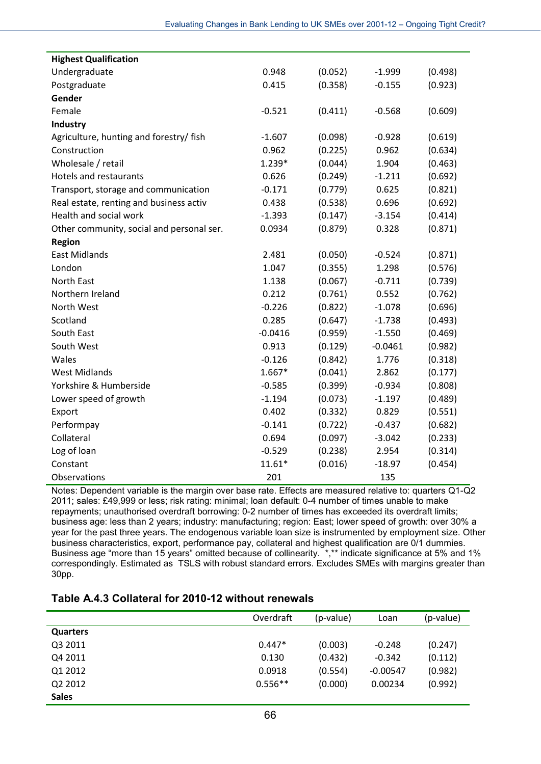| | | | | |
|---|---|---|---|---|
| **Highest Qualification** | | | | |
| Undergraduate | 0.948 | (0.052) | -1.999 | (0.498) |
| Postgraduate | 0.415 | (0.358) | -0.155 | (0.923) |
| **Gender** | | | | |
| Female | -0.521 | (0.411) | -0.568 | (0.609) |
| **Industry** | | | | |
| Agriculture, hunting and forestry/ fish | -1.607 | (0.098) | -0.928 | (0.619) |
| Construction | 0.962 | (0.225) | 0.962 | (0.634) |
| Wholesale / retail | 1.239* | (0.044) | 1.904 | (0.463) |
| Hotels and restaurants | 0.626 | (0.249) | -1.211 | (0.692) |
| Transport, storage and communication | -0.171 | (0.779) | 0.625 | (0.821) |
| Real estate, renting and business activ | 0.438 | (0.538) | 0.696 | (0.692) |
| Health and social work | -1.393 | (0.147) | -3.154 | (0.414) |
| Other community, social and personal ser. | 0.0934 | (0.879) | 0.328 | (0.871) |
| **Region** | | | | |
| East Midlands | 2.481 | (0.050) | -0.524 | (0.871) |
| London | 1.047 | (0.355) | 1.298 | (0.576) |
| North East | 1.138 | (0.067) | -0.711 | (0.739) |
| Northern Ireland | 0.212 | (0.761) | 0.552 | (0.762) |
| North West | -0.226 | (0.822) | -1.078 | (0.696) |
| Scotland | 0.285 | (0.647) | -1.738 | (0.493) |
| South East | -0.0416 | (0.959) | -1.550 | (0.469) |
| South West | 0.913 | (0.129) | -0.0461 | (0.982) |
| Wales | -0.126 | (0.842) | 1.776 | (0.318) |
| West Midlands | 1.667* | (0.041) | 2.862 | (0.177) |
| Yorkshire & Humberside | -0.585 | (0.399) | -0.934 | (0.808) |
| Lower speed of growth | -1.194 | (0.073) | -1.197 | (0.489) |
| Export | 0.402 | (0.332) | 0.829 | (0.551) |
| Performpay | -0.141 | (0.722) | -0.437 | (0.682) |
| Collateral | 0.694 | (0.097) | -3.042 | (0.233) |
| Log of loan | -0.529 | (0.238) | 2.954 | (0.314) |
| Constant | 11.61* | (0.016) | -18.97 | (0.454) |
| Observations | 201 | | 135 | |

Notes: Dependent variable is the margin over base rate. Effects are measured relative to: quarters Q1-Q2 2011; sales: £49,999 or less; risk rating: minimal; loan default: 0-4 number of times unable to make repayments; unauthorised overdraft borrowing: 0-2 number of times has exceeded its overdraft limits; business age: less than 2 years; industry: manufacturing; region: East; lower speed of growth: over 30% a year for the past three years. The endogenous variable loan size is instrumented by employment size. Other business characteristics, export, performance pay, collateral and highest qualification are 0/1 dummies. Business age "more than 15 years" omitted because of collinearity. *,** indicate significance at 5% and 1% correspondingly. Estimated as TSLS with robust standard errors. Excludes SMEs with margins greater than 30pp.

### Table A.4.3 Collateral for 2010-12 without renewals

| | Overdraft | (p-value) | Loan | (p-value) |
|---|---|---|---|---|
| **Quarters** | | | | |
| Q3 2011 | 0.447* | (0.003) | -0.248 | (0.247) |
| Q4 2011 | 0.130 | (0.432) | -0.342 | (0.112) |
| Q1 2012 | 0.0918 | (0.554) | -0.00547 | (0.982) |
| Q2 2012 | 0.556** | (0.000) | 0.00234 | (0.992) |
| **Sales** | | | | |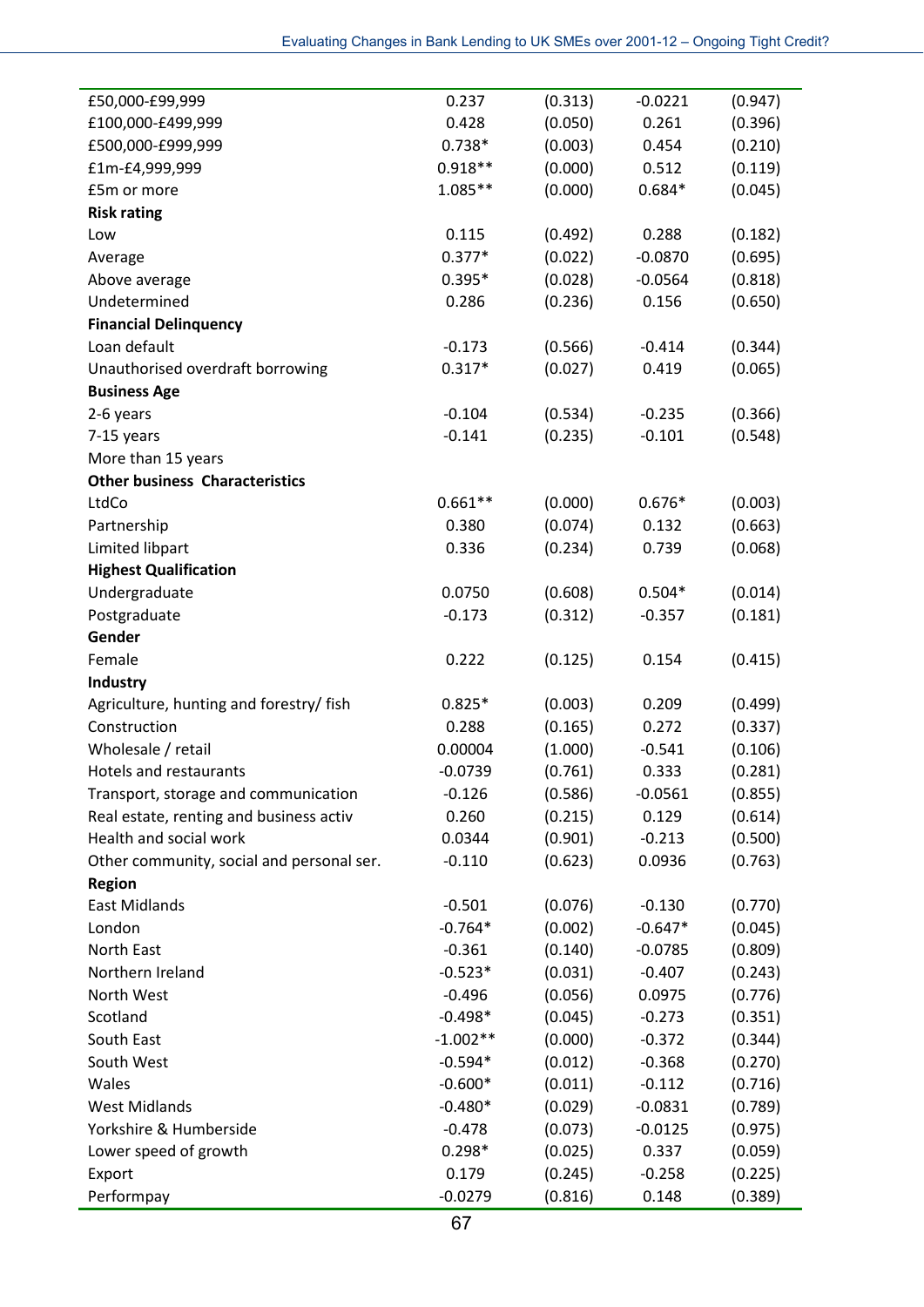| | | | | |
|---|---|---|---|---|
| £50,000-£99,999 | 0.237 | (0.313) | -0.0221 | (0.947) |
| £100,000-£499,999 | 0.428 | (0.050) | 0.261 | (0.396) |
| £500,000-£999,999 | 0.738* | (0.003) | 0.454 | (0.210) |
| £1m-£4,999,999 | 0.918** | (0.000) | 0.512 | (0.119) |
| £5m or more | 1.085** | (0.000) | 0.684* | (0.045) |
| **Risk rating** | | | | |
| Low | 0.115 | (0.492) | 0.288 | (0.182) |
| Average | 0.377* | (0.022) | -0.0870 | (0.695) |
| Above average | 0.395* | (0.028) | -0.0564 | (0.818) |
| Undetermined | 0.286 | (0.236) | 0.156 | (0.650) |
| **Financial Delinquency** | | | | |
| Loan default | -0.173 | (0.566) | -0.414 | (0.344) |
| Unauthorised overdraft borrowing | 0.317* | (0.027) | 0.419 | (0.065) |
| **Business Age** | | | | |
| 2-6 years | -0.104 | (0.534) | -0.235 | (0.366) |
| 7-15 years | -0.141 | (0.235) | -0.101 | (0.548) |
| More than 15 years | | | | |
| **Other business Characteristics** | | | | |
| LtdCo | 0.661** | (0.000) | 0.676* | (0.003) |
| Partnership | 0.380 | (0.074) | 0.132 | (0.663) |
| Limited libpart | 0.336 | (0.234) | 0.739 | (0.068) |
| **Highest Qualification** | | | | |
| Undergraduate | 0.0750 | (0.608) | 0.504* | (0.014) |
| Postgraduate | -0.173 | (0.312) | -0.357 | (0.181) |
| **Gender** | | | | |
| Female | 0.222 | (0.125) | 0.154 | (0.415) |
| **Industry** | | | | |
| Agriculture, hunting and forestry/ fish | 0.825* | (0.003) | 0.209 | (0.499) |
| Construction | 0.288 | (0.165) | 0.272 | (0.337) |
| Wholesale / retail | 0.00004 | (1.000) | -0.541 | (0.106) |
| Hotels and restaurants | -0.0739 | (0.761) | 0.333 | (0.281) |
| Transport, storage and communication | -0.126 | (0.586) | -0.0561 | (0.855) |
| Real estate, renting and business activ | 0.260 | (0.215) | 0.129 | (0.614) |
| Health and social work | 0.0344 | (0.901) | -0.213 | (0.500) |
| Other community, social and personal ser. | -0.110 | (0.623) | 0.0936 | (0.763) |
| **Region** | | | | |
| East Midlands | -0.501 | (0.076) | -0.130 | (0.770) |
| London | -0.764* | (0.002) | -0.647* | (0.045) |
| North East | -0.361 | (0.140) | -0.0785 | (0.809) |
| Northern Ireland | -0.523* | (0.031) | -0.407 | (0.243) |
| North West | -0.496 | (0.056) | 0.0975 | (0.776) |
| Scotland | -0.498* | (0.045) | -0.273 | (0.351) |
| South East | -1.002** | (0.000) | -0.372 | (0.344) |
| South West | -0.594* | (0.012) | -0.368 | (0.270) |
| Wales | -0.600* | (0.011) | -0.112 | (0.716) |
| West Midlands | -0.480* | (0.029) | -0.0831 | (0.789) |
| Yorkshire & Humberside | -0.478 | (0.073) | -0.0125 | (0.975) |
| Lower speed of growth | 0.298* | (0.025) | 0.337 | (0.059) |
| Export | 0.179 | (0.245) | -0.258 | (0.225) |
| Performpay | -0.0279 | (0.816) | 0.148 | (0.389) |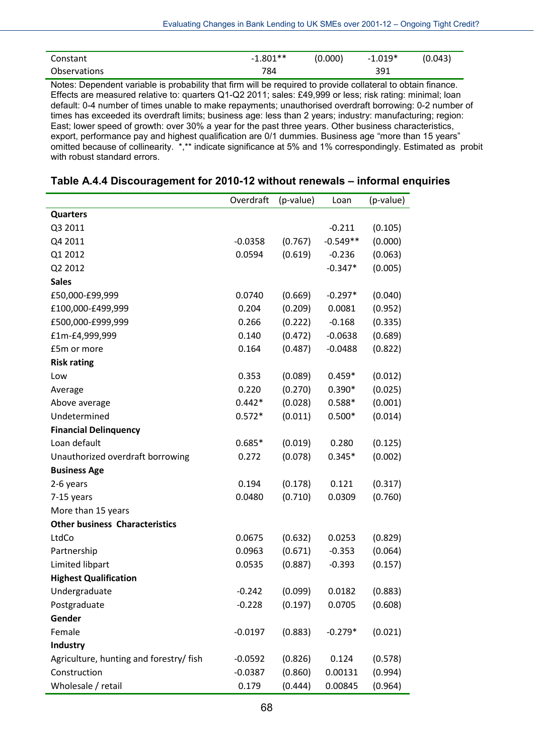| | | | | |
|---|---|---|---|---|
| Constant | -1.801** | (0.000) | -1.019* | (0.043) |
| Observations | 784 | | 391 | |

Notes: Dependent variable is probability that firm will be required to provide collateral to obtain finance. Effects are measured relative to: quarters Q1-Q2 2011; sales: £49,999 or less; risk rating: minimal; loan default: 0-4 number of times unable to make repayments; unauthorised overdraft borrowing: 0-2 number of times has exceeded its overdraft limits; business age: less than 2 years; industry: manufacturing; region: East; lower speed of growth: over 30% a year for the past three years. Other business characteristics, export, performance pay and highest qualification are 0/1 dummies. Business age "more than 15 years" omitted because of collinearity. *,** indicate significance at 5% and 1% correspondingly. Estimated as probit with robust standard errors.

### Table A.4.4 Discouragement for 2010-12 without renewals – informal enquiries

| | Overdraft | (p-value) | Loan | (p-value) |
|---|---|---|---|---|
| **Quarters** | | | | |
| Q3 2011 | | | -0.211 | (0.105) |
| Q4 2011 | -0.0358 | (0.767) | -0.549** | (0.000) |
| Q1 2012 | 0.0594 | (0.619) | -0.236 | (0.063) |
| Q2 2012 | | | -0.347* | (0.005) |
| **Sales** | | | | |
| £50,000-£99,999 | 0.0740 | (0.669) | -0.297* | (0.040) |
| £100,000-£499,999 | 0.204 | (0.209) | 0.0081 | (0.952) |
| £500,000-£999,999 | 0.266 | (0.222) | -0.168 | (0.335) |
| £1m-£4,999,999 | 0.140 | (0.472) | -0.0638 | (0.689) |
| £5m or more | 0.164 | (0.487) | -0.0488 | (0.822) |
| **Risk rating** | | | | |
| Low | 0.353 | (0.089) | 0.459* | (0.012) |
| Average | 0.220 | (0.270) | 0.390* | (0.025) |
| Above average | 0.442* | (0.028) | 0.588* | (0.001) |
| Undetermined | 0.572* | (0.011) | 0.500* | (0.014) |
| **Financial Delinquency** | | | | |
| Loan default | 0.685* | (0.019) | 0.280 | (0.125) |
| Unauthorized overdraft borrowing | 0.272 | (0.078) | 0.345* | (0.002) |
| **Business Age** | | | | |
| 2-6 years | 0.194 | (0.178) | 0.121 | (0.317) |
| 7-15 years | 0.0480 | (0.710) | 0.0309 | (0.760) |
| More than 15 years | | | | |
| **Other business Characteristics** | | | | |
| LtdCo | 0.0675 | (0.632) | 0.0253 | (0.829) |
| Partnership | 0.0963 | (0.671) | -0.353 | (0.064) |
| Limited libpart | 0.0535 | (0.887) | -0.393 | (0.157) |
| **Highest Qualification** | | | | |
| Undergraduate | -0.242 | (0.099) | 0.0182 | (0.883) |
| Postgraduate | -0.228 | (0.197) | 0.0705 | (0.608) |
| **Gender** | | | | |
| Female | -0.0197 | (0.883) | -0.279* | (0.021) |
| **Industry** | | | | |
| Agriculture, hunting and forestry/ fish | -0.0592 | (0.826) | 0.124 | (0.578) |
| Construction | -0.0387 | (0.860) | 0.00131 | (0.994) |
| Wholesale / retail | 0.179 | (0.444) | 0.00845 | (0.964) |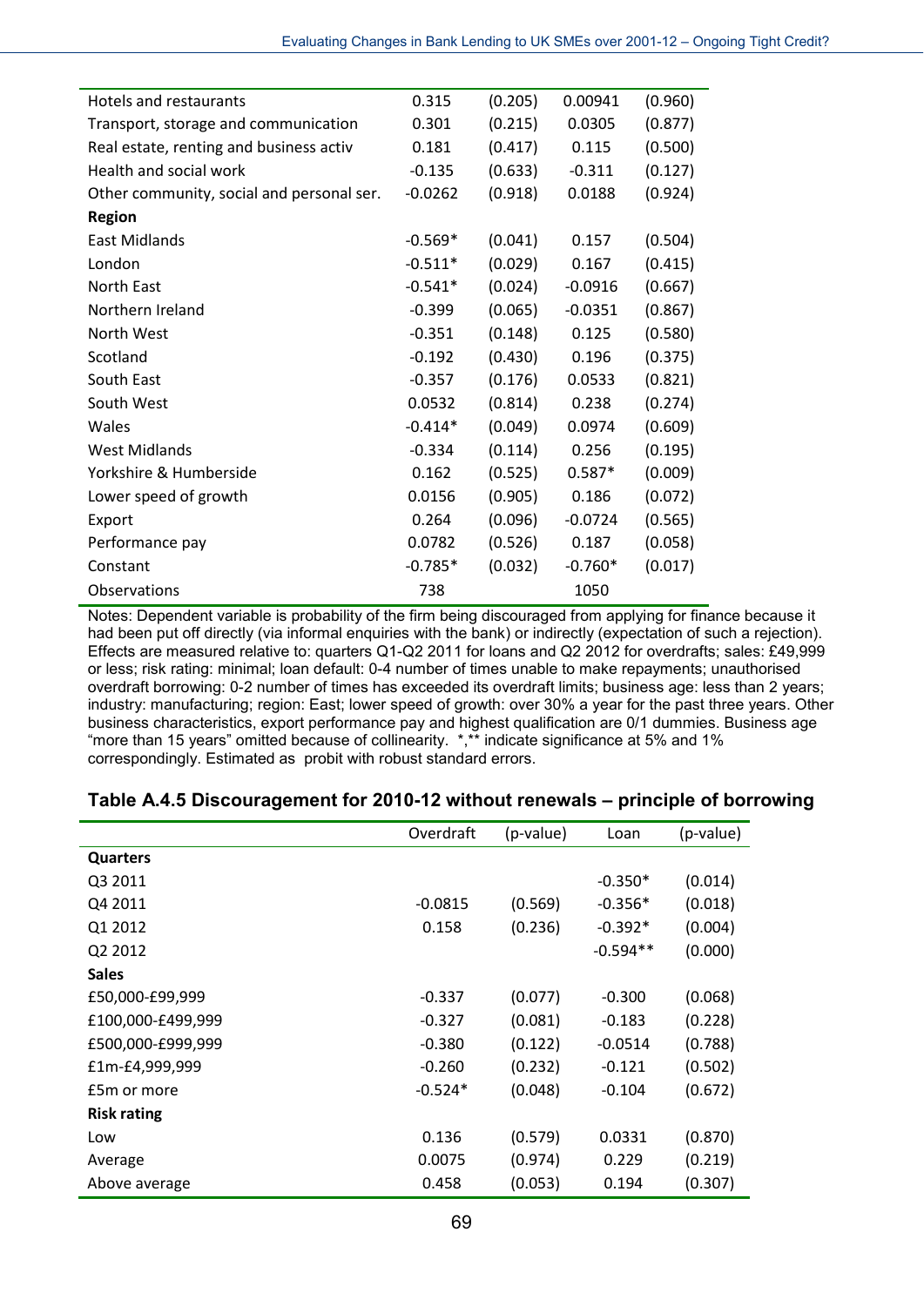| | | | | |
|---|---|---|---|---|
| Hotels and restaurants | 0.315 | (0.205) | 0.00941 | (0.960) |
| Transport, storage and communication | 0.301 | (0.215) | 0.0305 | (0.877) |
| Real estate, renting and business activ | 0.181 | (0.417) | 0.115 | (0.500) |
| Health and social work | -0.135 | (0.633) | -0.311 | (0.127) |
| Other community, social and personal ser. | -0.0262 | (0.918) | 0.0188 | (0.924) |
| **Region** | | | | |
| East Midlands | -0.569* | (0.041) | 0.157 | (0.504) |
| London | -0.511* | (0.029) | 0.167 | (0.415) |
| North East | -0.541* | (0.024) | -0.0916 | (0.667) |
| Northern Ireland | -0.399 | (0.065) | -0.0351 | (0.867) |
| North West | -0.351 | (0.148) | 0.125 | (0.580) |
| Scotland | -0.192 | (0.430) | 0.196 | (0.375) |
| South East | -0.357 | (0.176) | 0.0533 | (0.821) |
| South West | 0.0532 | (0.814) | 0.238 | (0.274) |
| Wales | -0.414* | (0.049) | 0.0974 | (0.609) |
| West Midlands | -0.334 | (0.114) | 0.256 | (0.195) |
| Yorkshire & Humberside | 0.162 | (0.525) | 0.587* | (0.009) |
| Lower speed of growth | 0.0156 | (0.905) | 0.186 | (0.072) |
| Export | 0.264 | (0.096) | -0.0724 | (0.565) |
| Performance pay | 0.0782 | (0.526) | 0.187 | (0.058) |
| Constant | -0.785* | (0.032) | -0.760* | (0.017) |
| Observations | 738 | | 1050 | |

Notes: Dependent variable is probability of the firm being discouraged from applying for finance because it had been put off directly (via informal enquiries with the bank) or indirectly (expectation of such a rejection). Effects are measured relative to: quarters Q1-Q2 2011 for loans and Q2 2012 for overdrafts; sales: £49,999 or less; risk rating: minimal; loan default: 0-4 number of times unable to make repayments; unauthorised overdraft borrowing: 0-2 number of times has exceeded its overdraft limits; business age: less than 2 years; industry: manufacturing; region: East; lower speed of growth: over 30% a year for the past three years. Other business characteristics, export performance pay and highest qualification are 0/1 dummies. Business age "more than 15 years" omitted because of collinearity. *,** indicate significance at 5% and 1% correspondingly. Estimated as probit with robust standard errors.

### Table A.4.5 Discouragement for 2010-12 without renewals – principle of borrowing

| | Overdraft | (p-value) | Loan | (p-value) |
|---|---|---|---|---|
| **Quarters** | | | | |
| Q3 2011 | | | -0.350* | (0.014) |
| Q4 2011 | -0.0815 | (0.569) | -0.356* | (0.018) |
| Q1 2012 | 0.158 | (0.236) | -0.392* | (0.004) |
| Q2 2012 | | | -0.594** | (0.000) |
| **Sales** | | | | |
| £50,000-£99,999 | -0.337 | (0.077) | -0.300 | (0.068) |
| £100,000-£499,999 | -0.327 | (0.081) | -0.183 | (0.228) |
| £500,000-£999,999 | -0.380 | (0.122) | -0.0514 | (0.788) |
| £1m-£4,999,999 | -0.260 | (0.232) | -0.121 | (0.502) |
| £5m or more | -0.524* | (0.048) | -0.104 | (0.672) |
| **Risk rating** | | | | |
| Low | 0.136 | (0.579) | 0.0331 | (0.870) |
| Average | 0.0075 | (0.974) | 0.229 | (0.219) |
| Above average | 0.458 | (0.053) | 0.194 | (0.307) |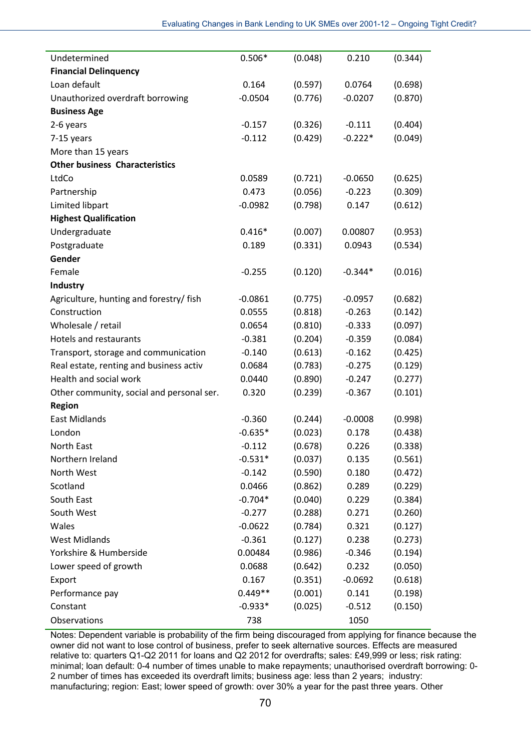| | | | | |
|---|---|---|---|---|
| Undetermined | 0.506* | (0.048) | 0.210 | (0.344) |
| **Financial Delinquency** | | | | |
| Loan default | 0.164 | (0.597) | 0.0764 | (0.698) |
| Unauthorized overdraft borrowing | -0.0504 | (0.776) | -0.0207 | (0.870) |
| **Business Age** | | | | |
| 2-6 years | -0.157 | (0.326) | -0.111 | (0.404) |
| 7-15 years | -0.112 | (0.429) | -0.222* | (0.049) |
| More than 15 years | | | | |
| **Other business Characteristics** | | | | |
| LtdCo | 0.0589 | (0.721) | -0.0650 | (0.625) |
| Partnership | 0.473 | (0.056) | -0.223 | (0.309) |
| Limited libpart | -0.0982 | (0.798) | 0.147 | (0.612) |
| **Highest Qualification** | | | | |
| Undergraduate | 0.416* | (0.007) | 0.00807 | (0.953) |
| Postgraduate | 0.189 | (0.331) | 0.0943 | (0.534) |
| **Gender** | | | | |
| Female | -0.255 | (0.120) | -0.344* | (0.016) |
| **Industry** | | | | |
| Agriculture, hunting and forestry/ fish | -0.0861 | (0.775) | -0.0957 | (0.682) |
| Construction | 0.0555 | (0.818) | -0.263 | (0.142) |
| Wholesale / retail | 0.0654 | (0.810) | -0.333 | (0.097) |
| Hotels and restaurants | -0.381 | (0.204) | -0.359 | (0.084) |
| Transport, storage and communication | -0.140 | (0.613) | -0.162 | (0.425) |
| Real estate, renting and business activ | 0.0684 | (0.783) | -0.275 | (0.129) |
| Health and social work | 0.0440 | (0.890) | -0.247 | (0.277) |
| Other community, social and personal ser. | 0.320 | (0.239) | -0.367 | (0.101) |
| **Region** | | | | |
| East Midlands | -0.360 | (0.244) | -0.0008 | (0.998) |
| London | -0.635* | (0.023) | 0.178 | (0.438) |
| North East | -0.112 | (0.678) | 0.226 | (0.338) |
| Northern Ireland | -0.531* | (0.037) | 0.135 | (0.561) |
| North West | -0.142 | (0.590) | 0.180 | (0.472) |
| Scotland | 0.0466 | (0.862) | 0.289 | (0.229) |
| South East | -0.704* | (0.040) | 0.229 | (0.384) |
| South West | -0.277 | (0.288) | 0.271 | (0.260) |
| Wales | -0.0622 | (0.784) | 0.321 | (0.127) |
| West Midlands | -0.361 | (0.127) | 0.238 | (0.273) |
| Yorkshire & Humberside | 0.00484 | (0.986) | -0.346 | (0.194) |
| Lower speed of growth | 0.0688 | (0.642) | 0.232 | (0.050) |
| Export | 0.167 | (0.351) | -0.0692 | (0.618) |
| Performance pay | 0.449** | (0.001) | 0.141 | (0.198) |
| Constant | -0.933* | (0.025) | -0.512 | (0.150) |
| Observations | 738 | | 1050 | |

Notes: Dependent variable is probability of the firm being discouraged from applying for finance because the owner did not want to lose control of business, prefer to seek alternative sources. Effects are measured relative to: quarters Q1-Q2 2011 for loans and Q2 2012 for overdrafts; sales: £49,999 or less; risk rating: minimal; loan default: 0-4 number of times unable to make repayments; unauthorised overdraft borrowing: 0-2 number of times has exceeded its overdraft limits; business age: less than 2 years; industry: manufacturing; region: East; lower speed of growth: over 30% a year for the past three years. Other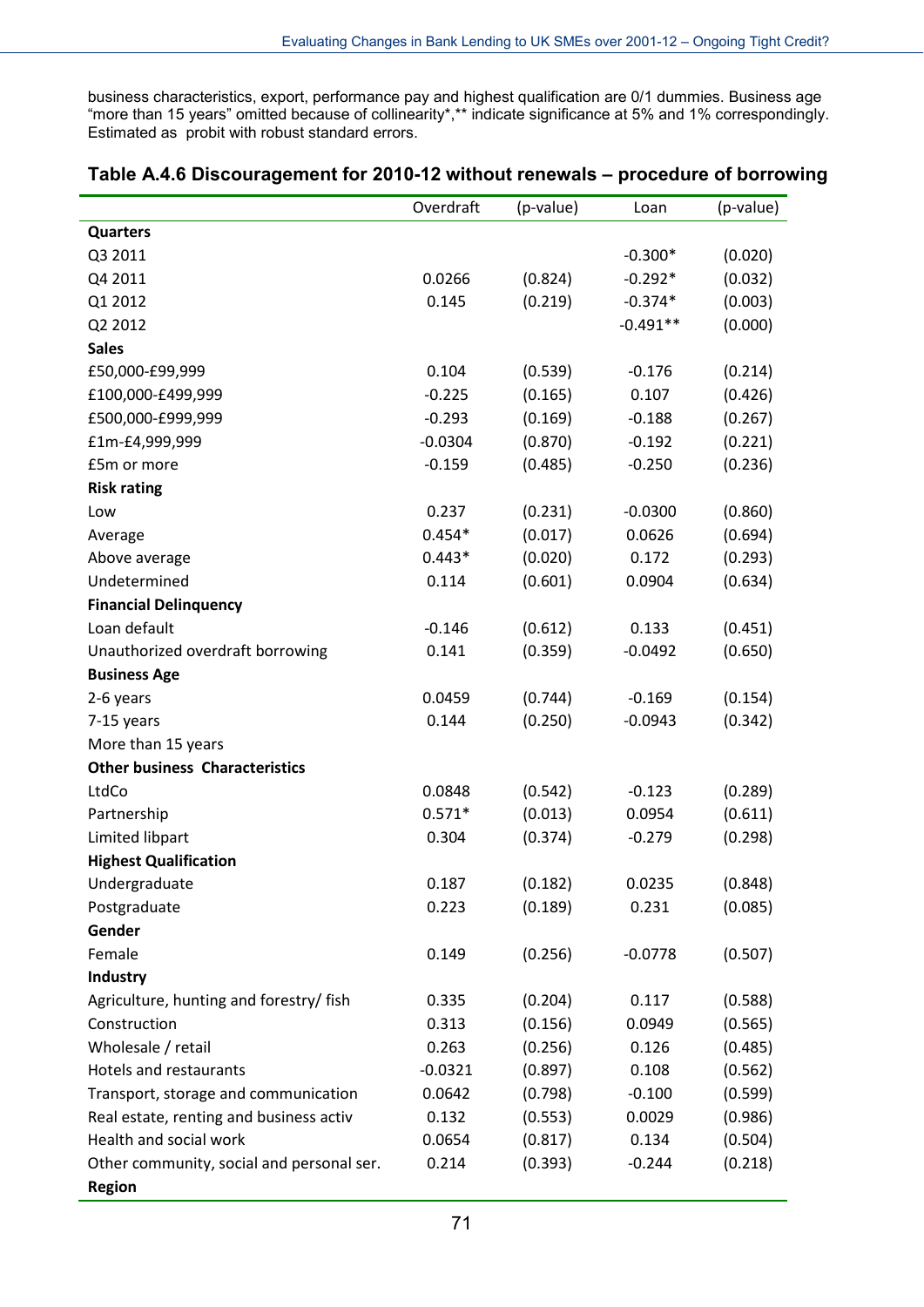business characteristics, export, performance pay and highest qualification are 0/1 dummies. Business age "more than 15 years" omitted because of collinearity*,** indicate significance at 5% and 1% correspondingly. Estimated as probit with robust standard errors.

## Table A.4.6 Discouragement for 2010-12 without renewals – procedure of borrowing

| | Overdraft | (p-value) | Loan | (p-value) |
|---|---|---|---|---|
| **Quarters** | | | | |
| Q3 2011 | | | -0.300* | (0.020) |
| Q4 2011 | 0.0266 | (0.824) | -0.292* | (0.032) |
| Q1 2012 | 0.145 | (0.219) | -0.374* | (0.003) |
| Q2 2012 | | | -0.491** | (0.000) |
| **Sales** | | | | |
| £50,000-£99,999 | 0.104 | (0.539) | -0.176 | (0.214) |
| £100,000-£499,999 | -0.225 | (0.165) | 0.107 | (0.426) |
| £500,000-£999,999 | -0.293 | (0.169) | -0.188 | (0.267) |
| £1m-£4,999,999 | -0.0304 | (0.870) | -0.192 | (0.221) |
| £5m or more | -0.159 | (0.485) | -0.250 | (0.236) |
| **Risk rating** | | | | |
| Low | 0.237 | (0.231) | -0.0300 | (0.860) |
| Average | 0.454* | (0.017) | 0.0626 | (0.694) |
| Above average | 0.443* | (0.020) | 0.172 | (0.293) |
| Undetermined | 0.114 | (0.601) | 0.0904 | (0.634) |
| **Financial Delinquency** | | | | |
| Loan default | -0.146 | (0.612) | 0.133 | (0.451) |
| Unauthorized overdraft borrowing | 0.141 | (0.359) | -0.0492 | (0.650) |
| **Business Age** | | | | |
| 2-6 years | 0.0459 | (0.744) | -0.169 | (0.154) |
| 7-15 years | 0.144 | (0.250) | -0.0943 | (0.342) |
| More than 15 years | | | | |
| **Other business Characteristics** | | | | |
| LtdCo | 0.0848 | (0.542) | -0.123 | (0.289) |
| Partnership | 0.571* | (0.013) | 0.0954 | (0.611) |
| Limited libpart | 0.304 | (0.374) | -0.279 | (0.298) |
| **Highest Qualification** | | | | |
| Undergraduate | 0.187 | (0.182) | 0.0235 | (0.848) |
| Postgraduate | 0.223 | (0.189) | 0.231 | (0.085) |
| **Gender** | | | | |
| Female | 0.149 | (0.256) | -0.0778 | (0.507) |
| **Industry** | | | | |
| Agriculture, hunting and forestry/ fish | 0.335 | (0.204) | 0.117 | (0.588) |
| Construction | 0.313 | (0.156) | 0.0949 | (0.565) |
| Wholesale / retail | 0.263 | (0.256) | 0.126 | (0.485) |
| Hotels and restaurants | -0.0321 | (0.897) | 0.108 | (0.562) |
| Transport, storage and communication | 0.0642 | (0.798) | -0.100 | (0.599) |
| Real estate, renting and business activ | 0.132 | (0.553) | 0.0029 | (0.986) |
| Health and social work | 0.0654 | (0.817) | 0.134 | (0.504) |
| Other community, social and personal ser. | 0.214 | (0.393) | -0.244 | (0.218) |
| **Region** | | | | |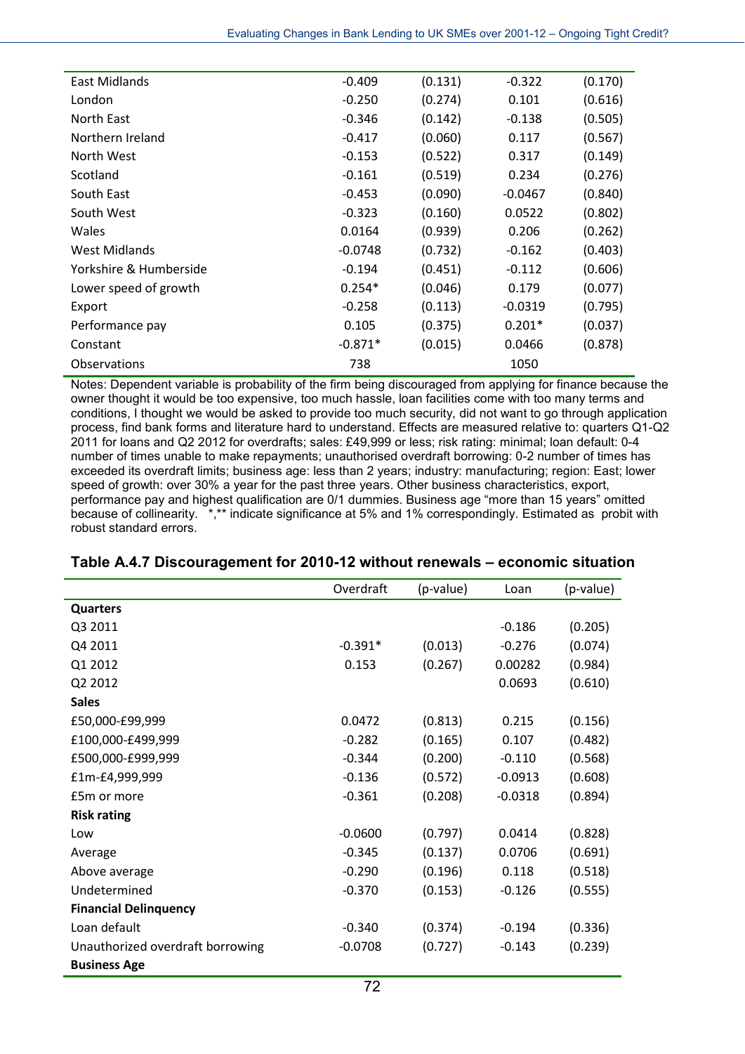| | | | | |
|---|---|---|---|---|
| East Midlands | -0.409 | (0.131) | -0.322 | (0.170) |
| London | -0.250 | (0.274) | 0.101 | (0.616) |
| North East | -0.346 | (0.142) | -0.138 | (0.505) |
| Northern Ireland | -0.417 | (0.060) | 0.117 | (0.567) |
| North West | -0.153 | (0.522) | 0.317 | (0.149) |
| Scotland | -0.161 | (0.519) | 0.234 | (0.276) |
| South East | -0.453 | (0.090) | -0.0467 | (0.840) |
| South West | -0.323 | (0.160) | 0.0522 | (0.802) |
| Wales | 0.0164 | (0.939) | 0.206 | (0.262) |
| West Midlands | -0.0748 | (0.732) | -0.162 | (0.403) |
| Yorkshire & Humberside | -0.194 | (0.451) | -0.112 | (0.606) |
| Lower speed of growth | 0.254* | (0.046) | 0.179 | (0.077) |
| Export | -0.258 | (0.113) | -0.0319 | (0.795) |
| Performance pay | 0.105 | (0.375) | 0.201* | (0.037) |
| Constant | -0.871* | (0.015) | 0.0466 | (0.878) |
| Observations | 738 | | 1050 | |

Notes: Dependent variable is probability of the firm being discouraged from applying for finance because the owner thought it would be too expensive, too much hassle, loan facilities come with too many terms and conditions, I thought we would be asked to provide too much security, did not want to go through application process, find bank forms and literature hard to understand. Effects are measured relative to: quarters Q1-Q2 2011 for loans and Q2 2012 for overdrafts; sales: £49,999 or less; risk rating: minimal; loan default: 0-4 number of times unable to make repayments; unauthorised overdraft borrowing: 0-2 number of times has exceeded its overdraft limits; business age: less than 2 years; industry: manufacturing; region: East; lower speed of growth: over 30% a year for the past three years. Other business characteristics, export, performance pay and highest qualification are 0/1 dummies. Business age "more than 15 years" omitted because of collinearity. *,** indicate significance at 5% and 1% correspondingly. Estimated as probit with robust standard errors.

**Table A.4.7 Discouragement for 2010-12 without renewals – economic situation**

| | Overdraft | (p-value) | Loan | (p-value) |
|---|---|---|---|---|
| **Quarters** | | | | |
| Q3 2011 | | | -0.186 | (0.205) |
| Q4 2011 | -0.391* | (0.013) | -0.276 | (0.074) |
| Q1 2012 | 0.153 | (0.267) | 0.00282 | (0.984) |
| Q2 2012 | | | 0.0693 | (0.610) |
| **Sales** | | | | |
| £50,000-£99,999 | 0.0472 | (0.813) | 0.215 | (0.156) |
| £100,000-£499,999 | -0.282 | (0.165) | 0.107 | (0.482) |
| £500,000-£999,999 | -0.344 | (0.200) | -0.110 | (0.568) |
| £1m-£4,999,999 | -0.136 | (0.572) | -0.0913 | (0.608) |
| £5m or more | -0.361 | (0.208) | -0.0318 | (0.894) |
| **Risk rating** | | | | |
| Low | -0.0600 | (0.797) | 0.0414 | (0.828) |
| Average | -0.345 | (0.137) | 0.0706 | (0.691) |
| Above average | -0.290 | (0.196) | 0.118 | (0.518) |
| Undetermined | -0.370 | (0.153) | -0.126 | (0.555) |
| **Financial Delinquency** | | | | |
| Loan default | -0.340 | (0.374) | -0.194 | (0.336) |
| Unauthorized overdraft borrowing | -0.0708 | (0.727) | -0.143 | (0.239) |
| **Business Age** | | | | |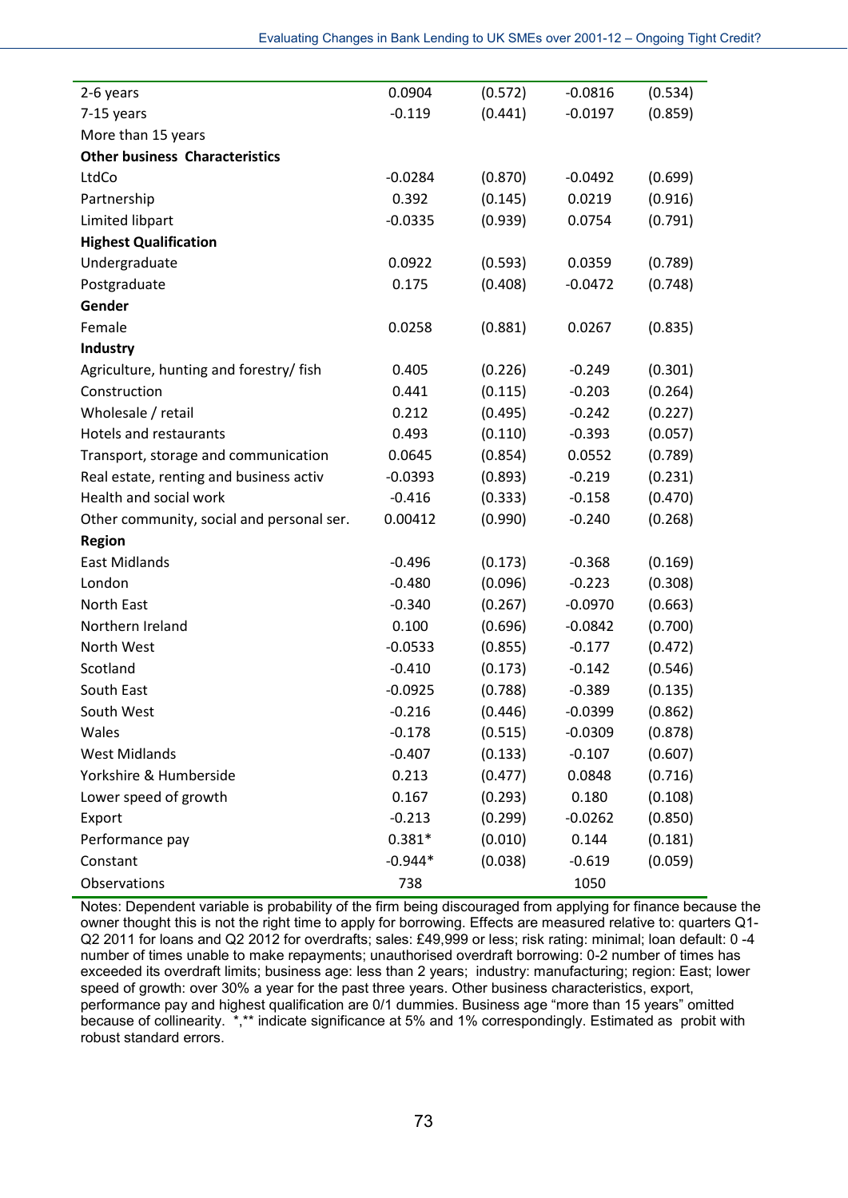| | | | | |
|---|---|---|---|---|
| 2-6 years | 0.0904 | (0.572) | -0.0816 | (0.534) |
| 7-15 years | -0.119 | (0.441) | -0.0197 | (0.859) |
| More than 15 years | | | | |
| **Other business Characteristics** | | | | |
| LtdCo | -0.0284 | (0.870) | -0.0492 | (0.699) |
| Partnership | 0.392 | (0.145) | 0.0219 | (0.916) |
| Limited libpart | -0.0335 | (0.939) | 0.0754 | (0.791) |
| **Highest Qualification** | | | | |
| Undergraduate | 0.0922 | (0.593) | 0.0359 | (0.789) |
| Postgraduate | 0.175 | (0.408) | -0.0472 | (0.748) |
| **Gender** | | | | |
| Female | 0.0258 | (0.881) | 0.0267 | (0.835) |
| **Industry** | | | | |
| Agriculture, hunting and forestry/ fish | 0.405 | (0.226) | -0.249 | (0.301) |
| Construction | 0.441 | (0.115) | -0.203 | (0.264) |
| Wholesale / retail | 0.212 | (0.495) | -0.242 | (0.227) |
| Hotels and restaurants | 0.493 | (0.110) | -0.393 | (0.057) |
| Transport, storage and communication | 0.0645 | (0.854) | 0.0552 | (0.789) |
| Real estate, renting and business activ | -0.0393 | (0.893) | -0.219 | (0.231) |
| Health and social work | -0.416 | (0.333) | -0.158 | (0.470) |
| Other community, social and personal ser. | 0.00412 | (0.990) | -0.240 | (0.268) |
| **Region** | | | | |
| East Midlands | -0.496 | (0.173) | -0.368 | (0.169) |
| London | -0.480 | (0.096) | -0.223 | (0.308) |
| North East | -0.340 | (0.267) | -0.0970 | (0.663) |
| Northern Ireland | 0.100 | (0.696) | -0.0842 | (0.700) |
| North West | -0.0533 | (0.855) | -0.177 | (0.472) |
| Scotland | -0.410 | (0.173) | -0.142 | (0.546) |
| South East | -0.0925 | (0.788) | -0.389 | (0.135) |
| South West | -0.216 | (0.446) | -0.0399 | (0.862) |
| Wales | -0.178 | (0.515) | -0.0309 | (0.878) |
| West Midlands | -0.407 | (0.133) | -0.107 | (0.607) |
| Yorkshire & Humberside | 0.213 | (0.477) | 0.0848 | (0.716) |
| Lower speed of growth | 0.167 | (0.293) | 0.180 | (0.108) |
| Export | -0.213 | (0.299) | -0.0262 | (0.850) |
| Performance pay | 0.381* | (0.010) | 0.144 | (0.181) |
| Constant | -0.944* | (0.038) | -0.619 | (0.059) |
| Observations | 738 | | 1050 | |

Notes: Dependent variable is probability of the firm being discouraged from applying for finance because the owner thought this is not the right time to apply for borrowing. Effects are measured relative to: quarters Q1-Q2 2011 for loans and Q2 2012 for overdrafts; sales: £49,999 or less; risk rating: minimal; loan default: 0 -4 number of times unable to make repayments; unauthorised overdraft borrowing: 0-2 number of times has exceeded its overdraft limits; business age: less than 2 years; industry: manufacturing; region: East; lower speed of growth: over 30% a year for the past three years. Other business characteristics, export, performance pay and highest qualification are 0/1 dummies. Business age "more than 15 years" omitted because of collinearity. *,** indicate significance at 5% and 1% correspondingly. Estimated as probit with robust standard errors.